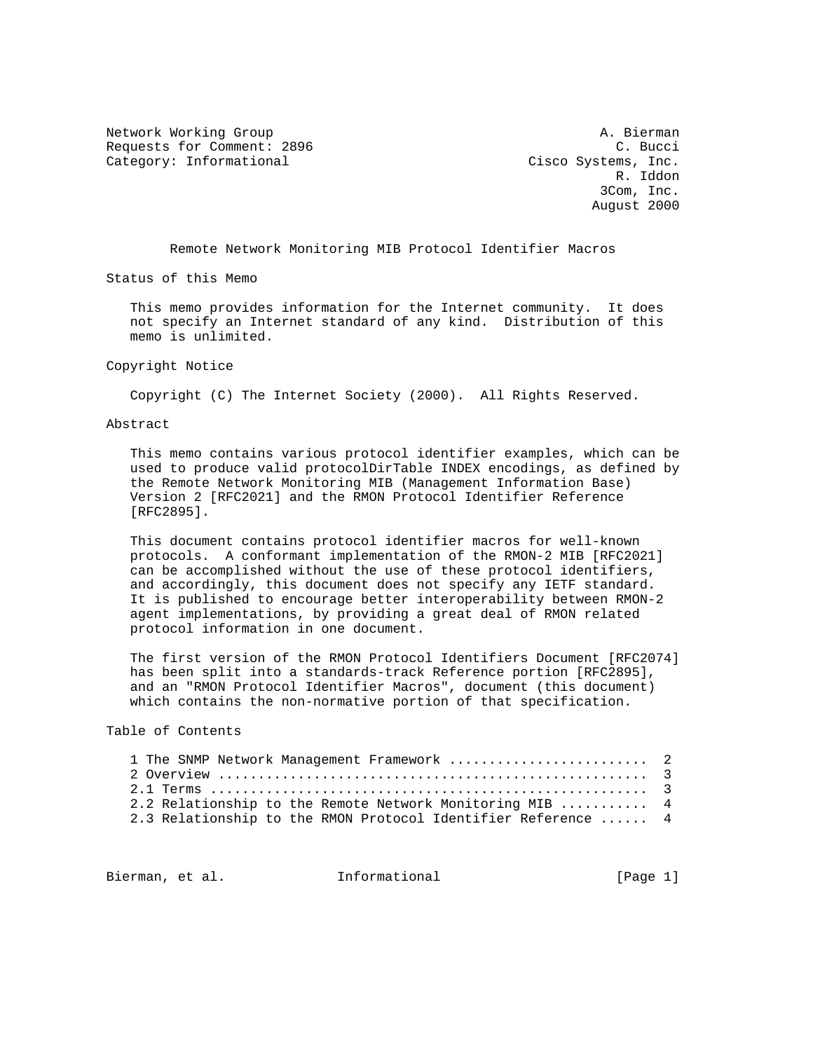Network Working Group                                         A. Bierman
Requests for Comment: 2896                                      C. Bucci
Category: Informational                              Cisco Systems, Inc.
                                                                R. Iddon
                                                              3Com, Inc.
                                                             August 2000

# Remote Network Monitoring MIB Protocol Identifier Macros

## Status of this Memo

This memo provides information for the Internet community. It does not specify an Internet standard of any kind. Distribution of this memo is unlimited.

## Copyright Notice

Copyright (C) The Internet Society (2000). All Rights Reserved.

## Abstract

This memo contains various protocol identifier examples, which can be used to produce valid protocolDirTable INDEX encodings, as defined by the Remote Network Monitoring MIB (Management Information Base) Version 2 [RFC2021] and the RMON Protocol Identifier Reference [RFC2895].

This document contains protocol identifier macros for well-known protocols. A conformant implementation of the RMON-2 MIB [RFC2021] can be accomplished without the use of these protocol identifiers, and accordingly, this document does not specify any IETF standard. It is published to encourage better interoperability between RMON-2 agent implementations, by providing a great deal of RMON related protocol information in one document.

The first version of the RMON Protocol Identifiers Document [RFC2074] has been split into a standards-track Reference portion [RFC2895], and an "RMON Protocol Identifier Macros", document (this document) which contains the non-normative portion of that specification.

## Table of Contents

```
1 The SNMP Network Management Framework .........................  2
2 Overview ......................................................  3
2.1 Terms .......................................................  3
2.2 Relationship to the Remote Network Monitoring MIB ...........  4
2.3 Relationship to the RMON Protocol Identifier Reference ......  4
```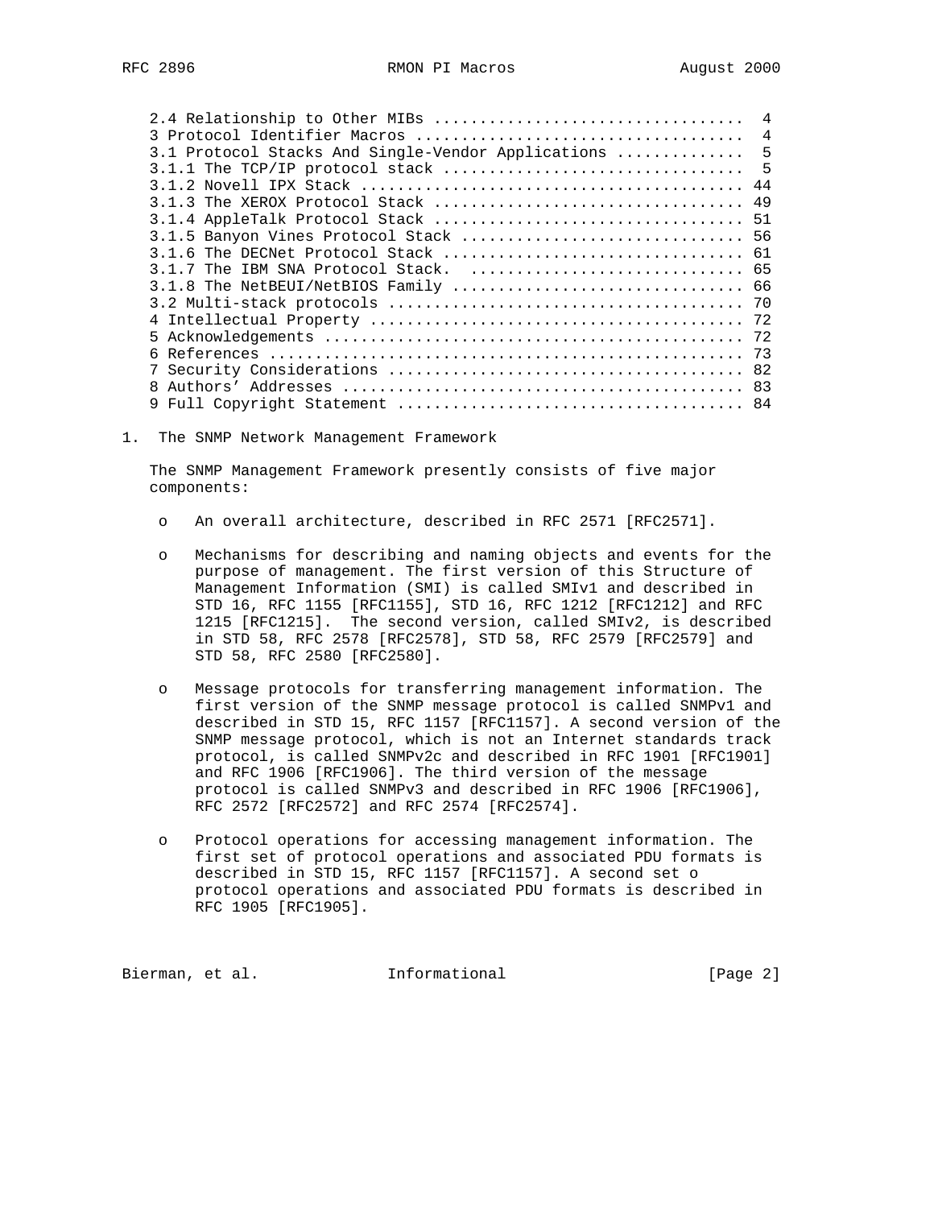```
   2.4 Relationship to Other MIBs .................................  4
   3 Protocol Identifier Macros ...................................  4
   3.1 Protocol Stacks And Single-Vendor Applications .............  5
   3.1.1 The TCP/IP protocol stack ................................  5
   3.1.2 Novell IPX Stack ......................................... 44
   3.1.3 The XEROX Protocol Stack ................................. 49
   3.1.4 AppleTalk Protocol Stack ................................. 51
   3.1.5 Banyon Vines Protocol Stack .............................. 56
   3.1.6 The DECNet Protocol Stack ................................ 61
   3.1.7 The IBM SNA Protocol Stack.  ............................. 65
   3.1.8 The NetBEUI/NetBIOS Family ............................... 66
   3.2 Multi-stack protocols ...................................... 70
   4 Intellectual Property ........................................ 72
   5 Acknowledgements ............................................. 72
   6 References ................................................... 73
   7 Security Considerations ...................................... 82
   8 Authors' Addresses ........................................... 83
   9 Full Copyright Statement ..................................... 84
```

## 1. The SNMP Network Management Framework

The SNMP Management Framework presently consists of five major components:

- An overall architecture, described in RFC 2571 [RFC2571].

- Mechanisms for describing and naming objects and events for the purpose of management. The first version of this Structure of Management Information (SMI) is called SMIv1 and described in STD 16, RFC 1155 [RFC1155], STD 16, RFC 1212 [RFC1212] and RFC 1215 [RFC1215]. The second version, called SMIv2, is described in STD 58, RFC 2578 [RFC2578], STD 58, RFC 2579 [RFC2579] and STD 58, RFC 2580 [RFC2580].

- Message protocols for transferring management information. The first version of the SNMP message protocol is called SNMPv1 and described in STD 15, RFC 1157 [RFC1157]. A second version of the SNMP message protocol, which is not an Internet standards track protocol, is called SNMPv2c and described in RFC 1901 [RFC1901] and RFC 1906 [RFC1906]. The third version of the message protocol is called SNMPv3 and described in RFC 1906 [RFC1906], RFC 2572 [RFC2572] and RFC 2574 [RFC2574].

- Protocol operations for accessing management information. The first set of protocol operations and associated PDU formats is described in STD 15, RFC 1157 [RFC1157]. A second set o protocol operations and associated PDU formats is described in RFC 1905 [RFC1905].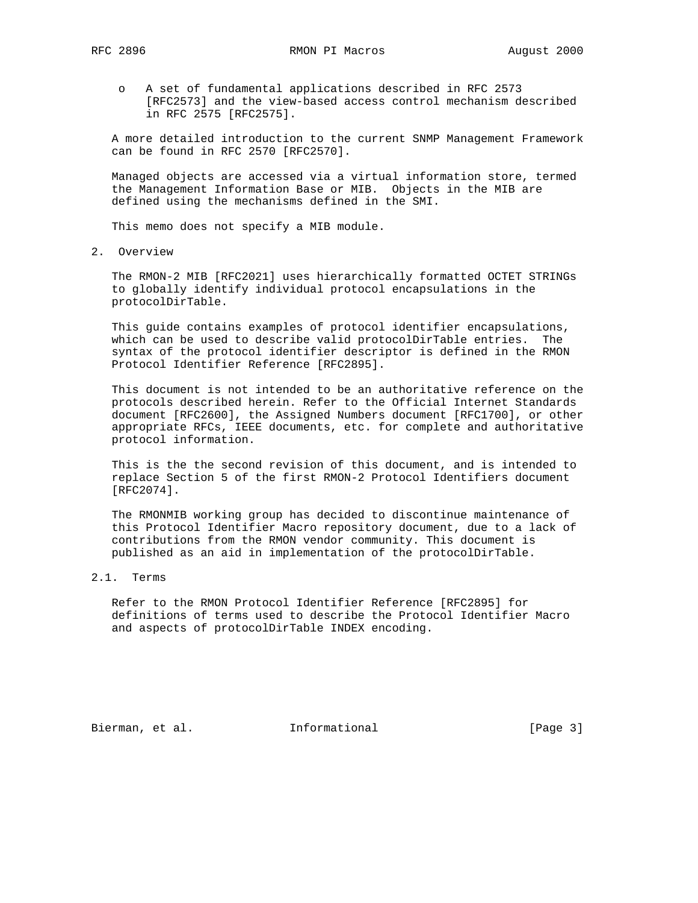- A set of fundamental applications described in RFC 2573 [RFC2573] and the view-based access control mechanism described in RFC 2575 [RFC2575].

A more detailed introduction to the current SNMP Management Framework can be found in RFC 2570 [RFC2570].

Managed objects are accessed via a virtual information store, termed the Management Information Base or MIB. Objects in the MIB are defined using the mechanisms defined in the SMI.

This memo does not specify a MIB module.

## 2. Overview

The RMON-2 MIB [RFC2021] uses hierarchically formatted OCTET STRINGs to globally identify individual protocol encapsulations in the protocolDirTable.

This guide contains examples of protocol identifier encapsulations, which can be used to describe valid protocolDirTable entries. The syntax of the protocol identifier descriptor is defined in the RMON Protocol Identifier Reference [RFC2895].

This document is not intended to be an authoritative reference on the protocols described herein. Refer to the Official Internet Standards document [RFC2600], the Assigned Numbers document [RFC1700], or other appropriate RFCs, IEEE documents, etc. for complete and authoritative protocol information.

This is the the second revision of this document, and is intended to replace Section 5 of the first RMON-2 Protocol Identifiers document [RFC2074].

The RMONMIB working group has decided to discontinue maintenance of this Protocol Identifier Macro repository document, due to a lack of contributions from the RMON vendor community. This document is published as an aid in implementation of the protocolDirTable.

### 2.1. Terms

Refer to the RMON Protocol Identifier Reference [RFC2895] for definitions of terms used to describe the Protocol Identifier Macro and aspects of protocolDirTable INDEX encoding.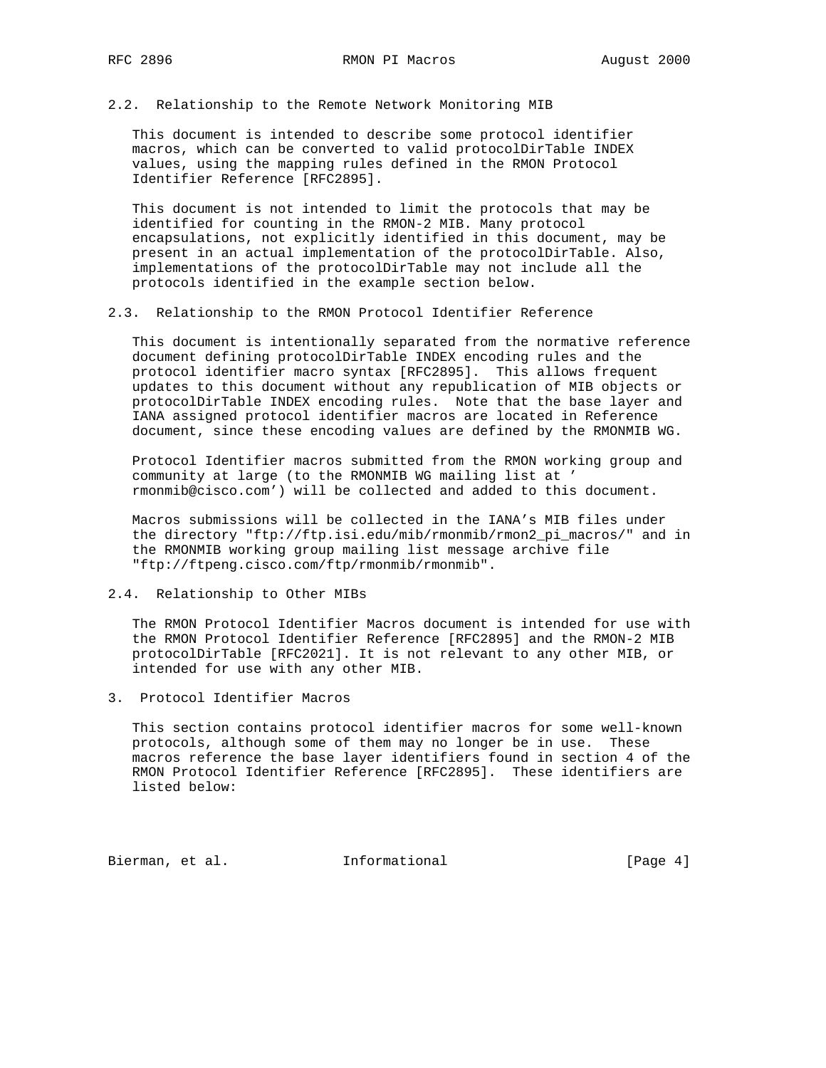### 2.2. Relationship to the Remote Network Monitoring MIB

This document is intended to describe some protocol identifier macros, which can be converted to valid protocolDirTable INDEX values, using the mapping rules defined in the RMON Protocol Identifier Reference [RFC2895].

This document is not intended to limit the protocols that may be identified for counting in the RMON-2 MIB. Many protocol encapsulations, not explicitly identified in this document, may be present in an actual implementation of the protocolDirTable. Also, implementations of the protocolDirTable may not include all the protocols identified in the example section below.

### 2.3. Relationship to the RMON Protocol Identifier Reference

This document is intentionally separated from the normative reference document defining protocolDirTable INDEX encoding rules and the protocol identifier macro syntax [RFC2895]. This allows frequent updates to this document without any republication of MIB objects or protocolDirTable INDEX encoding rules. Note that the base layer and IANA assigned protocol identifier macros are located in Reference document, since these encoding values are defined by the RMONMIB WG.

Protocol Identifier macros submitted from the RMON working group and community at large (to the RMONMIB WG mailing list at 'rmonmib@cisco.com') will be collected and added to this document.

Macros submissions will be collected in the IANA's MIB files under the directory "ftp://ftp.isi.edu/mib/rmonmib/rmon2_pi_macros/" and in the RMONMIB working group mailing list message archive file "ftp://ftpeng.cisco.com/ftp/rmonmib/rmonmib".

### 2.4. Relationship to Other MIBs

The RMON Protocol Identifier Macros document is intended for use with the RMON Protocol Identifier Reference [RFC2895] and the RMON-2 MIB protocolDirTable [RFC2021]. It is not relevant to any other MIB, or intended for use with any other MIB.

## 3. Protocol Identifier Macros

This section contains protocol identifier macros for some well-known protocols, although some of them may no longer be in use. These macros reference the base layer identifiers found in section 4 of the RMON Protocol Identifier Reference [RFC2895]. These identifiers are listed below: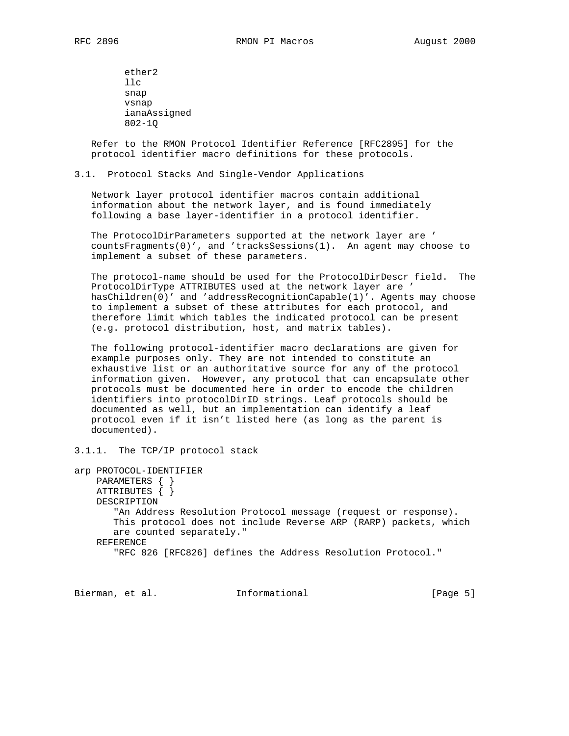```
ether2
llc
snap
vsnap
ianaAssigned
802-1Q
```

Refer to the RMON Protocol Identifier Reference [RFC2895] for the protocol identifier macro definitions for these protocols.

### 3.1. Protocol Stacks And Single-Vendor Applications

Network layer protocol identifier macros contain additional information about the network layer, and is found immediately following a base layer-identifier in a protocol identifier.

The ProtocolDirParameters supported at the network layer are ' countsFragments(0)', and 'tracksSessions(1). An agent may choose to implement a subset of these parameters.

The protocol-name should be used for the ProtocolDirDescr field. The ProtocolDirType ATTRIBUTES used at the network layer are ' hasChildren(0)' and 'addressRecognitionCapable(1)'. Agents may choose to implement a subset of these attributes for each protocol, and therefore limit which tables the indicated protocol can be present (e.g. protocol distribution, host, and matrix tables).

The following protocol-identifier macro declarations are given for example purposes only. They are not intended to constitute an exhaustive list or an authoritative source for any of the protocol information given. However, any protocol that can encapsulate other protocols must be documented here in order to encode the children identifiers into protocolDirID strings. Leaf protocols should be documented as well, but an implementation can identify a leaf protocol even if it isn't listed here (as long as the parent is documented).

#### 3.1.1. The TCP/IP protocol stack

```
arp PROTOCOL-IDENTIFIER
    PARAMETERS { }
    ATTRIBUTES { }
    DESCRIPTION
       "An Address Resolution Protocol message (request or response).
       This protocol does not include Reverse ARP (RARP) packets, which
       are counted separately."
    REFERENCE
       "RFC 826 [RFC826] defines the Address Resolution Protocol."
```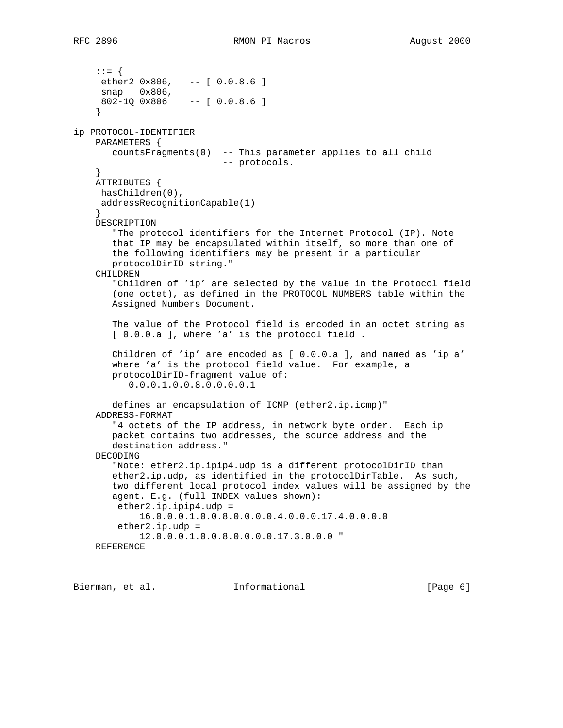```
    ::= {
     ether2 0x806,   -- [ 0.0.8.6 ]
     snap   0x806,
     802-1Q 0x806    -- [ 0.0.8.6 ]
    }

ip PROTOCOL-IDENTIFIER
    PARAMETERS {
       countsFragments(0)  -- This parameter applies to all child
                           -- protocols.
    }
    ATTRIBUTES {
     hasChildren(0),
     addressRecognitionCapable(1)
    }
    DESCRIPTION
       "The protocol identifiers for the Internet Protocol (IP). Note
       that IP may be encapsulated within itself, so more than one of
       the following identifiers may be present in a particular
       protocolDirID string."
    CHILDREN
       "Children of 'ip' are selected by the value in the Protocol field
       (one octet), as defined in the PROTOCOL NUMBERS table within the
       Assigned Numbers Document.

       The value of the Protocol field is encoded in an octet string as
       [ 0.0.0.a ], where 'a' is the protocol field .

       Children of 'ip' are encoded as [ 0.0.0.a ], and named as 'ip a'
       where 'a' is the protocol field value.  For example, a
       protocolDirID-fragment value of:
          0.0.0.1.0.0.8.0.0.0.0.1

       defines an encapsulation of ICMP (ether2.ip.icmp)"
    ADDRESS-FORMAT
       "4 octets of the IP address, in network byte order.  Each ip
       packet contains two addresses, the source address and the
       destination address."
    DECODING
       "Note: ether2.ip.ipip4.udp is a different protocolDirID than
       ether2.ip.udp, as identified in the protocolDirTable.  As such,
       two different local protocol index values will be assigned by the
       agent. E.g. (full INDEX values shown):
        ether2.ip.ipip4.udp =
            16.0.0.0.1.0.0.8.0.0.0.0.4.0.0.0.17.4.0.0.0.0
        ether2.ip.udp =
            12.0.0.0.1.0.0.8.0.0.0.0.17.3.0.0.0 "
    REFERENCE
```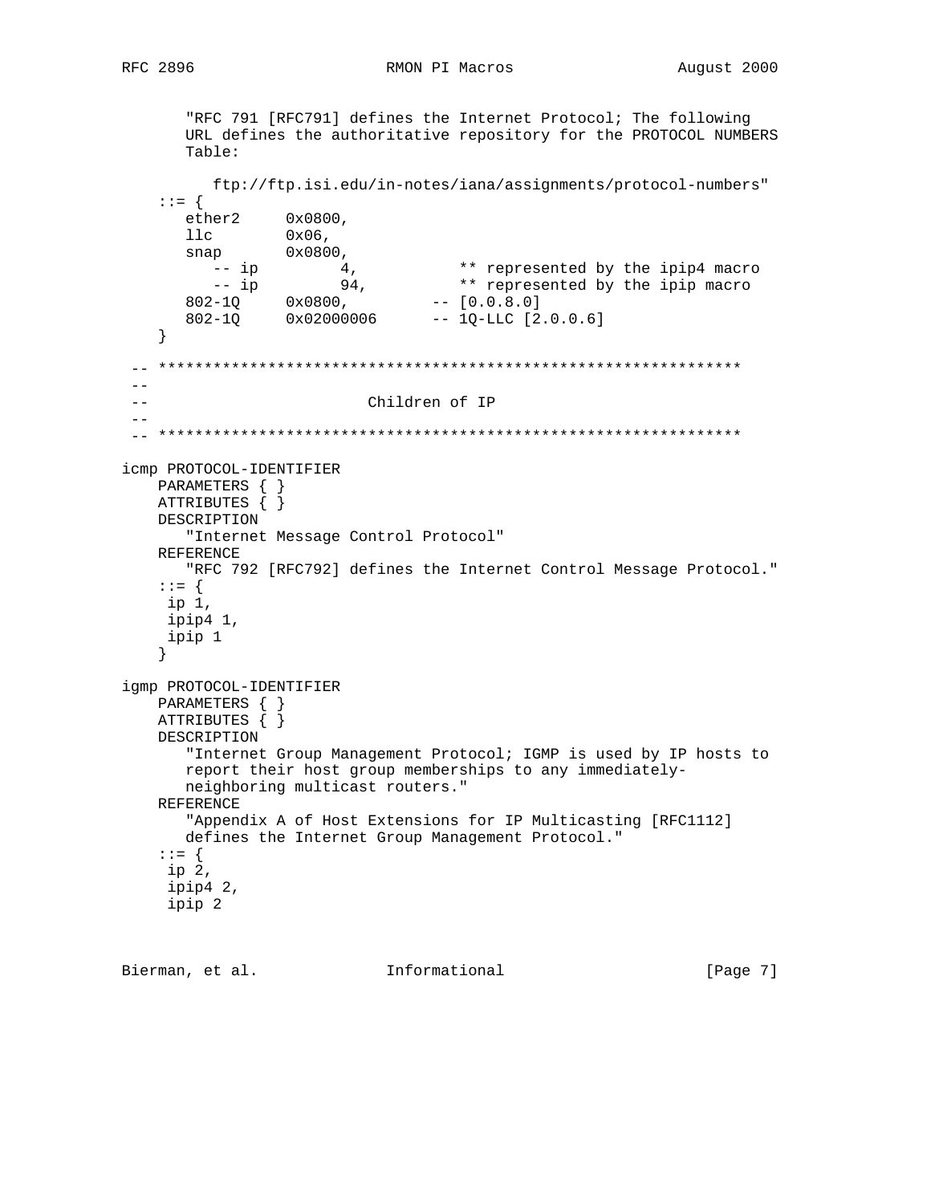```
       "RFC 791 [RFC791] defines the Internet Protocol; The following
       URL defines the authoritative repository for the PROTOCOL NUMBERS
       Table:

          ftp://ftp.isi.edu/in-notes/iana/assignments/protocol-numbers"
    ::= {
       ether2     0x0800,
       llc        0x06,
       snap       0x0800,
          -- ip         4,           ** represented by the ipip4 macro
          -- ip         94,          ** represented by the ipip macro
       802-1Q     0x0800,         -- [0.0.8.0]
       802-1Q     0x02000006      -- 1Q-LLC [2.0.0.6]
    }

 -- *****************************************************************
 --
 --                       Children of IP
 --
 -- *****************************************************************

icmp PROTOCOL-IDENTIFIER
    PARAMETERS { }
    ATTRIBUTES { }
    DESCRIPTION
       "Internet Message Control Protocol"
    REFERENCE
       "RFC 792 [RFC792] defines the Internet Control Message Protocol."
    ::= {
     ip 1,
     ipip4 1,
     ipip 1
    }

igmp PROTOCOL-IDENTIFIER
    PARAMETERS { }
    ATTRIBUTES { }
    DESCRIPTION
       "Internet Group Management Protocol; IGMP is used by IP hosts to
       report their host group memberships to any immediately-
       neighboring multicast routers."
    REFERENCE
       "Appendix A of Host Extensions for IP Multicasting [RFC1112]
       defines the Internet Group Management Protocol."
    ::= {
     ip 2,
     ipip4 2,
     ipip 2
```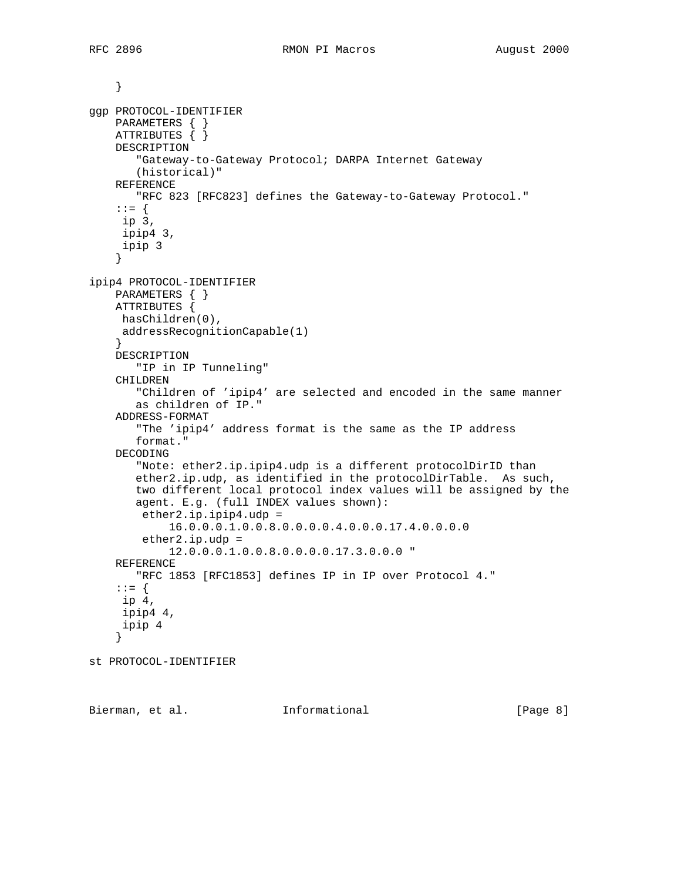```
    }

ggp PROTOCOL-IDENTIFIER
    PARAMETERS { }
    ATTRIBUTES { }
    DESCRIPTION
       "Gateway-to-Gateway Protocol; DARPA Internet Gateway
       (historical)"
    REFERENCE
       "RFC 823 [RFC823] defines the Gateway-to-Gateway Protocol."
    ::= {
     ip 3,
     ipip4 3,
     ipip 3
    }

ipip4 PROTOCOL-IDENTIFIER
    PARAMETERS { }
    ATTRIBUTES {
     hasChildren(0),
     addressRecognitionCapable(1)
    }
    DESCRIPTION
       "IP in IP Tunneling"
    CHILDREN
       "Children of 'ipip4' are selected and encoded in the same manner
       as children of IP."
    ADDRESS-FORMAT
       "The 'ipip4' address format is the same as the IP address
       format."
    DECODING
       "Note: ether2.ip.ipip4.udp is a different protocolDirID than
       ether2.ip.udp, as identified in the protocolDirTable.  As such,
       two different local protocol index values will be assigned by the
       agent. E.g. (full INDEX values shown):
        ether2.ip.ipip4.udp =
            16.0.0.0.1.0.0.8.0.0.0.0.4.0.0.0.17.4.0.0.0.0
        ether2.ip.udp =
            12.0.0.0.1.0.0.8.0.0.0.0.17.3.0.0.0 "
    REFERENCE
       "RFC 1853 [RFC1853] defines IP in IP over Protocol 4."
    ::= {
     ip 4,
     ipip4 4,
     ipip 4
    }

st PROTOCOL-IDENTIFIER
```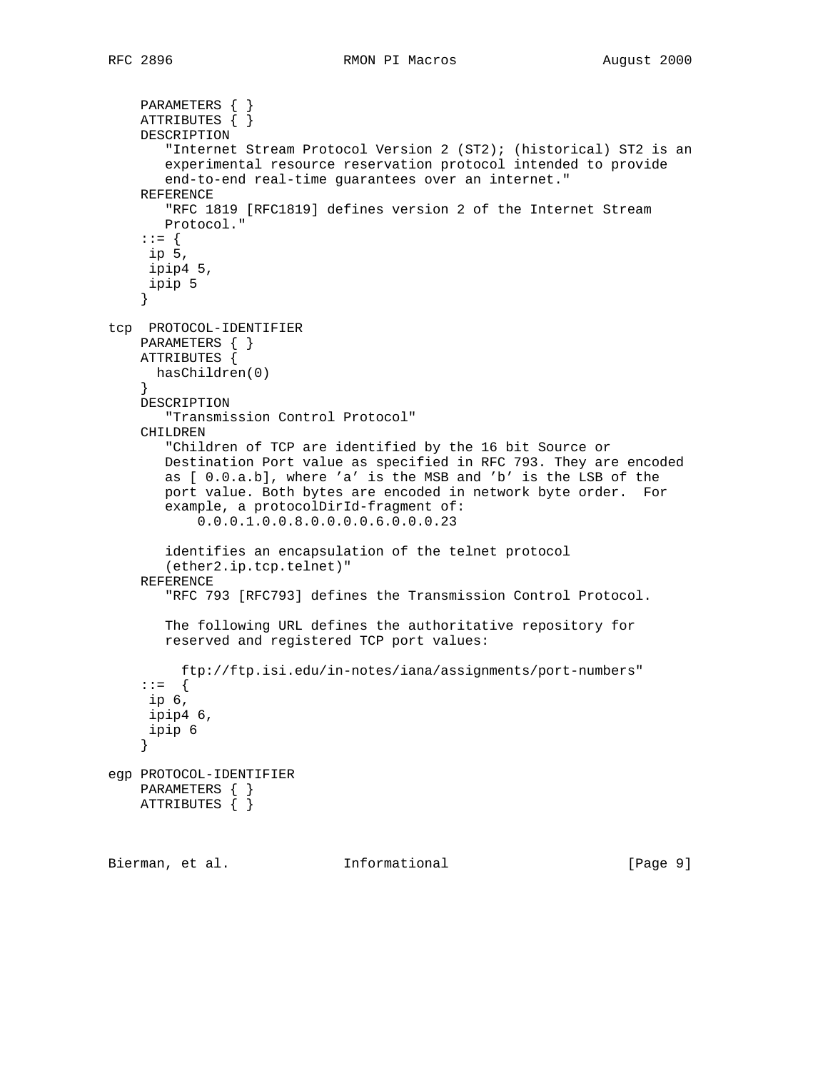```
    PARAMETERS { }
    ATTRIBUTES { }
    DESCRIPTION
       "Internet Stream Protocol Version 2 (ST2); (historical) ST2 is an
       experimental resource reservation protocol intended to provide
       end-to-end real-time guarantees over an internet."
    REFERENCE
       "RFC 1819 [RFC1819] defines version 2 of the Internet Stream
       Protocol."
    ::= {
     ip 5,
     ipip4 5,
     ipip 5
    }

tcp  PROTOCOL-IDENTIFIER
    PARAMETERS { }
    ATTRIBUTES {
      hasChildren(0)
    }
    DESCRIPTION
       "Transmission Control Protocol"
    CHILDREN
       "Children of TCP are identified by the 16 bit Source or
       Destination Port value as specified in RFC 793. They are encoded
       as [ 0.0.a.b], where 'a' is the MSB and 'b' is the LSB of the
       port value. Both bytes are encoded in network byte order.  For
       example, a protocolDirId-fragment of:
           0.0.0.1.0.0.8.0.0.0.0.6.0.0.0.23

       identifies an encapsulation of the telnet protocol
       (ether2.ip.tcp.telnet)"
    REFERENCE
       "RFC 793 [RFC793] defines the Transmission Control Protocol.

       The following URL defines the authoritative repository for
       reserved and registered TCP port values:

         ftp://ftp.isi.edu/in-notes/iana/assignments/port-numbers"
    ::=  {
     ip 6,
     ipip4 6,
     ipip 6
    }

egp PROTOCOL-IDENTIFIER
    PARAMETERS { }
    ATTRIBUTES { }
```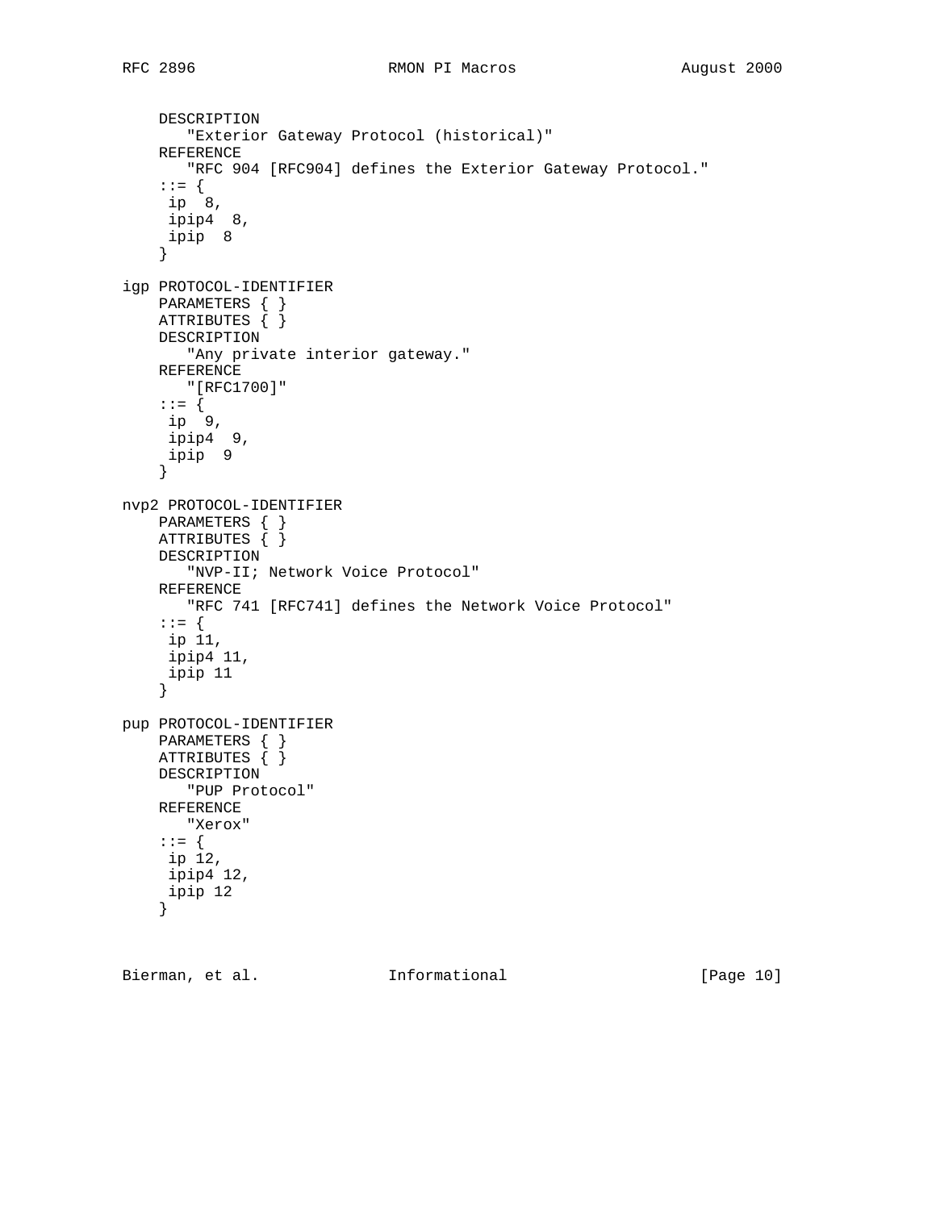```
    DESCRIPTION
       "Exterior Gateway Protocol (historical)"
    REFERENCE
       "RFC 904 [RFC904] defines the Exterior Gateway Protocol."
    ::= {
     ip  8,
     ipip4  8,
     ipip  8
    }

igp PROTOCOL-IDENTIFIER
    PARAMETERS { }
    ATTRIBUTES { }
    DESCRIPTION
       "Any private interior gateway."
    REFERENCE
       "[RFC1700]"
    ::= {
     ip  9,
     ipip4  9,
     ipip  9
    }

nvp2 PROTOCOL-IDENTIFIER
    PARAMETERS { }
    ATTRIBUTES { }
    DESCRIPTION
       "NVP-II; Network Voice Protocol"
    REFERENCE
       "RFC 741 [RFC741] defines the Network Voice Protocol"
    ::= {
     ip 11,
     ipip4 11,
     ipip 11
    }

pup PROTOCOL-IDENTIFIER
    PARAMETERS { }
    ATTRIBUTES { }
    DESCRIPTION
       "PUP Protocol"
    REFERENCE
       "Xerox"
    ::= {
     ip 12,
     ipip4 12,
     ipip 12
    }
```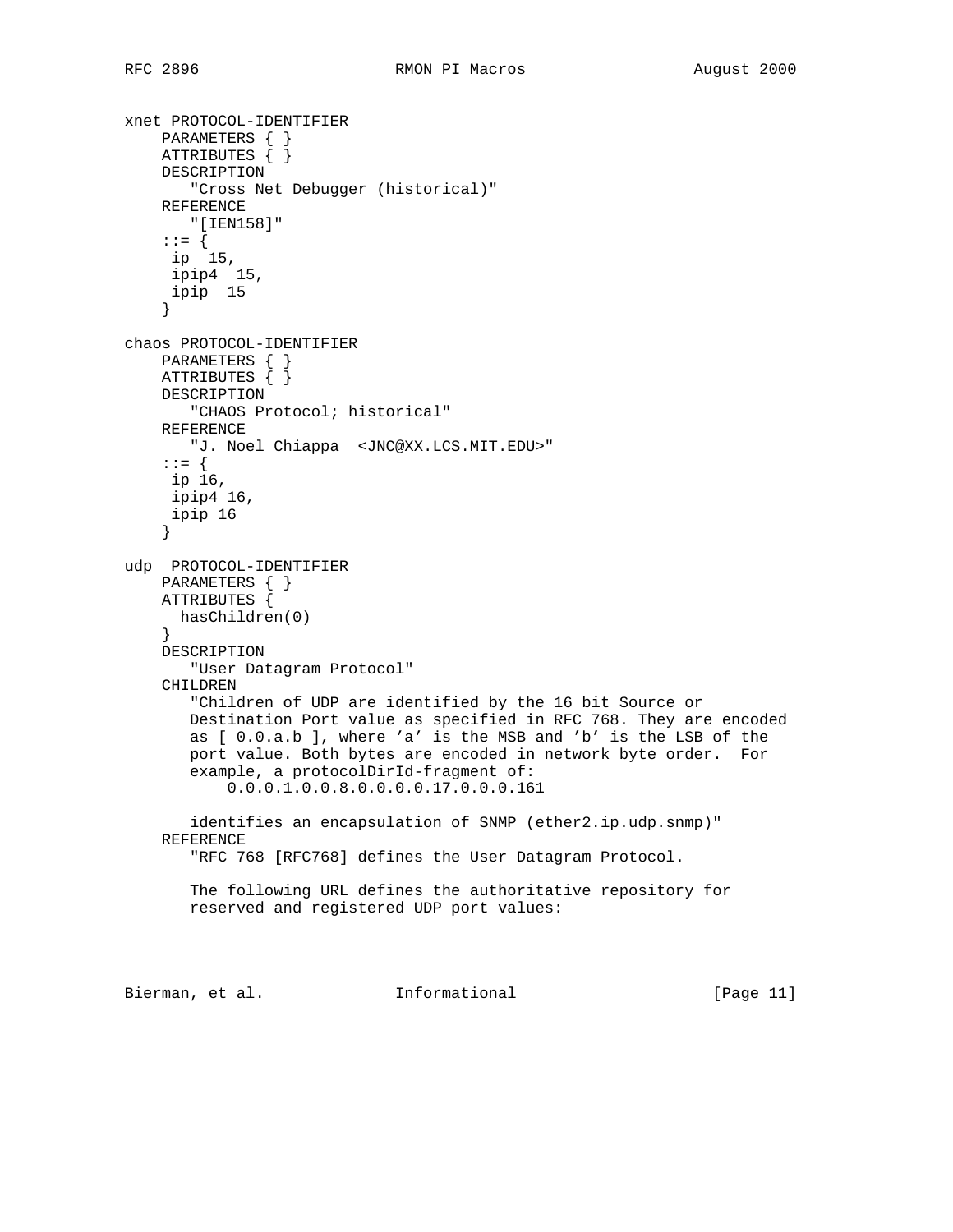```
xnet PROTOCOL-IDENTIFIER
    PARAMETERS { }
    ATTRIBUTES { }
    DESCRIPTION
       "Cross Net Debugger (historical)"
    REFERENCE
       "[IEN158]"
    ::= {
     ip  15,
     ipip4  15,
     ipip  15
    }

chaos PROTOCOL-IDENTIFIER
    PARAMETERS { }
    ATTRIBUTES { }
    DESCRIPTION
       "CHAOS Protocol; historical"
    REFERENCE
       "J. Noel Chiappa  <JNC@XX.LCS.MIT.EDU>"
    ::= {
     ip 16,
     ipip4 16,
     ipip 16
    }

udp  PROTOCOL-IDENTIFIER
    PARAMETERS { }
    ATTRIBUTES {
      hasChildren(0)
    }
    DESCRIPTION
       "User Datagram Protocol"
    CHILDREN
       "Children of UDP are identified by the 16 bit Source or
       Destination Port value as specified in RFC 768. They are encoded
       as [ 0.0.a.b ], where 'a' is the MSB and 'b' is the LSB of the
       port value. Both bytes are encoded in network byte order.  For
       example, a protocolDirId-fragment of:
           0.0.0.1.0.0.8.0.0.0.0.17.0.0.0.161

       identifies an encapsulation of SNMP (ether2.ip.udp.snmp)"
    REFERENCE
       "RFC 768 [RFC768] defines the User Datagram Protocol.

       The following URL defines the authoritative repository for
       reserved and registered UDP port values:
```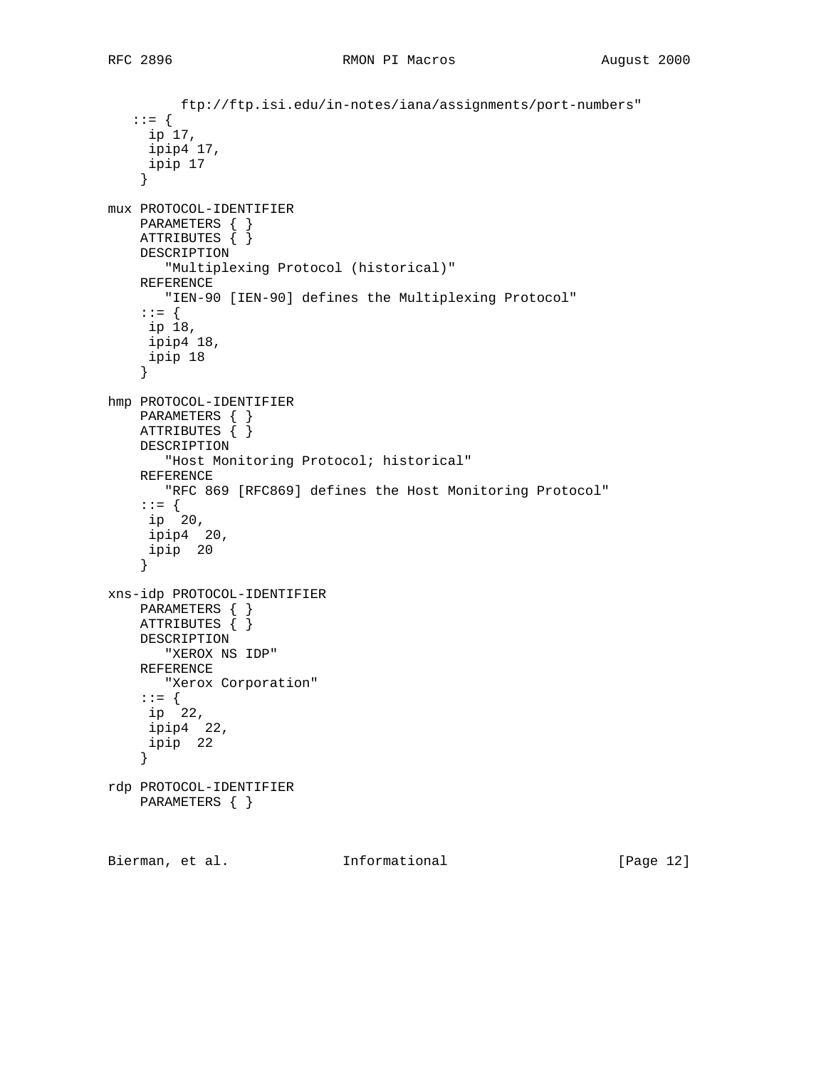```
          ftp://ftp.isi.edu/in-notes/iana/assignments/port-numbers"
   ::= {
     ip 17,
     ipip4 17,
     ipip 17
    }

mux PROTOCOL-IDENTIFIER
    PARAMETERS { }
    ATTRIBUTES { }
    DESCRIPTION
       "Multiplexing Protocol (historical)"
    REFERENCE
       "IEN-90 [IEN-90] defines the Multiplexing Protocol"
    ::= {
     ip 18,
     ipip4 18,
     ipip 18
    }

hmp PROTOCOL-IDENTIFIER
    PARAMETERS { }
    ATTRIBUTES { }
    DESCRIPTION
       "Host Monitoring Protocol; historical"
    REFERENCE
       "RFC 869 [RFC869] defines the Host Monitoring Protocol"
    ::= {
     ip  20,
     ipip4  20,
     ipip  20
    }

xns-idp PROTOCOL-IDENTIFIER
    PARAMETERS { }
    ATTRIBUTES { }
    DESCRIPTION
       "XEROX NS IDP"
    REFERENCE
       "Xerox Corporation"
    ::= {
     ip  22,
     ipip4  22,
     ipip  22
    }

rdp PROTOCOL-IDENTIFIER
    PARAMETERS { }
```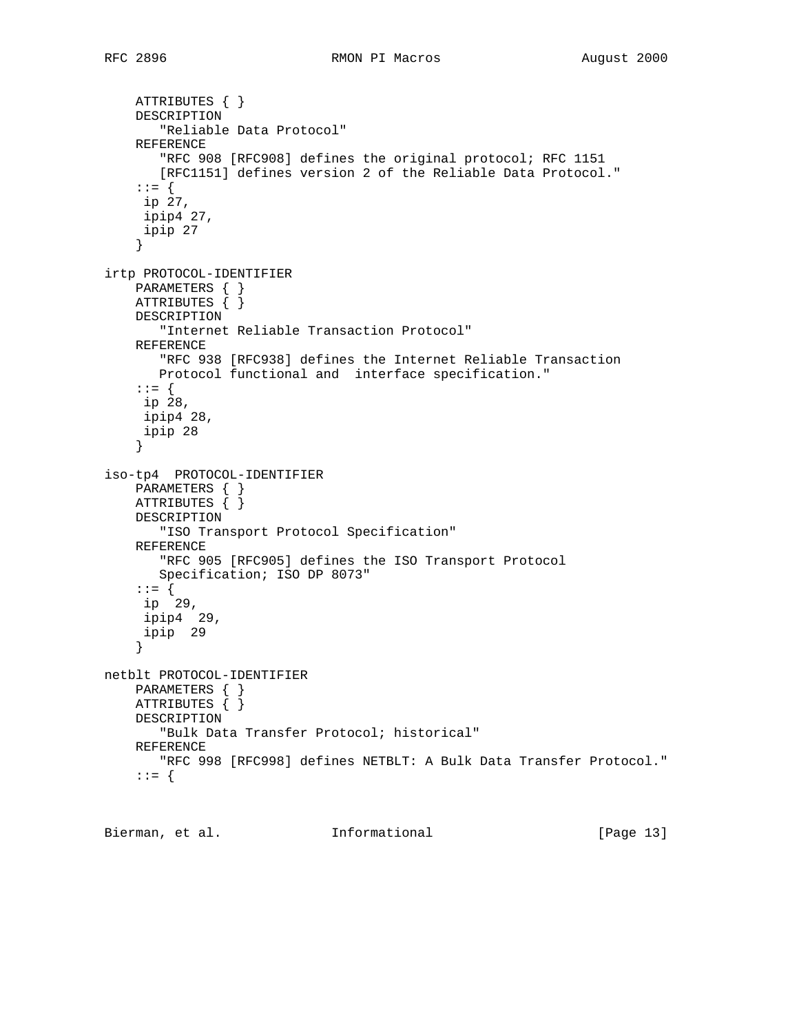```
    ATTRIBUTES { }
    DESCRIPTION
       "Reliable Data Protocol"
    REFERENCE
       "RFC 908 [RFC908] defines the original protocol; RFC 1151
       [RFC1151] defines version 2 of the Reliable Data Protocol."
    ::= {
     ip 27,
     ipip4 27,
     ipip 27
    }

irtp PROTOCOL-IDENTIFIER
    PARAMETERS { }
    ATTRIBUTES { }
    DESCRIPTION
       "Internet Reliable Transaction Protocol"
    REFERENCE
       "RFC 938 [RFC938] defines the Internet Reliable Transaction
       Protocol functional and  interface specification."
    ::= {
     ip 28,
     ipip4 28,
     ipip 28
    }

iso-tp4  PROTOCOL-IDENTIFIER
    PARAMETERS { }
    ATTRIBUTES { }
    DESCRIPTION
       "ISO Transport Protocol Specification"
    REFERENCE
       "RFC 905 [RFC905] defines the ISO Transport Protocol
       Specification; ISO DP 8073"
    ::= {
     ip  29,
     ipip4  29,
     ipip  29
    }

netblt PROTOCOL-IDENTIFIER
    PARAMETERS { }
    ATTRIBUTES { }
    DESCRIPTION
       "Bulk Data Transfer Protocol; historical"
    REFERENCE
       "RFC 998 [RFC998] defines NETBLT: A Bulk Data Transfer Protocol."
    ::= {
```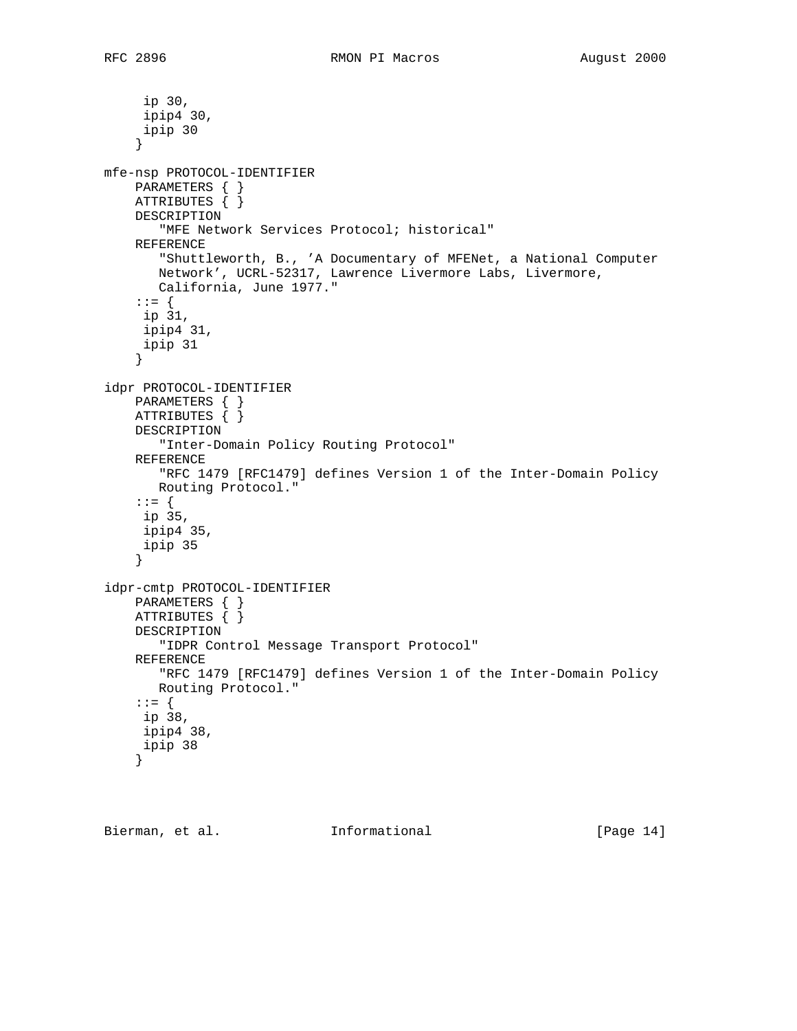```
     ip 30,
     ipip4 30,
     ipip 30
    }

mfe-nsp PROTOCOL-IDENTIFIER
    PARAMETERS { }
    ATTRIBUTES { }
    DESCRIPTION
       "MFE Network Services Protocol; historical"
    REFERENCE
       "Shuttleworth, B., 'A Documentary of MFENet, a National Computer
       Network', UCRL-52317, Lawrence Livermore Labs, Livermore,
       California, June 1977."
    ::= {
     ip 31,
     ipip4 31,
     ipip 31
    }

idpr PROTOCOL-IDENTIFIER
    PARAMETERS { }
    ATTRIBUTES { }
    DESCRIPTION
       "Inter-Domain Policy Routing Protocol"
    REFERENCE
       "RFC 1479 [RFC1479] defines Version 1 of the Inter-Domain Policy
       Routing Protocol."
    ::= {
     ip 35,
     ipip4 35,
     ipip 35
    }

idpr-cmtp PROTOCOL-IDENTIFIER
    PARAMETERS { }
    ATTRIBUTES { }
    DESCRIPTION
       "IDPR Control Message Transport Protocol"
    REFERENCE
       "RFC 1479 [RFC1479] defines Version 1 of the Inter-Domain Policy
       Routing Protocol."
    ::= {
     ip 38,
     ipip4 38,
     ipip 38
    }
```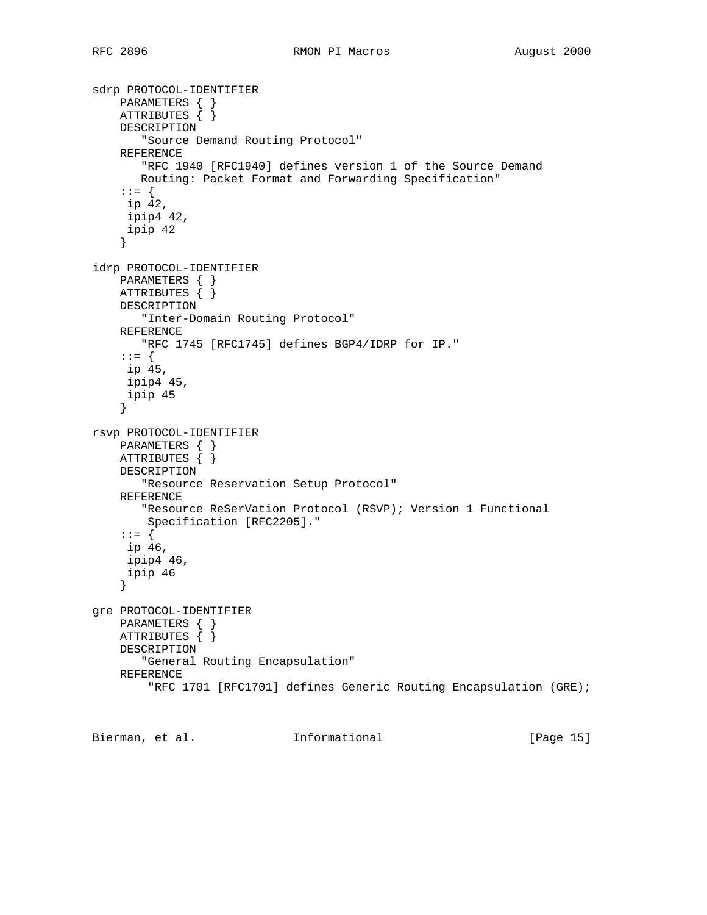```
sdrp PROTOCOL-IDENTIFIER
    PARAMETERS { }
    ATTRIBUTES { }
    DESCRIPTION
       "Source Demand Routing Protocol"
    REFERENCE
       "RFC 1940 [RFC1940] defines version 1 of the Source Demand
       Routing: Packet Format and Forwarding Specification"
    ::= {
     ip 42,
     ipip4 42,
     ipip 42
    }

idrp PROTOCOL-IDENTIFIER
    PARAMETERS { }
    ATTRIBUTES { }
    DESCRIPTION
       "Inter-Domain Routing Protocol"
    REFERENCE
       "RFC 1745 [RFC1745] defines BGP4/IDRP for IP."
    ::= {
     ip 45,
     ipip4 45,
     ipip 45
    }

rsvp PROTOCOL-IDENTIFIER
    PARAMETERS { }
    ATTRIBUTES { }
    DESCRIPTION
       "Resource Reservation Setup Protocol"
    REFERENCE
       "Resource ReSerVation Protocol (RSVP); Version 1 Functional
        Specification [RFC2205]."
    ::= {
     ip 46,
     ipip4 46,
     ipip 46
    }

gre PROTOCOL-IDENTIFIER
    PARAMETERS { }
    ATTRIBUTES { }
    DESCRIPTION
       "General Routing Encapsulation"
    REFERENCE
        "RFC 1701 [RFC1701] defines Generic Routing Encapsulation (GRE);
```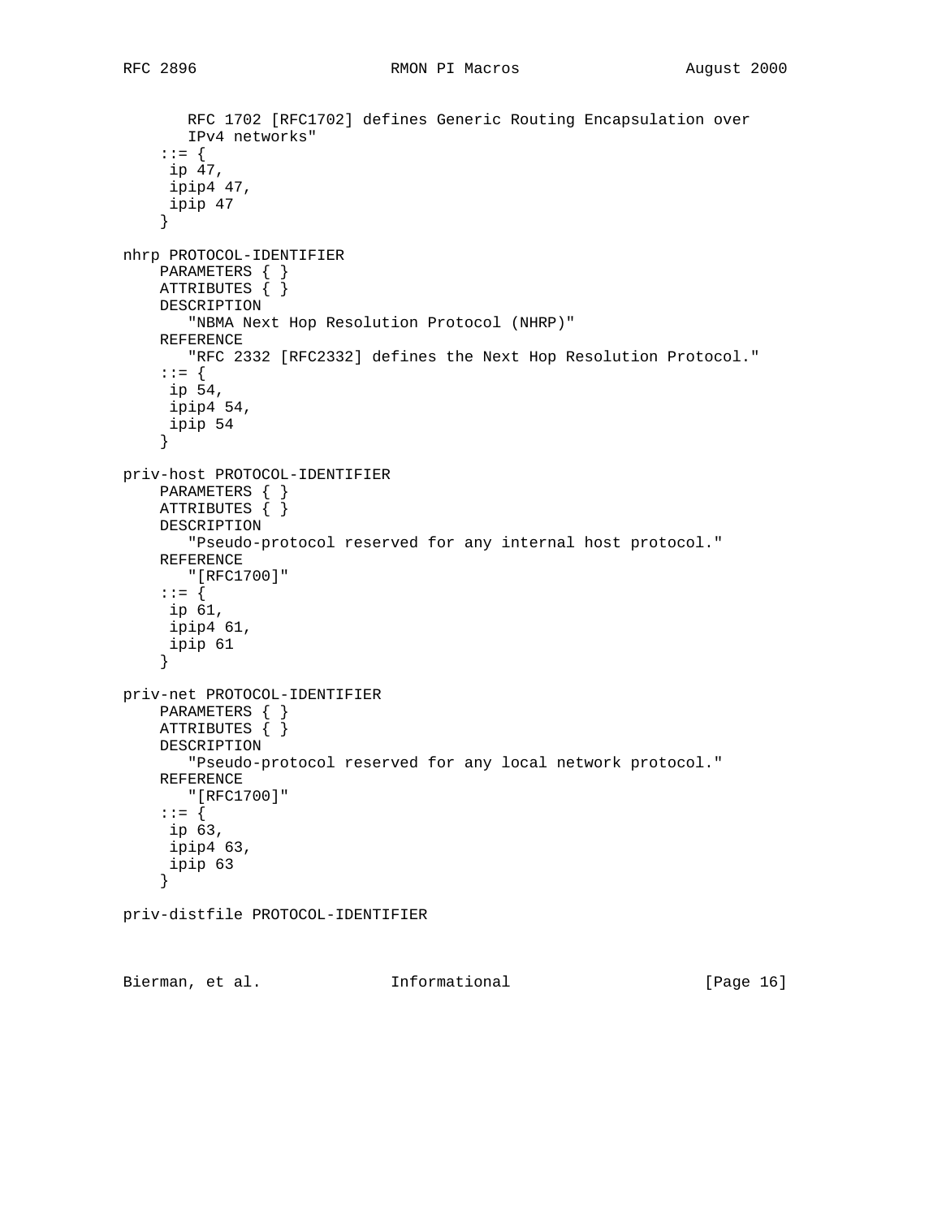```
       RFC 1702 [RFC1702] defines Generic Routing Encapsulation over
       IPv4 networks"
    ::= {
     ip 47,
     ipip4 47,
     ipip 47
    }

nhrp PROTOCOL-IDENTIFIER
    PARAMETERS { }
    ATTRIBUTES { }
    DESCRIPTION
       "NBMA Next Hop Resolution Protocol (NHRP)"
    REFERENCE
       "RFC 2332 [RFC2332] defines the Next Hop Resolution Protocol."
    ::= {
     ip 54,
     ipip4 54,
     ipip 54
    }

priv-host PROTOCOL-IDENTIFIER
    PARAMETERS { }
    ATTRIBUTES { }
    DESCRIPTION
       "Pseudo-protocol reserved for any internal host protocol."
    REFERENCE
       "[RFC1700]"
    ::= {
     ip 61,
     ipip4 61,
     ipip 61
    }

priv-net PROTOCOL-IDENTIFIER
    PARAMETERS { }
    ATTRIBUTES { }
    DESCRIPTION
       "Pseudo-protocol reserved for any local network protocol."
    REFERENCE
       "[RFC1700]"
    ::= {
     ip 63,
     ipip4 63,
     ipip 63
    }

priv-distfile PROTOCOL-IDENTIFIER
```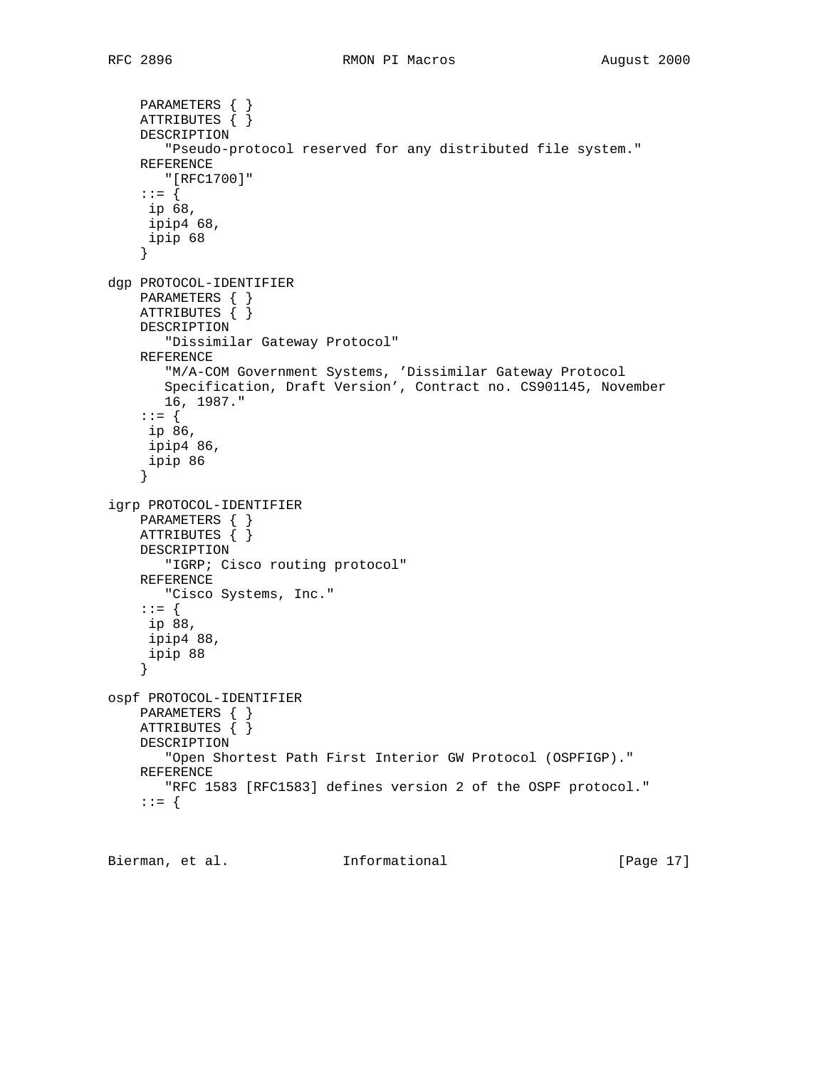```
    PARAMETERS { }
    ATTRIBUTES { }
    DESCRIPTION
       "Pseudo-protocol reserved for any distributed file system."
    REFERENCE
       "[RFC1700]"
    ::= {
     ip 68,
     ipip4 68,
     ipip 68
    }

dgp PROTOCOL-IDENTIFIER
    PARAMETERS { }
    ATTRIBUTES { }
    DESCRIPTION
       "Dissimilar Gateway Protocol"
    REFERENCE
       "M/A-COM Government Systems, 'Dissimilar Gateway Protocol
       Specification, Draft Version', Contract no. CS901145, November
       16, 1987."
    ::= {
     ip 86,
     ipip4 86,
     ipip 86
    }

igrp PROTOCOL-IDENTIFIER
    PARAMETERS { }
    ATTRIBUTES { }
    DESCRIPTION
       "IGRP; Cisco routing protocol"
    REFERENCE
       "Cisco Systems, Inc."
    ::= {
     ip 88,
     ipip4 88,
     ipip 88
    }

ospf PROTOCOL-IDENTIFIER
    PARAMETERS { }
    ATTRIBUTES { }
    DESCRIPTION
       "Open Shortest Path First Interior GW Protocol (OSPFIGP)."
    REFERENCE
       "RFC 1583 [RFC1583] defines version 2 of the OSPF protocol."
    ::= {
```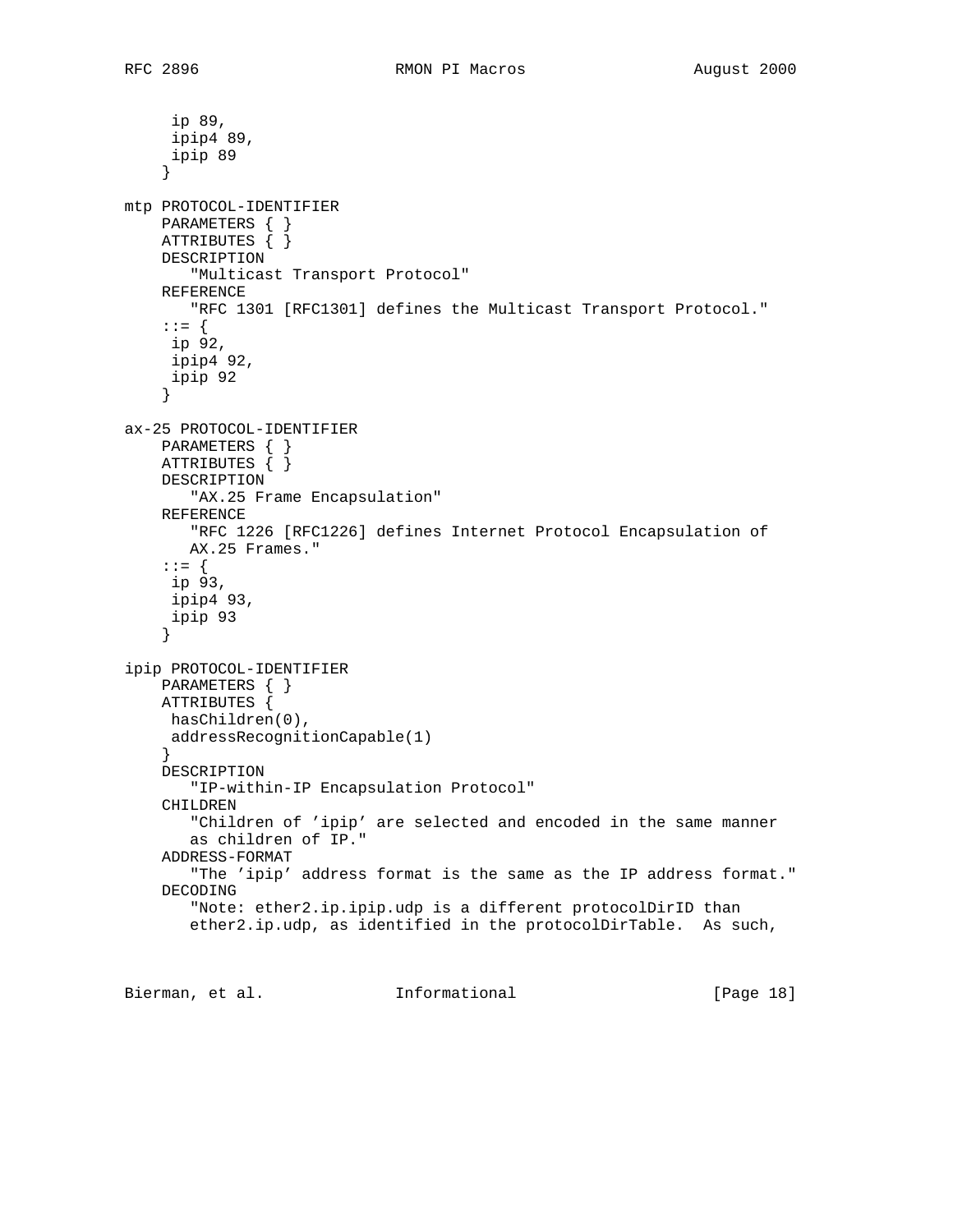```
     ip 89,
     ipip4 89,
     ipip 89
    }

mtp PROTOCOL-IDENTIFIER
    PARAMETERS { }
    ATTRIBUTES { }
    DESCRIPTION
       "Multicast Transport Protocol"
    REFERENCE
       "RFC 1301 [RFC1301] defines the Multicast Transport Protocol."
    ::= {
     ip 92,
     ipip4 92,
     ipip 92
    }

ax-25 PROTOCOL-IDENTIFIER
    PARAMETERS { }
    ATTRIBUTES { }
    DESCRIPTION
       "AX.25 Frame Encapsulation"
    REFERENCE
       "RFC 1226 [RFC1226] defines Internet Protocol Encapsulation of
       AX.25 Frames."
    ::= {
     ip 93,
     ipip4 93,
     ipip 93
    }

ipip PROTOCOL-IDENTIFIER
    PARAMETERS { }
    ATTRIBUTES {
     hasChildren(0),
     addressRecognitionCapable(1)
    }
    DESCRIPTION
       "IP-within-IP Encapsulation Protocol"
    CHILDREN
       "Children of 'ipip' are selected and encoded in the same manner
       as children of IP."
    ADDRESS-FORMAT
       "The 'ipip' address format is the same as the IP address format."
    DECODING
       "Note: ether2.ip.ipip.udp is a different protocolDirID than
       ether2.ip.udp, as identified in the protocolDirTable.  As such,
```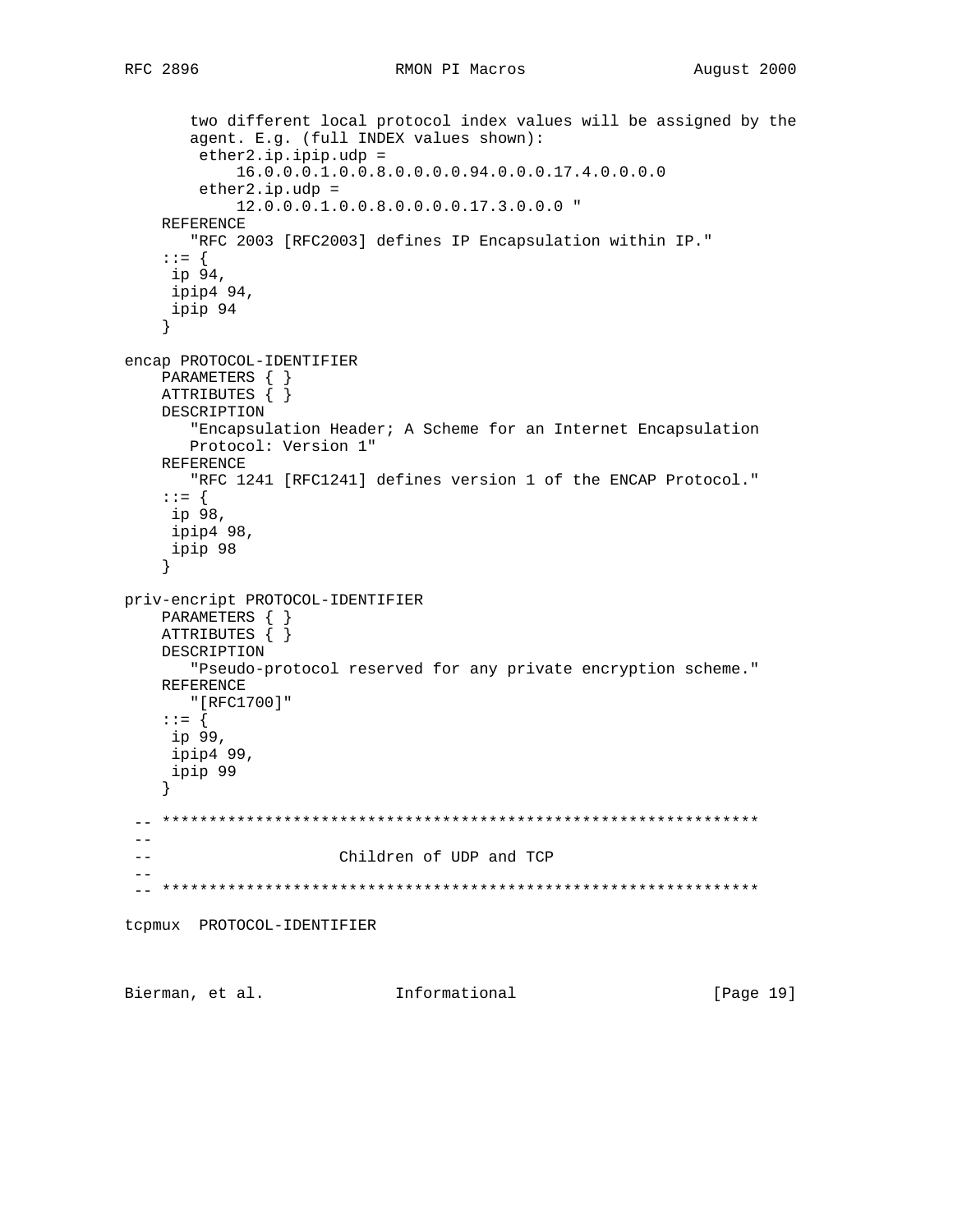```
       two different local protocol index values will be assigned by the
       agent. E.g. (full INDEX values shown):
        ether2.ip.ipip.udp =
            16.0.0.0.1.0.0.8.0.0.0.0.94.0.0.0.17.4.0.0.0.0
        ether2.ip.udp =
            12.0.0.0.1.0.0.8.0.0.0.0.17.3.0.0.0 "
    REFERENCE
       "RFC 2003 [RFC2003] defines IP Encapsulation within IP."
    ::= {
     ip 94,
     ipip4 94,
     ipip 94
    }

encap PROTOCOL-IDENTIFIER
    PARAMETERS { }
    ATTRIBUTES { }
    DESCRIPTION
       "Encapsulation Header; A Scheme for an Internet Encapsulation
       Protocol: Version 1"
    REFERENCE
       "RFC 1241 [RFC1241] defines version 1 of the ENCAP Protocol."
    ::= {
     ip 98,
     ipip4 98,
     ipip 98
    }

priv-encript PROTOCOL-IDENTIFIER
    PARAMETERS { }
    ATTRIBUTES { }
    DESCRIPTION
       "Pseudo-protocol reserved for any private encryption scheme."
    REFERENCE
       "[RFC1700]"
    ::= {
     ip 99,
     ipip4 99,
     ipip 99
    }

 -- ****************************************************************
 --
 --                   Children of UDP and TCP
 --
 -- ****************************************************************

tcpmux  PROTOCOL-IDENTIFIER
```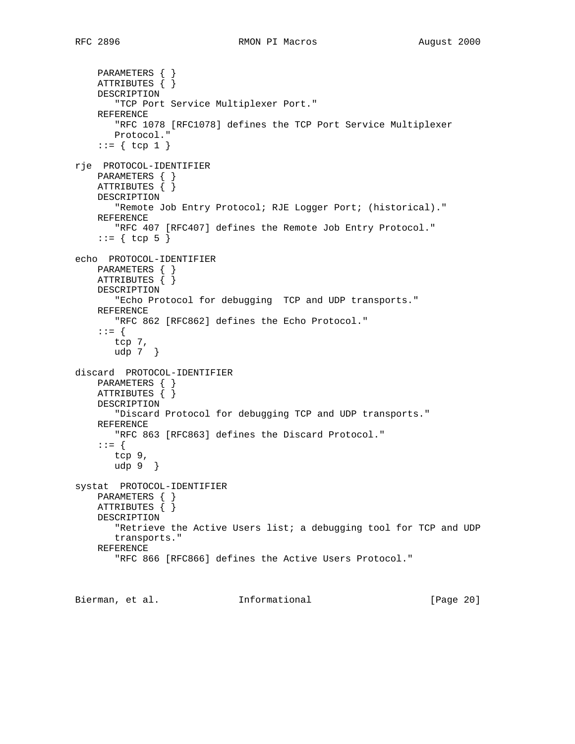```
    PARAMETERS { }
    ATTRIBUTES { }
    DESCRIPTION
       "TCP Port Service Multiplexer Port."
    REFERENCE
       "RFC 1078 [RFC1078] defines the TCP Port Service Multiplexer
       Protocol."
    ::= { tcp 1 }

rje  PROTOCOL-IDENTIFIER
    PARAMETERS { }
    ATTRIBUTES { }
    DESCRIPTION
       "Remote Job Entry Protocol; RJE Logger Port; (historical)."
    REFERENCE
       "RFC 407 [RFC407] defines the Remote Job Entry Protocol."
    ::= { tcp 5 }

echo  PROTOCOL-IDENTIFIER
    PARAMETERS { }
    ATTRIBUTES { }
    DESCRIPTION
       "Echo Protocol for debugging  TCP and UDP transports."
    REFERENCE
       "RFC 862 [RFC862] defines the Echo Protocol."
    ::= {
       tcp 7,
       udp 7  }

discard  PROTOCOL-IDENTIFIER
    PARAMETERS { }
    ATTRIBUTES { }
    DESCRIPTION
       "Discard Protocol for debugging TCP and UDP transports."
    REFERENCE
       "RFC 863 [RFC863] defines the Discard Protocol."
    ::= {
       tcp 9,
       udp 9  }

systat  PROTOCOL-IDENTIFIER
    PARAMETERS { }
    ATTRIBUTES { }
    DESCRIPTION
       "Retrieve the Active Users list; a debugging tool for TCP and UDP
       transports."
    REFERENCE
       "RFC 866 [RFC866] defines the Active Users Protocol."
```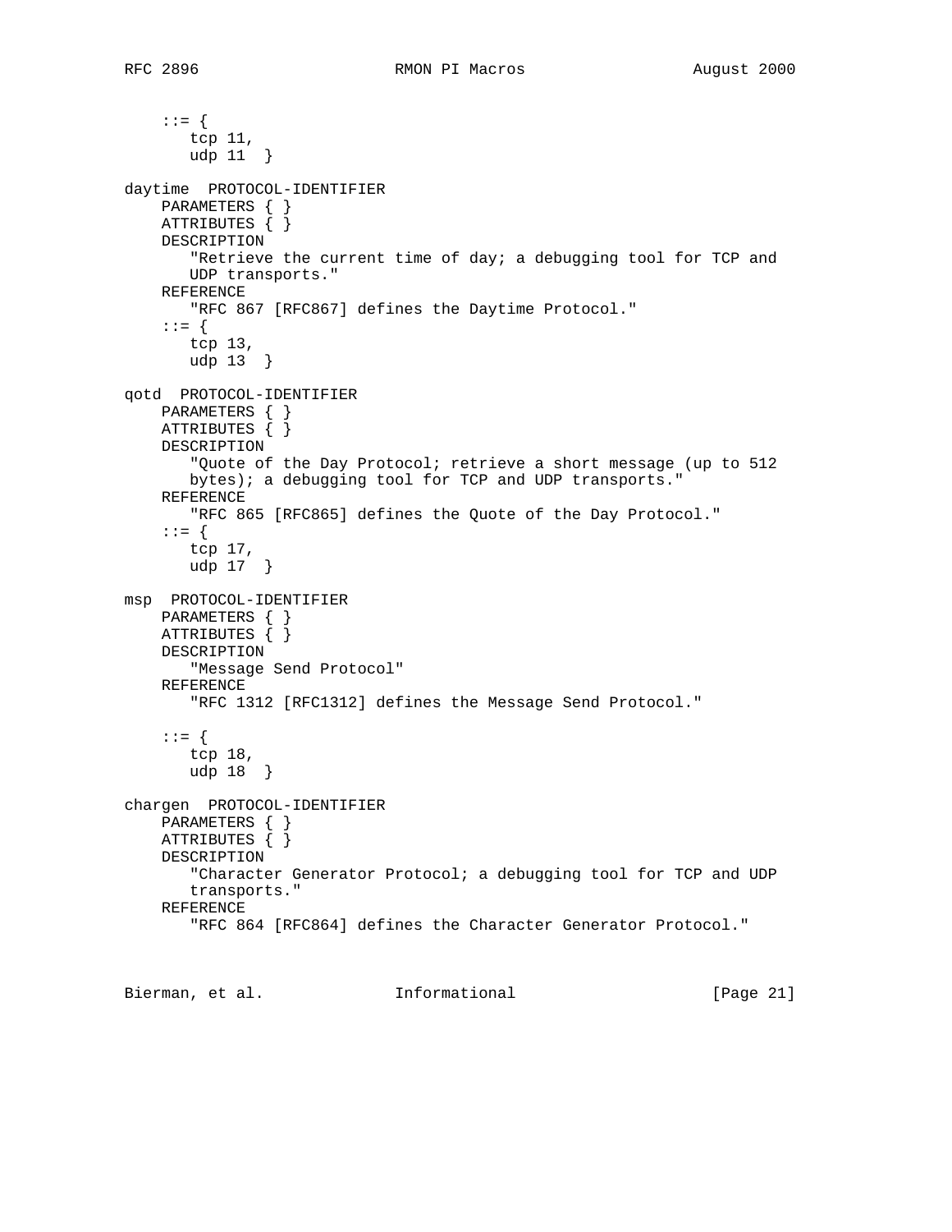```
    ::= {
       tcp 11,
       udp 11  }

daytime  PROTOCOL-IDENTIFIER
    PARAMETERS { }
    ATTRIBUTES { }
    DESCRIPTION
       "Retrieve the current time of day; a debugging tool for TCP and
       UDP transports."
    REFERENCE
       "RFC 867 [RFC867] defines the Daytime Protocol."
    ::= {
       tcp 13,
       udp 13  }

qotd  PROTOCOL-IDENTIFIER
    PARAMETERS { }
    ATTRIBUTES { }
    DESCRIPTION
       "Quote of the Day Protocol; retrieve a short message (up to 512
       bytes); a debugging tool for TCP and UDP transports."
    REFERENCE
       "RFC 865 [RFC865] defines the Quote of the Day Protocol."
    ::= {
       tcp 17,
       udp 17  }

msp  PROTOCOL-IDENTIFIER
    PARAMETERS { }
    ATTRIBUTES { }
    DESCRIPTION
       "Message Send Protocol"
    REFERENCE
       "RFC 1312 [RFC1312] defines the Message Send Protocol."

    ::= {
       tcp 18,
       udp 18  }

chargen  PROTOCOL-IDENTIFIER
    PARAMETERS { }
    ATTRIBUTES { }
    DESCRIPTION
       "Character Generator Protocol; a debugging tool for TCP and UDP
       transports."
    REFERENCE
       "RFC 864 [RFC864] defines the Character Generator Protocol."
```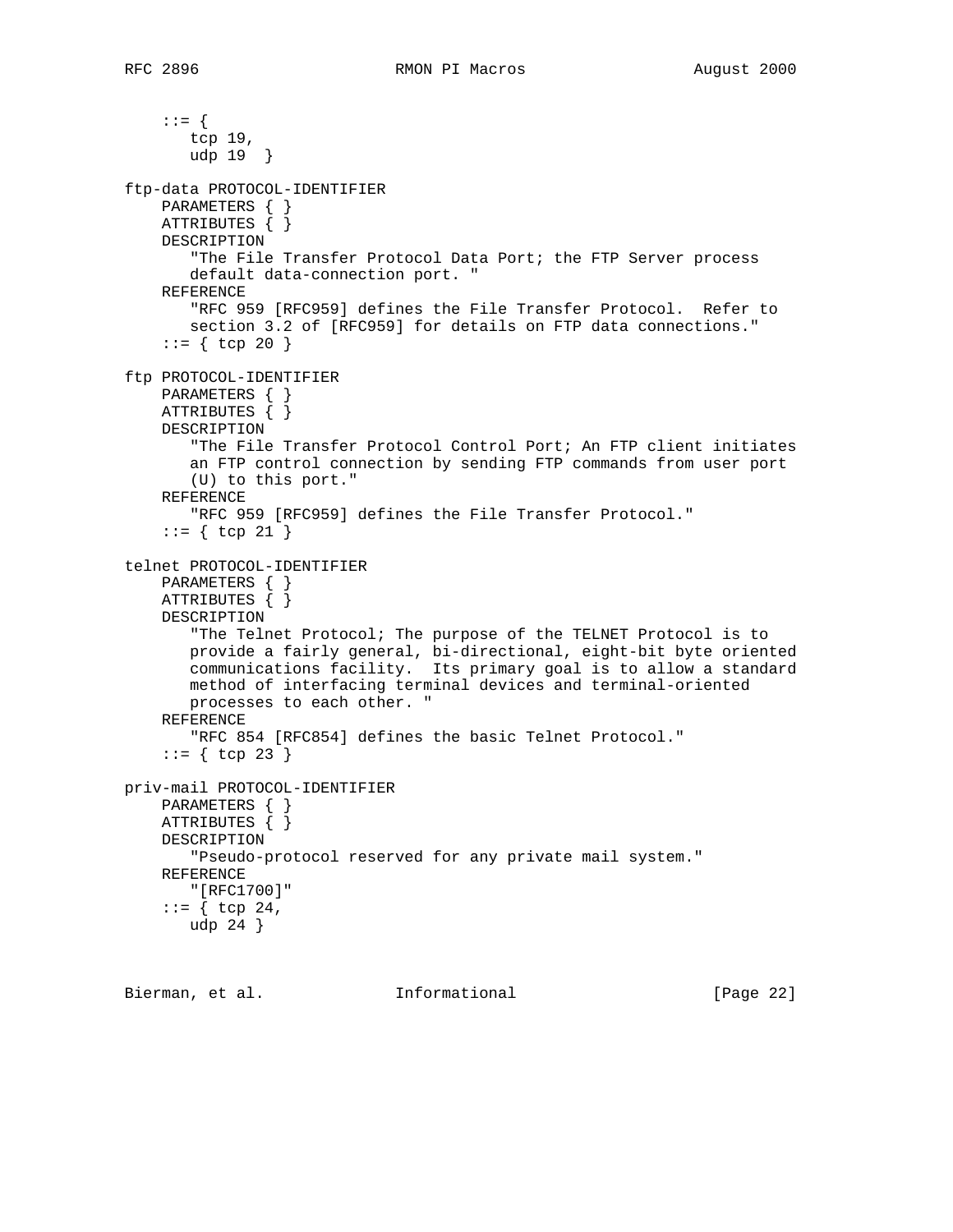```
    ::= {
       tcp 19,
       udp 19  }

ftp-data PROTOCOL-IDENTIFIER
    PARAMETERS { }
    ATTRIBUTES { }
    DESCRIPTION
       "The File Transfer Protocol Data Port; the FTP Server process
       default data-connection port. "
    REFERENCE
       "RFC 959 [RFC959] defines the File Transfer Protocol.  Refer to
       section 3.2 of [RFC959] for details on FTP data connections."
    ::= { tcp 20 }

ftp PROTOCOL-IDENTIFIER
    PARAMETERS { }
    ATTRIBUTES { }
    DESCRIPTION
       "The File Transfer Protocol Control Port; An FTP client initiates
       an FTP control connection by sending FTP commands from user port
       (U) to this port."
    REFERENCE
       "RFC 959 [RFC959] defines the File Transfer Protocol."
    ::= { tcp 21 }

telnet PROTOCOL-IDENTIFIER
    PARAMETERS { }
    ATTRIBUTES { }
    DESCRIPTION
       "The Telnet Protocol; The purpose of the TELNET Protocol is to
       provide a fairly general, bi-directional, eight-bit byte oriented
       communications facility.  Its primary goal is to allow a standard
       method of interfacing terminal devices and terminal-oriented
       processes to each other. "
    REFERENCE
       "RFC 854 [RFC854] defines the basic Telnet Protocol."
    ::= { tcp 23 }

priv-mail PROTOCOL-IDENTIFIER
    PARAMETERS { }
    ATTRIBUTES { }
    DESCRIPTION
       "Pseudo-protocol reserved for any private mail system."
    REFERENCE
       "[RFC1700]"
    ::= { tcp 24,
       udp 24 }
```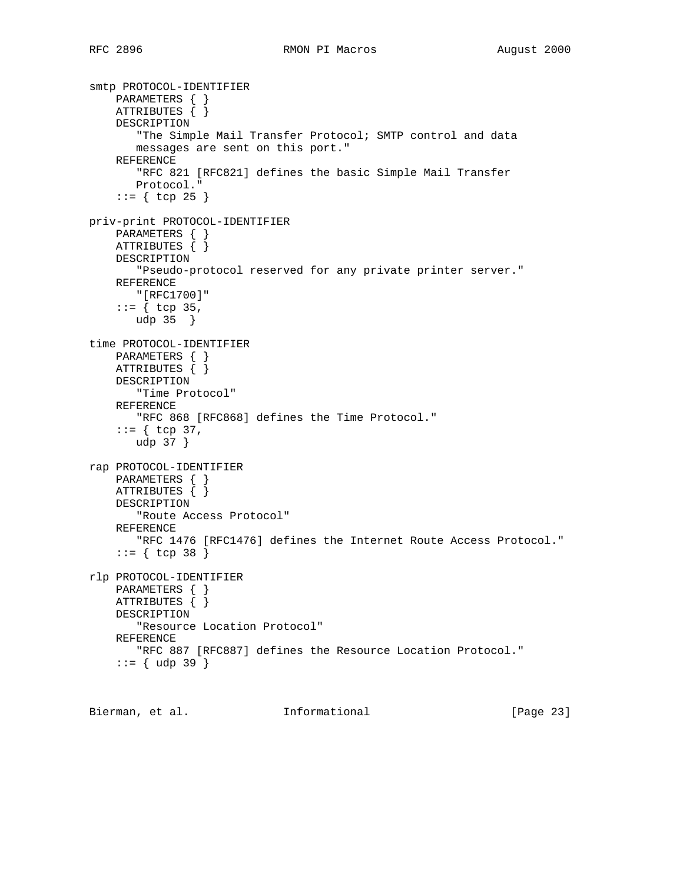```
smtp PROTOCOL-IDENTIFIER
    PARAMETERS { }
    ATTRIBUTES { }
    DESCRIPTION
       "The Simple Mail Transfer Protocol; SMTP control and data
       messages are sent on this port."
    REFERENCE
       "RFC 821 [RFC821] defines the basic Simple Mail Transfer
       Protocol."
    ::= { tcp 25 }

priv-print PROTOCOL-IDENTIFIER
    PARAMETERS { }
    ATTRIBUTES { }
    DESCRIPTION
       "Pseudo-protocol reserved for any private printer server."
    REFERENCE
       "[RFC1700]"
    ::= { tcp 35,
       udp 35  }

time PROTOCOL-IDENTIFIER
    PARAMETERS { }
    ATTRIBUTES { }
    DESCRIPTION
       "Time Protocol"
    REFERENCE
       "RFC 868 [RFC868] defines the Time Protocol."
    ::= { tcp 37,
       udp 37 }

rap PROTOCOL-IDENTIFIER
    PARAMETERS { }
    ATTRIBUTES { }
    DESCRIPTION
       "Route Access Protocol"
    REFERENCE
       "RFC 1476 [RFC1476] defines the Internet Route Access Protocol."
    ::= { tcp 38 }

rlp PROTOCOL-IDENTIFIER
    PARAMETERS { }
    ATTRIBUTES { }
    DESCRIPTION
       "Resource Location Protocol"
    REFERENCE
       "RFC 887 [RFC887] defines the Resource Location Protocol."
    ::= { udp 39 }
```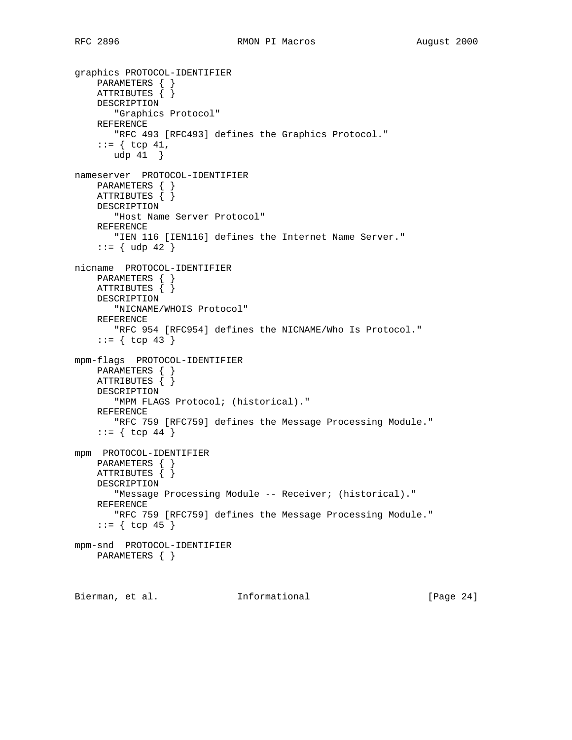```
graphics PROTOCOL-IDENTIFIER
    PARAMETERS { }
    ATTRIBUTES { }
    DESCRIPTION
       "Graphics Protocol"
    REFERENCE
       "RFC 493 [RFC493] defines the Graphics Protocol."
    ::= { tcp 41,
       udp 41  }

nameserver  PROTOCOL-IDENTIFIER
    PARAMETERS { }
    ATTRIBUTES { }
    DESCRIPTION
       "Host Name Server Protocol"
    REFERENCE
       "IEN 116 [IEN116] defines the Internet Name Server."
    ::= { udp 42 }

nicname  PROTOCOL-IDENTIFIER
    PARAMETERS { }
    ATTRIBUTES { }
    DESCRIPTION
       "NICNAME/WHOIS Protocol"
    REFERENCE
       "RFC 954 [RFC954] defines the NICNAME/Who Is Protocol."
    ::= { tcp 43 }

mpm-flags  PROTOCOL-IDENTIFIER
    PARAMETERS { }
    ATTRIBUTES { }
    DESCRIPTION
       "MPM FLAGS Protocol; (historical)."
    REFERENCE
       "RFC 759 [RFC759] defines the Message Processing Module."
    ::= { tcp 44 }

mpm  PROTOCOL-IDENTIFIER
    PARAMETERS { }
    ATTRIBUTES { }
    DESCRIPTION
       "Message Processing Module -- Receiver; (historical)."
    REFERENCE
       "RFC 759 [RFC759] defines the Message Processing Module."
    ::= { tcp 45 }

mpm-snd  PROTOCOL-IDENTIFIER
    PARAMETERS { }
```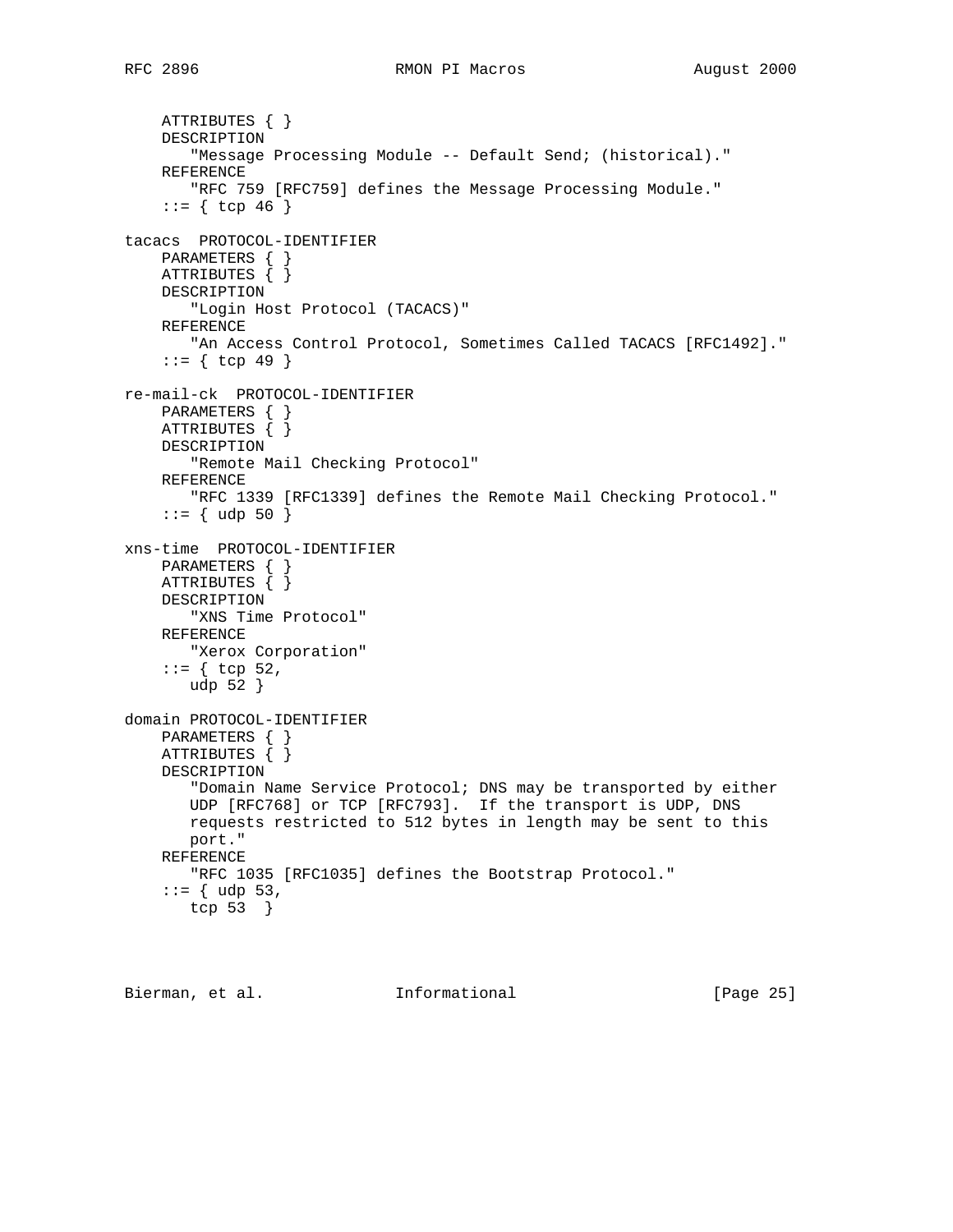```
    ATTRIBUTES { }
    DESCRIPTION
       "Message Processing Module -- Default Send; (historical)."
    REFERENCE
       "RFC 759 [RFC759] defines the Message Processing Module."
    ::= { tcp 46 }

tacacs  PROTOCOL-IDENTIFIER
    PARAMETERS { }
    ATTRIBUTES { }
    DESCRIPTION
       "Login Host Protocol (TACACS)"
    REFERENCE
       "An Access Control Protocol, Sometimes Called TACACS [RFC1492]."
    ::= { tcp 49 }

re-mail-ck  PROTOCOL-IDENTIFIER
    PARAMETERS { }
    ATTRIBUTES { }
    DESCRIPTION
       "Remote Mail Checking Protocol"
    REFERENCE
       "RFC 1339 [RFC1339] defines the Remote Mail Checking Protocol."
    ::= { udp 50 }

xns-time  PROTOCOL-IDENTIFIER
    PARAMETERS { }
    ATTRIBUTES { }
    DESCRIPTION
       "XNS Time Protocol"
    REFERENCE
       "Xerox Corporation"
    ::= { tcp 52,
       udp 52 }

domain PROTOCOL-IDENTIFIER
    PARAMETERS { }
    ATTRIBUTES { }
    DESCRIPTION
       "Domain Name Service Protocol; DNS may be transported by either
       UDP [RFC768] or TCP [RFC793].  If the transport is UDP, DNS
       requests restricted to 512 bytes in length may be sent to this
       port."
    REFERENCE
       "RFC 1035 [RFC1035] defines the Bootstrap Protocol."
    ::= { udp 53,
       tcp 53  }
```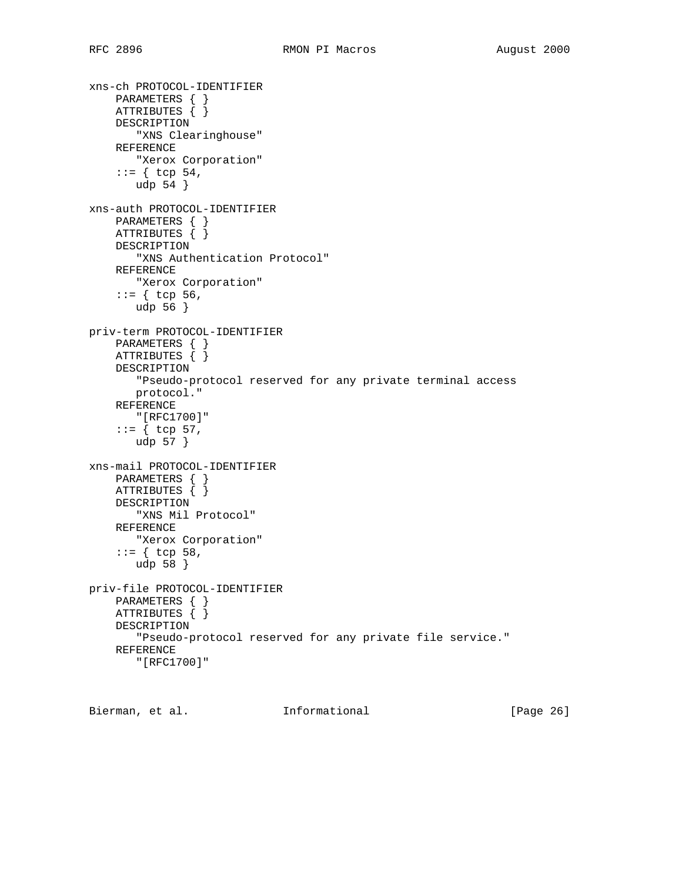```
xns-ch PROTOCOL-IDENTIFIER
    PARAMETERS { }
    ATTRIBUTES { }
    DESCRIPTION
       "XNS Clearinghouse"
    REFERENCE
       "Xerox Corporation"
    ::= { tcp 54,
       udp 54 }

xns-auth PROTOCOL-IDENTIFIER
    PARAMETERS { }
    ATTRIBUTES { }
    DESCRIPTION
       "XNS Authentication Protocol"
    REFERENCE
       "Xerox Corporation"
    ::= { tcp 56,
       udp 56 }

priv-term PROTOCOL-IDENTIFIER
    PARAMETERS { }
    ATTRIBUTES { }
    DESCRIPTION
       "Pseudo-protocol reserved for any private terminal access
       protocol."
    REFERENCE
       "[RFC1700]"
    ::= { tcp 57,
       udp 57 }

xns-mail PROTOCOL-IDENTIFIER
    PARAMETERS { }
    ATTRIBUTES { }
    DESCRIPTION
       "XNS Mil Protocol"
    REFERENCE
       "Xerox Corporation"
    ::= { tcp 58,
       udp 58 }

priv-file PROTOCOL-IDENTIFIER
    PARAMETERS { }
    ATTRIBUTES { }
    DESCRIPTION
       "Pseudo-protocol reserved for any private file service."
    REFERENCE
       "[RFC1700]"
```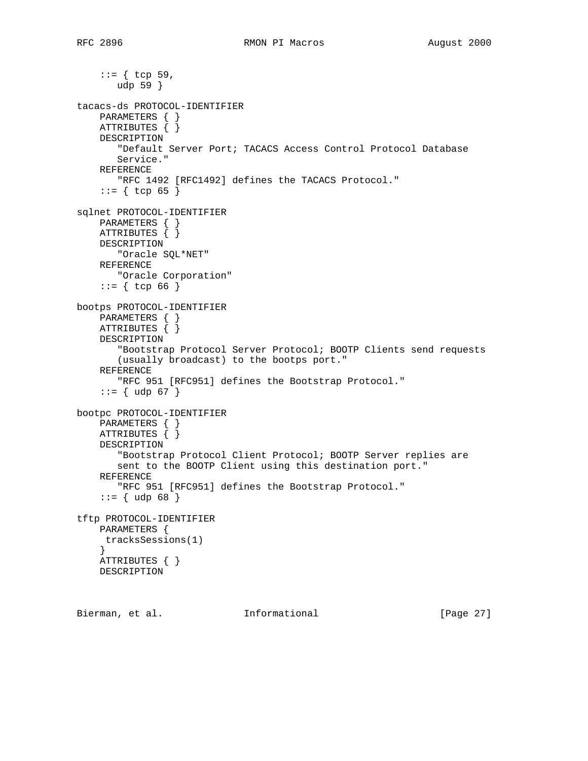```
    ::= { tcp 59,
       udp 59 }

tacacs-ds PROTOCOL-IDENTIFIER
    PARAMETERS { }
    ATTRIBUTES { }
    DESCRIPTION
       "Default Server Port; TACACS Access Control Protocol Database
       Service."
    REFERENCE
       "RFC 1492 [RFC1492] defines the TACACS Protocol."
    ::= { tcp 65 }

sqlnet PROTOCOL-IDENTIFIER
    PARAMETERS { }
    ATTRIBUTES { }
    DESCRIPTION
       "Oracle SQL*NET"
    REFERENCE
       "Oracle Corporation"
    ::= { tcp 66 }

bootps PROTOCOL-IDENTIFIER
    PARAMETERS { }
    ATTRIBUTES { }
    DESCRIPTION
       "Bootstrap Protocol Server Protocol; BOOTP Clients send requests
       (usually broadcast) to the bootps port."
    REFERENCE
       "RFC 951 [RFC951] defines the Bootstrap Protocol."
    ::= { udp 67 }

bootpc PROTOCOL-IDENTIFIER
    PARAMETERS { }
    ATTRIBUTES { }
    DESCRIPTION
       "Bootstrap Protocol Client Protocol; BOOTP Server replies are
       sent to the BOOTP Client using this destination port."
    REFERENCE
       "RFC 951 [RFC951] defines the Bootstrap Protocol."
    ::= { udp 68 }

tftp PROTOCOL-IDENTIFIER
    PARAMETERS {
     tracksSessions(1)
    }
    ATTRIBUTES { }
    DESCRIPTION
```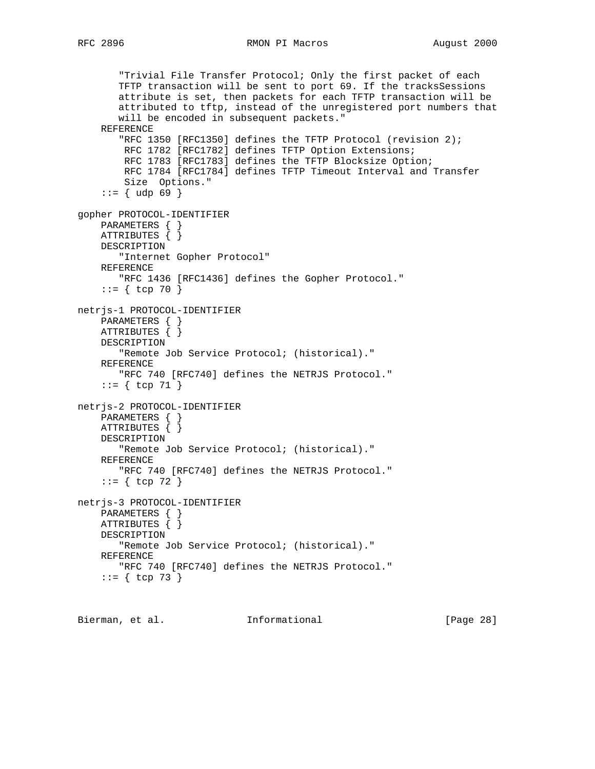```
       "Trivial File Transfer Protocol; Only the first packet of each
       TFTP transaction will be sent to port 69. If the tracksSessions
       attribute is set, then packets for each TFTP transaction will be
       attributed to tftp, instead of the unregistered port numbers that
       will be encoded in subsequent packets."
    REFERENCE
       "RFC 1350 [RFC1350] defines the TFTP Protocol (revision 2);
        RFC 1782 [RFC1782] defines TFTP Option Extensions;
        RFC 1783 [RFC1783] defines the TFTP Blocksize Option;
        RFC 1784 [RFC1784] defines TFTP Timeout Interval and Transfer
        Size  Options."
    ::= { udp 69 }

gopher PROTOCOL-IDENTIFIER
    PARAMETERS { }
    ATTRIBUTES { }
    DESCRIPTION
       "Internet Gopher Protocol"
    REFERENCE
       "RFC 1436 [RFC1436] defines the Gopher Protocol."
    ::= { tcp 70 }

netrjs-1 PROTOCOL-IDENTIFIER
    PARAMETERS { }
    ATTRIBUTES { }
    DESCRIPTION
       "Remote Job Service Protocol; (historical)."
    REFERENCE
       "RFC 740 [RFC740] defines the NETRJS Protocol."
    ::= { tcp 71 }

netrjs-2 PROTOCOL-IDENTIFIER
    PARAMETERS { }
    ATTRIBUTES { }
    DESCRIPTION
       "Remote Job Service Protocol; (historical)."
    REFERENCE
       "RFC 740 [RFC740] defines the NETRJS Protocol."
    ::= { tcp 72 }

netrjs-3 PROTOCOL-IDENTIFIER
    PARAMETERS { }
    ATTRIBUTES { }
    DESCRIPTION
       "Remote Job Service Protocol; (historical)."
    REFERENCE
       "RFC 740 [RFC740] defines the NETRJS Protocol."
    ::= { tcp 73 }
```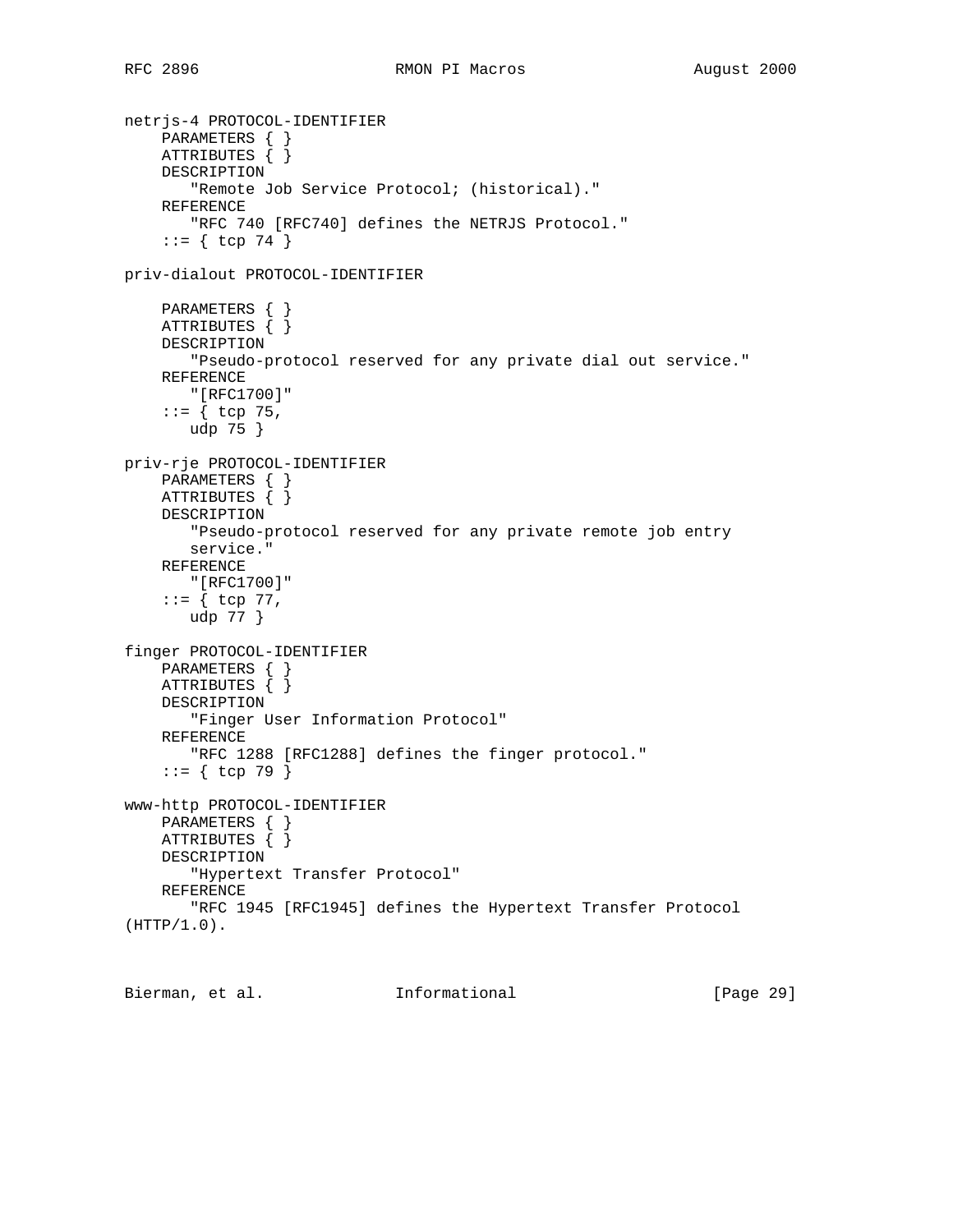```
netrjs-4 PROTOCOL-IDENTIFIER
    PARAMETERS { }
    ATTRIBUTES { }
    DESCRIPTION
       "Remote Job Service Protocol; (historical)."
    REFERENCE
       "RFC 740 [RFC740] defines the NETRJS Protocol."
    ::= { tcp 74 }

priv-dialout PROTOCOL-IDENTIFIER

    PARAMETERS { }
    ATTRIBUTES { }
    DESCRIPTION
       "Pseudo-protocol reserved for any private dial out service."
    REFERENCE
       "[RFC1700]"
    ::= { tcp 75,
       udp 75 }

priv-rje PROTOCOL-IDENTIFIER
    PARAMETERS { }
    ATTRIBUTES { }
    DESCRIPTION
       "Pseudo-protocol reserved for any private remote job entry
       service."
    REFERENCE
       "[RFC1700]"
    ::= { tcp 77,
       udp 77 }

finger PROTOCOL-IDENTIFIER
    PARAMETERS { }
    ATTRIBUTES { }
    DESCRIPTION
       "Finger User Information Protocol"
    REFERENCE
       "RFC 1288 [RFC1288] defines the finger protocol."
    ::= { tcp 79 }

www-http PROTOCOL-IDENTIFIER
    PARAMETERS { }
    ATTRIBUTES { }
    DESCRIPTION
       "Hypertext Transfer Protocol"
    REFERENCE
       "RFC 1945 [RFC1945] defines the Hypertext Transfer Protocol
(HTTP/1.0).
```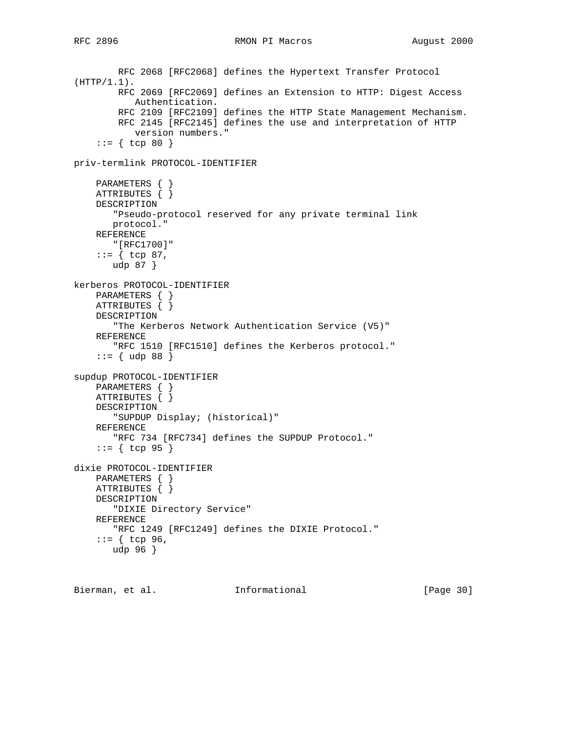```
        RFC 2068 [RFC2068] defines the Hypertext Transfer Protocol
(HTTP/1.1).
        RFC 2069 [RFC2069] defines an Extension to HTTP: Digest Access
           Authentication.
        RFC 2109 [RFC2109] defines the HTTP State Management Mechanism.
        RFC 2145 [RFC2145] defines the use and interpretation of HTTP
           version numbers."
    ::= { tcp 80 }

priv-termlink PROTOCOL-IDENTIFIER

    PARAMETERS { }
    ATTRIBUTES { }
    DESCRIPTION
       "Pseudo-protocol reserved for any private terminal link
       protocol."
    REFERENCE
       "[RFC1700]"
    ::= { tcp 87,
       udp 87 }

kerberos PROTOCOL-IDENTIFIER
    PARAMETERS { }
    ATTRIBUTES { }
    DESCRIPTION
       "The Kerberos Network Authentication Service (V5)"
    REFERENCE
       "RFC 1510 [RFC1510] defines the Kerberos protocol."
    ::= { udp 88 }

supdup PROTOCOL-IDENTIFIER
    PARAMETERS { }
    ATTRIBUTES { }
    DESCRIPTION
       "SUPDUP Display; (historical)"
    REFERENCE
       "RFC 734 [RFC734] defines the SUPDUP Protocol."
    ::= { tcp 95 }

dixie PROTOCOL-IDENTIFIER
    PARAMETERS { }
    ATTRIBUTES { }
    DESCRIPTION
       "DIXIE Directory Service"
    REFERENCE
       "RFC 1249 [RFC1249] defines the DIXIE Protocol."
    ::= { tcp 96,
       udp 96 }
```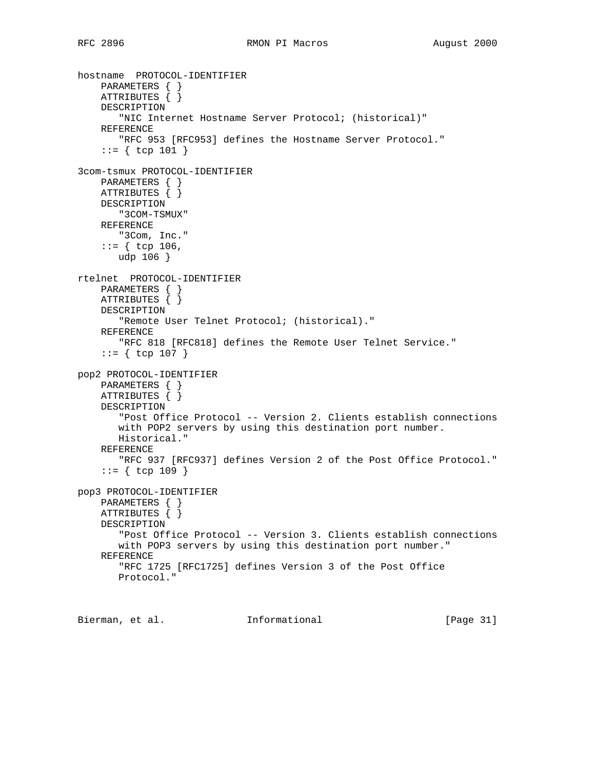```
hostname  PROTOCOL-IDENTIFIER
    PARAMETERS { }
    ATTRIBUTES { }
    DESCRIPTION
       "NIC Internet Hostname Server Protocol; (historical)"
    REFERENCE
       "RFC 953 [RFC953] defines the Hostname Server Protocol."
    ::= { tcp 101 }

3com-tsmux PROTOCOL-IDENTIFIER
    PARAMETERS { }
    ATTRIBUTES { }
    DESCRIPTION
       "3COM-TSMUX"
    REFERENCE
       "3Com, Inc."
    ::= { tcp 106,
       udp 106 }

rtelnet  PROTOCOL-IDENTIFIER
    PARAMETERS { }
    ATTRIBUTES { }
    DESCRIPTION
       "Remote User Telnet Protocol; (historical)."
    REFERENCE
       "RFC 818 [RFC818] defines the Remote User Telnet Service."
    ::= { tcp 107 }

pop2 PROTOCOL-IDENTIFIER
    PARAMETERS { }
    ATTRIBUTES { }
    DESCRIPTION
       "Post Office Protocol -- Version 2. Clients establish connections
       with POP2 servers by using this destination port number.
       Historical."
    REFERENCE
       "RFC 937 [RFC937] defines Version 2 of the Post Office Protocol."
    ::= { tcp 109 }

pop3 PROTOCOL-IDENTIFIER
    PARAMETERS { }
    ATTRIBUTES { }
    DESCRIPTION
       "Post Office Protocol -- Version 3. Clients establish connections
       with POP3 servers by using this destination port number."
    REFERENCE
       "RFC 1725 [RFC1725] defines Version 3 of the Post Office
       Protocol."
```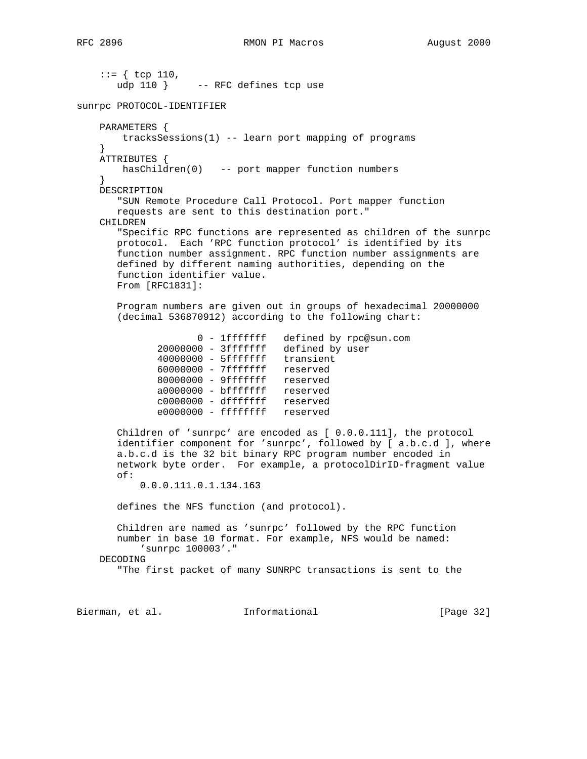```
    ::= { tcp 110,
       udp 110 }     -- RFC defines tcp use

sunrpc PROTOCOL-IDENTIFIER

    PARAMETERS {
        tracksSessions(1) -- learn port mapping of programs
    }
    ATTRIBUTES {
        hasChildren(0)   -- port mapper function numbers
    }
    DESCRIPTION
       "SUN Remote Procedure Call Protocol. Port mapper function
       requests are sent to this destination port."
    CHILDREN
       "Specific RPC functions are represented as children of the sunrpc
       protocol.  Each 'RPC function protocol' is identified by its
       function number assignment. RPC function number assignments are
       defined by different naming authorities, depending on the
       function identifier value.
       From [RFC1831]:

       Program numbers are given out in groups of hexadecimal 20000000
       (decimal 536870912) according to the following chart:

                     0 - 1fffffff   defined by rpc@sun.com
              20000000 - 3fffffff   defined by user
              40000000 - 5fffffff   transient
              60000000 - 7fffffff   reserved
              80000000 - 9fffffff   reserved
              a0000000 - bfffffff   reserved
              c0000000 - dfffffff   reserved
              e0000000 - ffffffff   reserved

       Children of 'sunrpc' are encoded as [ 0.0.0.111], the protocol
       identifier component for 'sunrpc', followed by [ a.b.c.d ], where
       a.b.c.d is the 32 bit binary RPC program number encoded in
       network byte order.  For example, a protocolDirID-fragment value
       of:
           0.0.0.111.0.1.134.163

       defines the NFS function (and protocol).

       Children are named as 'sunrpc' followed by the RPC function
       number in base 10 format. For example, NFS would be named:
           'sunrpc 100003'."
    DECODING
       "The first packet of many SUNRPC transactions is sent to the
```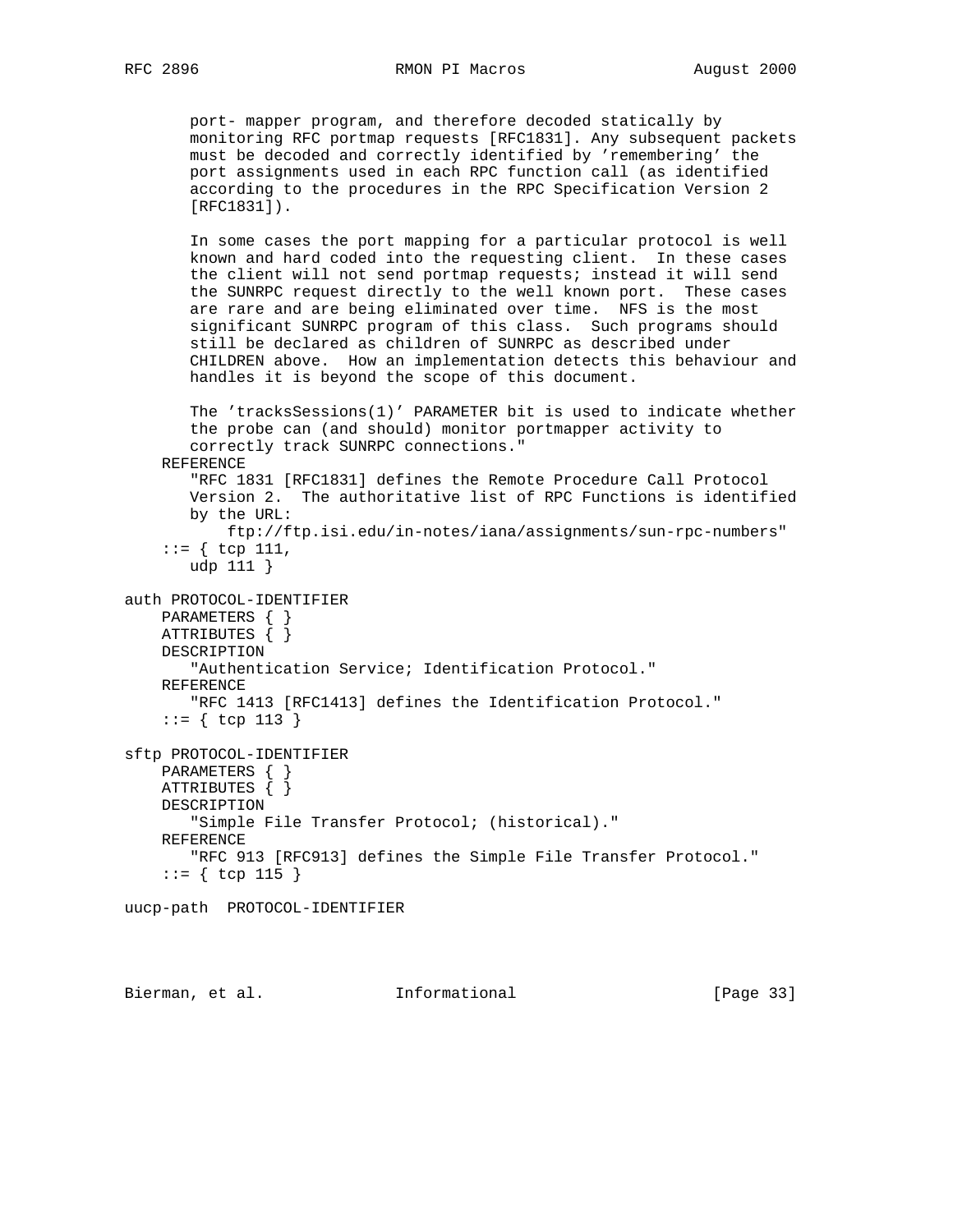```
       port- mapper program, and therefore decoded statically by
       monitoring RFC portmap requests [RFC1831]. Any subsequent packets
       must be decoded and correctly identified by 'remembering' the
       port assignments used in each RPC function call (as identified
       according to the procedures in the RPC Specification Version 2
       [RFC1831]).

       In some cases the port mapping for a particular protocol is well
       known and hard coded into the requesting client.  In these cases
       the client will not send portmap requests; instead it will send
       the SUNRPC request directly to the well known port.  These cases
       are rare and are being eliminated over time.  NFS is the most
       significant SUNRPC program of this class.  Such programs should
       still be declared as children of SUNRPC as described under
       CHILDREN above.  How an implementation detects this behaviour and
       handles it is beyond the scope of this document.

       The 'tracksSessions(1)' PARAMETER bit is used to indicate whether
       the probe can (and should) monitor portmapper activity to
       correctly track SUNRPC connections."
    REFERENCE
       "RFC 1831 [RFC1831] defines the Remote Procedure Call Protocol
       Version 2.  The authoritative list of RPC Functions is identified
       by the URL:
           ftp://ftp.isi.edu/in-notes/iana/assignments/sun-rpc-numbers"
    ::= { tcp 111,
       udp 111 }

auth PROTOCOL-IDENTIFIER
    PARAMETERS { }
    ATTRIBUTES { }
    DESCRIPTION
       "Authentication Service; Identification Protocol."
    REFERENCE
       "RFC 1413 [RFC1413] defines the Identification Protocol."
    ::= { tcp 113 }

sftp PROTOCOL-IDENTIFIER
    PARAMETERS { }
    ATTRIBUTES { }
    DESCRIPTION
       "Simple File Transfer Protocol; (historical)."
    REFERENCE
       "RFC 913 [RFC913] defines the Simple File Transfer Protocol."
    ::= { tcp 115 }

uucp-path  PROTOCOL-IDENTIFIER
```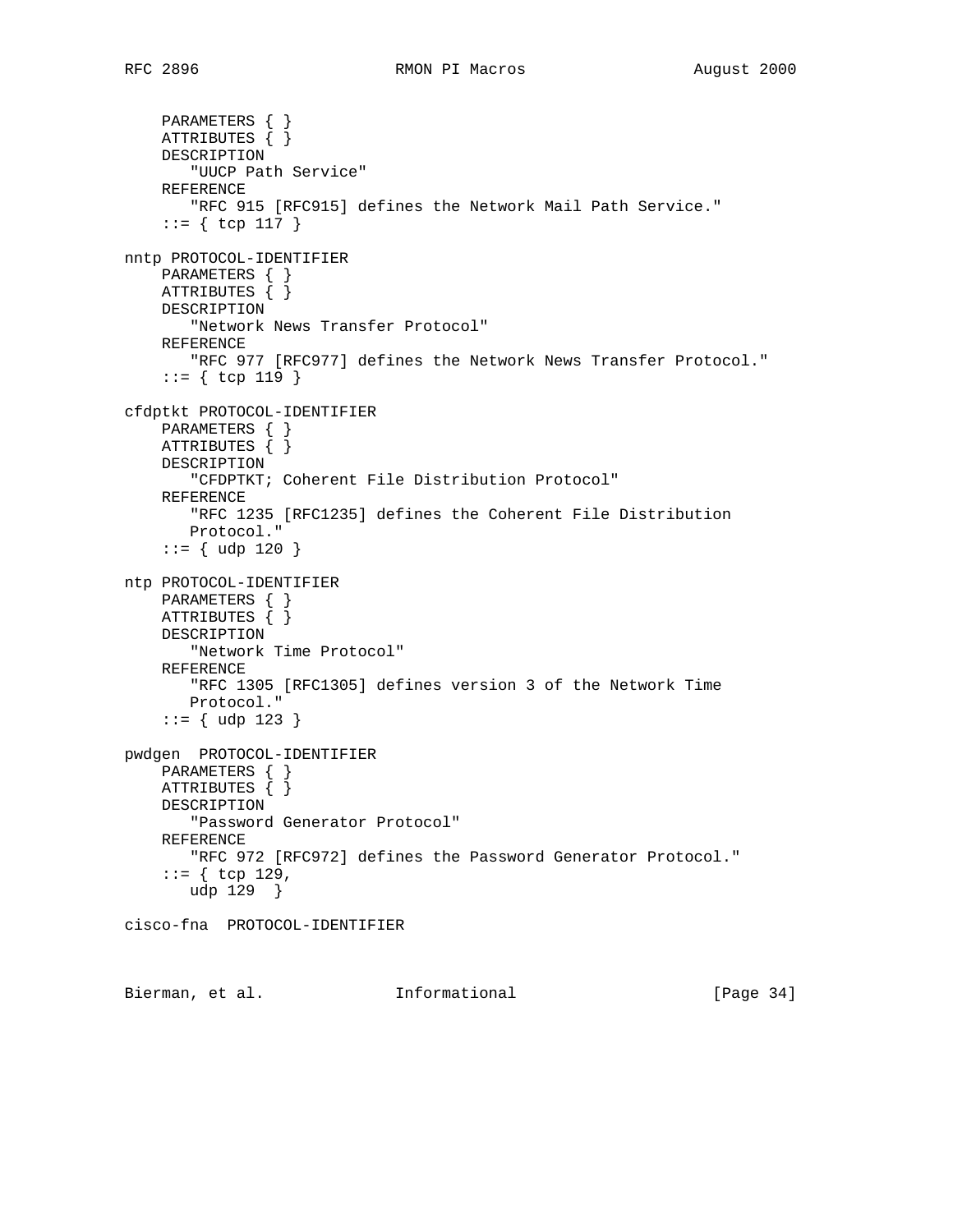```
    PARAMETERS { }
    ATTRIBUTES { }
    DESCRIPTION
       "UUCP Path Service"
    REFERENCE
       "RFC 915 [RFC915] defines the Network Mail Path Service."
    ::= { tcp 117 }

nntp PROTOCOL-IDENTIFIER
    PARAMETERS { }
    ATTRIBUTES { }
    DESCRIPTION
       "Network News Transfer Protocol"
    REFERENCE
       "RFC 977 [RFC977] defines the Network News Transfer Protocol."
    ::= { tcp 119 }

cfdptkt PROTOCOL-IDENTIFIER
    PARAMETERS { }
    ATTRIBUTES { }
    DESCRIPTION
       "CFDPTKT; Coherent File Distribution Protocol"
    REFERENCE
       "RFC 1235 [RFC1235] defines the Coherent File Distribution
       Protocol."
    ::= { udp 120 }

ntp PROTOCOL-IDENTIFIER
    PARAMETERS { }
    ATTRIBUTES { }
    DESCRIPTION
       "Network Time Protocol"
    REFERENCE
       "RFC 1305 [RFC1305] defines version 3 of the Network Time
       Protocol."
    ::= { udp 123 }

pwdgen  PROTOCOL-IDENTIFIER
    PARAMETERS { }
    ATTRIBUTES { }
    DESCRIPTION
       "Password Generator Protocol"
    REFERENCE
       "RFC 972 [RFC972] defines the Password Generator Protocol."
    ::= { tcp 129,
       udp 129  }

cisco-fna  PROTOCOL-IDENTIFIER
```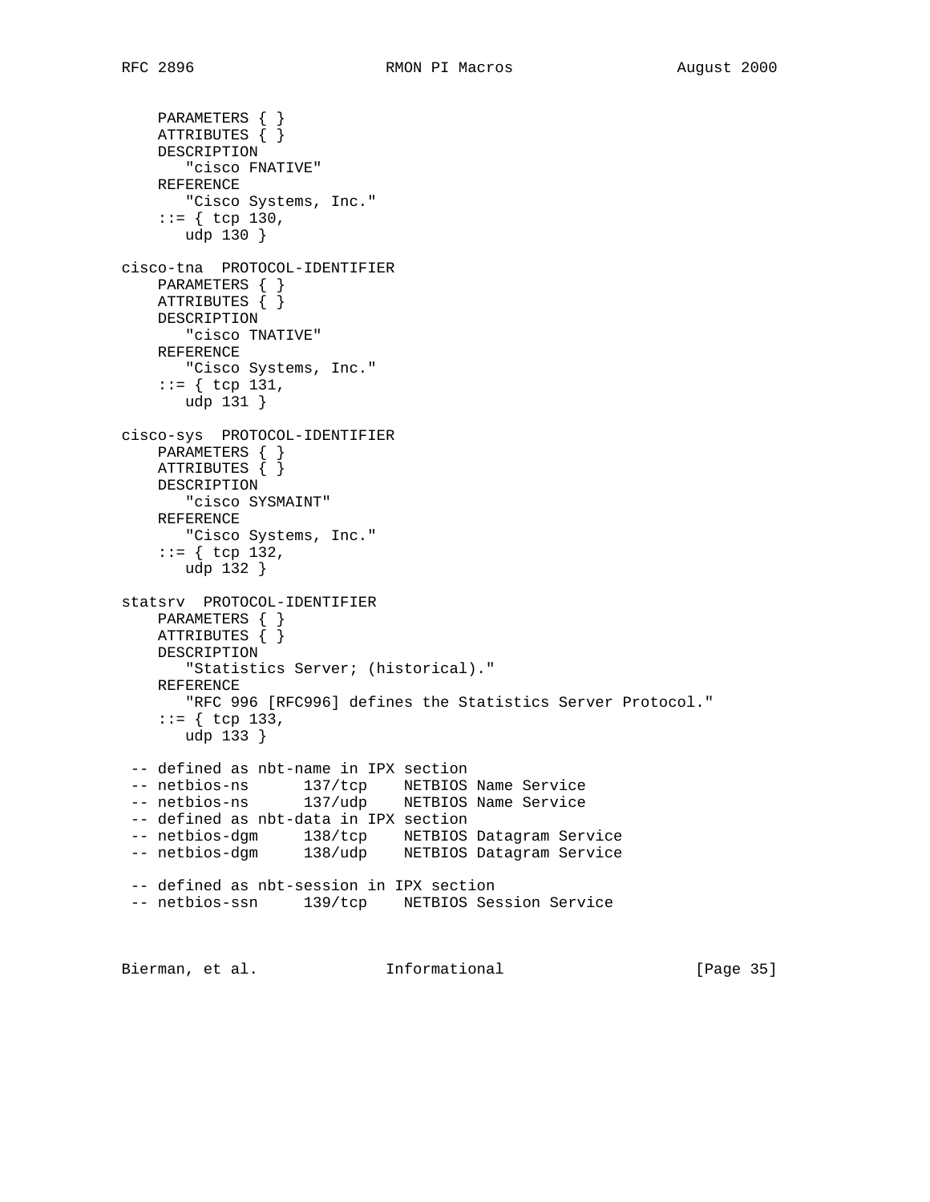```
    PARAMETERS { }
    ATTRIBUTES { }
    DESCRIPTION
       "cisco FNATIVE"
    REFERENCE
       "Cisco Systems, Inc."
    ::= { tcp 130,
       udp 130 }

cisco-tna  PROTOCOL-IDENTIFIER
    PARAMETERS { }
    ATTRIBUTES { }
    DESCRIPTION
       "cisco TNATIVE"
    REFERENCE
       "Cisco Systems, Inc."
    ::= { tcp 131,
       udp 131 }

cisco-sys  PROTOCOL-IDENTIFIER
    PARAMETERS { }
    ATTRIBUTES { }
    DESCRIPTION
       "cisco SYSMAINT"
    REFERENCE
       "Cisco Systems, Inc."
    ::= { tcp 132,
       udp 132 }

statsrv  PROTOCOL-IDENTIFIER
    PARAMETERS { }
    ATTRIBUTES { }
    DESCRIPTION
       "Statistics Server; (historical)."
    REFERENCE
       "RFC 996 [RFC996] defines the Statistics Server Protocol."
    ::= { tcp 133,
       udp 133 }

 -- defined as nbt-name in IPX section
 -- netbios-ns      137/tcp    NETBIOS Name Service
 -- netbios-ns      137/udp    NETBIOS Name Service
 -- defined as nbt-data in IPX section
 -- netbios-dgm     138/tcp    NETBIOS Datagram Service
 -- netbios-dgm     138/udp    NETBIOS Datagram Service

 -- defined as nbt-session in IPX section
 -- netbios-ssn     139/tcp    NETBIOS Session Service
```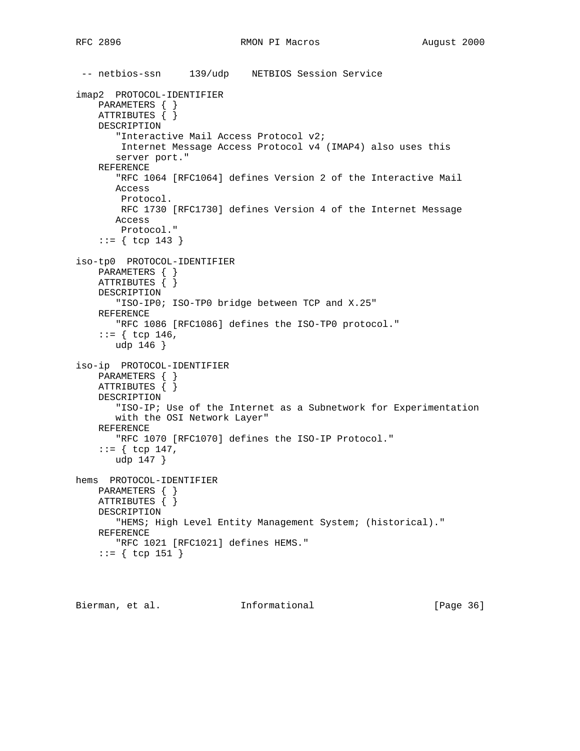```
 -- netbios-ssn     139/udp    NETBIOS Session Service

imap2  PROTOCOL-IDENTIFIER
    PARAMETERS { }
    ATTRIBUTES { }
    DESCRIPTION
       "Interactive Mail Access Protocol v2;
        Internet Message Access Protocol v4 (IMAP4) also uses this
       server port."
    REFERENCE
       "RFC 1064 [RFC1064] defines Version 2 of the Interactive Mail
       Access
        Protocol.
        RFC 1730 [RFC1730] defines Version 4 of the Internet Message
       Access
        Protocol."
    ::= { tcp 143 }

iso-tp0  PROTOCOL-IDENTIFIER
    PARAMETERS { }
    ATTRIBUTES { }
    DESCRIPTION
       "ISO-IP0; ISO-TP0 bridge between TCP and X.25"
    REFERENCE
       "RFC 1086 [RFC1086] defines the ISO-TP0 protocol."
    ::= { tcp 146,
       udp 146 }

iso-ip  PROTOCOL-IDENTIFIER
    PARAMETERS { }
    ATTRIBUTES { }
    DESCRIPTION
       "ISO-IP; Use of the Internet as a Subnetwork for Experimentation
       with the OSI Network Layer"
    REFERENCE
       "RFC 1070 [RFC1070] defines the ISO-IP Protocol."
    ::= { tcp 147,
       udp 147 }

hems  PROTOCOL-IDENTIFIER
    PARAMETERS { }
    ATTRIBUTES { }
    DESCRIPTION
       "HEMS; High Level Entity Management System; (historical)."
    REFERENCE
       "RFC 1021 [RFC1021] defines HEMS."
    ::= { tcp 151 }
```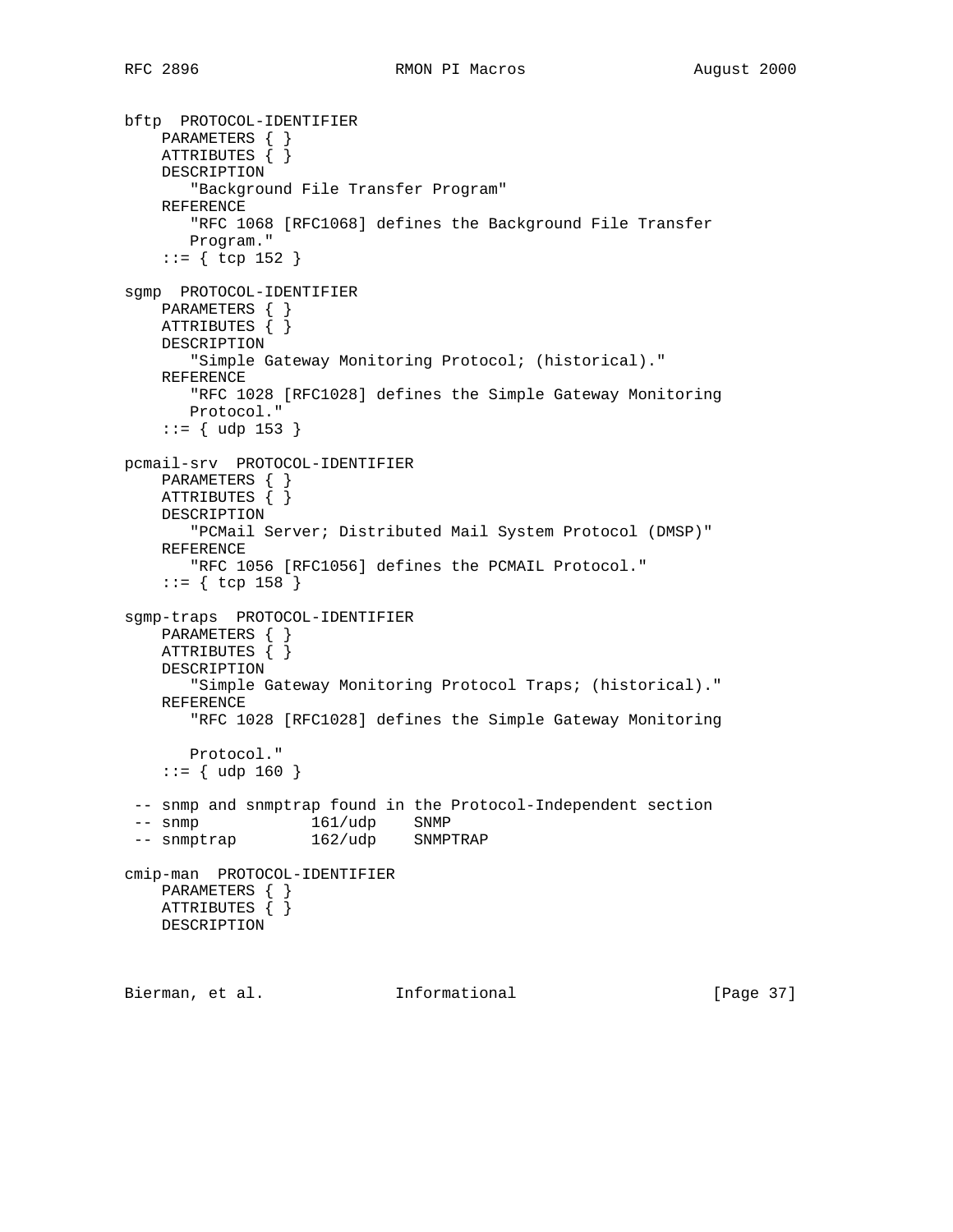```
bftp  PROTOCOL-IDENTIFIER
    PARAMETERS { }
    ATTRIBUTES { }
    DESCRIPTION
       "Background File Transfer Program"
    REFERENCE
       "RFC 1068 [RFC1068] defines the Background File Transfer
       Program."
    ::= { tcp 152 }

sgmp  PROTOCOL-IDENTIFIER
    PARAMETERS { }
    ATTRIBUTES { }
    DESCRIPTION
       "Simple Gateway Monitoring Protocol; (historical)."
    REFERENCE
       "RFC 1028 [RFC1028] defines the Simple Gateway Monitoring
       Protocol."
    ::= { udp 153 }

pcmail-srv  PROTOCOL-IDENTIFIER
    PARAMETERS { }
    ATTRIBUTES { }
    DESCRIPTION
       "PCMail Server; Distributed Mail System Protocol (DMSP)"
    REFERENCE
       "RFC 1056 [RFC1056] defines the PCMAIL Protocol."
    ::= { tcp 158 }

sgmp-traps  PROTOCOL-IDENTIFIER
    PARAMETERS { }
    ATTRIBUTES { }
    DESCRIPTION
       "Simple Gateway Monitoring Protocol Traps; (historical)."
    REFERENCE
       "RFC 1028 [RFC1028] defines the Simple Gateway Monitoring

       Protocol."
    ::= { udp 160 }

 -- snmp and snmptrap found in the Protocol-Independent section
 -- snmp            161/udp    SNMP
 -- snmptrap        162/udp    SNMPTRAP

cmip-man  PROTOCOL-IDENTIFIER
    PARAMETERS { }
    ATTRIBUTES { }
    DESCRIPTION
```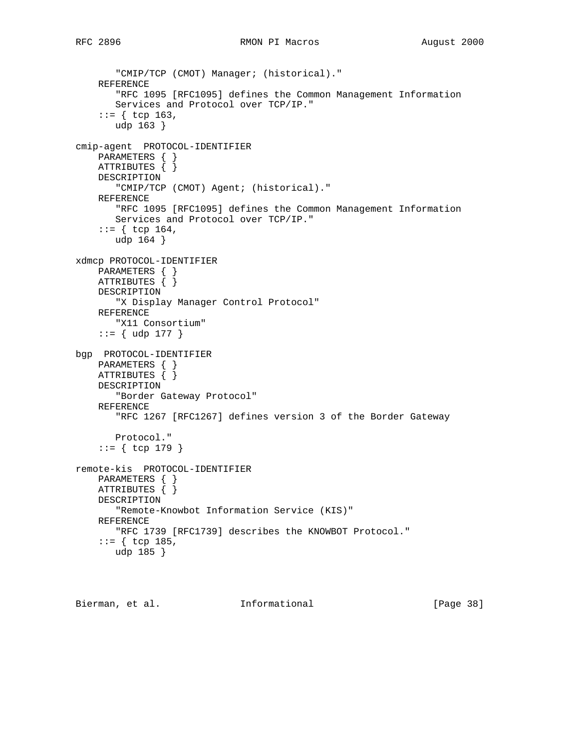```
       "CMIP/TCP (CMOT) Manager; (historical)."
    REFERENCE
       "RFC 1095 [RFC1095] defines the Common Management Information
       Services and Protocol over TCP/IP."
    ::= { tcp 163,
       udp 163 }

cmip-agent  PROTOCOL-IDENTIFIER
    PARAMETERS { }
    ATTRIBUTES { }
    DESCRIPTION
       "CMIP/TCP (CMOT) Agent; (historical)."
    REFERENCE
       "RFC 1095 [RFC1095] defines the Common Management Information
       Services and Protocol over TCP/IP."
    ::= { tcp 164,
       udp 164 }

xdmcp PROTOCOL-IDENTIFIER
    PARAMETERS { }
    ATTRIBUTES { }
    DESCRIPTION
       "X Display Manager Control Protocol"
    REFERENCE
       "X11 Consortium"
    ::= { udp 177 }

bgp  PROTOCOL-IDENTIFIER
    PARAMETERS { }
    ATTRIBUTES { }
    DESCRIPTION
       "Border Gateway Protocol"
    REFERENCE
       "RFC 1267 [RFC1267] defines version 3 of the Border Gateway

       Protocol."
    ::= { tcp 179 }

remote-kis  PROTOCOL-IDENTIFIER
    PARAMETERS { }
    ATTRIBUTES { }
    DESCRIPTION
       "Remote-Knowbot Information Service (KIS)"
    REFERENCE
       "RFC 1739 [RFC1739] describes the KNOWBOT Protocol."
    ::= { tcp 185,
       udp 185 }
```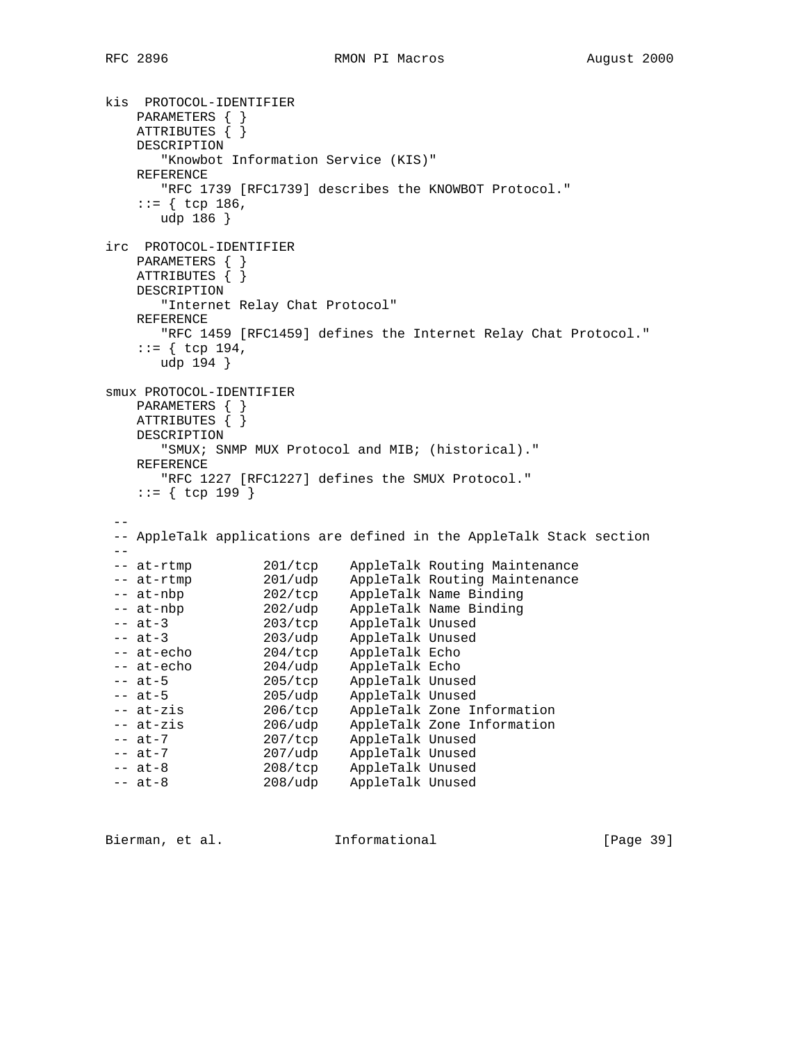```
kis  PROTOCOL-IDENTIFIER
    PARAMETERS { }
    ATTRIBUTES { }
    DESCRIPTION
       "Knowbot Information Service (KIS)"
    REFERENCE
       "RFC 1739 [RFC1739] describes the KNOWBOT Protocol."
    ::= { tcp 186,
       udp 186 }

irc  PROTOCOL-IDENTIFIER
    PARAMETERS { }
    ATTRIBUTES { }
    DESCRIPTION
       "Internet Relay Chat Protocol"
    REFERENCE
       "RFC 1459 [RFC1459] defines the Internet Relay Chat Protocol."
    ::= { tcp 194,
       udp 194 }

smux PROTOCOL-IDENTIFIER
    PARAMETERS { }
    ATTRIBUTES { }
    DESCRIPTION
       "SMUX; SNMP MUX Protocol and MIB; (historical)."
    REFERENCE
       "RFC 1227 [RFC1227] defines the SMUX Protocol."
    ::= { tcp 199 }

 --
 -- AppleTalk applications are defined in the AppleTalk Stack section
 --
 -- at-rtmp         201/tcp    AppleTalk Routing Maintenance
 -- at-rtmp         201/udp    AppleTalk Routing Maintenance
 -- at-nbp          202/tcp    AppleTalk Name Binding
 -- at-nbp          202/udp    AppleTalk Name Binding
 -- at-3            203/tcp    AppleTalk Unused
 -- at-3            203/udp    AppleTalk Unused
 -- at-echo         204/tcp    AppleTalk Echo
 -- at-echo         204/udp    AppleTalk Echo
 -- at-5            205/tcp    AppleTalk Unused
 -- at-5            205/udp    AppleTalk Unused
 -- at-zis          206/tcp    AppleTalk Zone Information
 -- at-zis          206/udp    AppleTalk Zone Information
 -- at-7            207/tcp    AppleTalk Unused
 -- at-7            207/udp    AppleTalk Unused
 -- at-8            208/tcp    AppleTalk Unused
 -- at-8            208/udp    AppleTalk Unused
```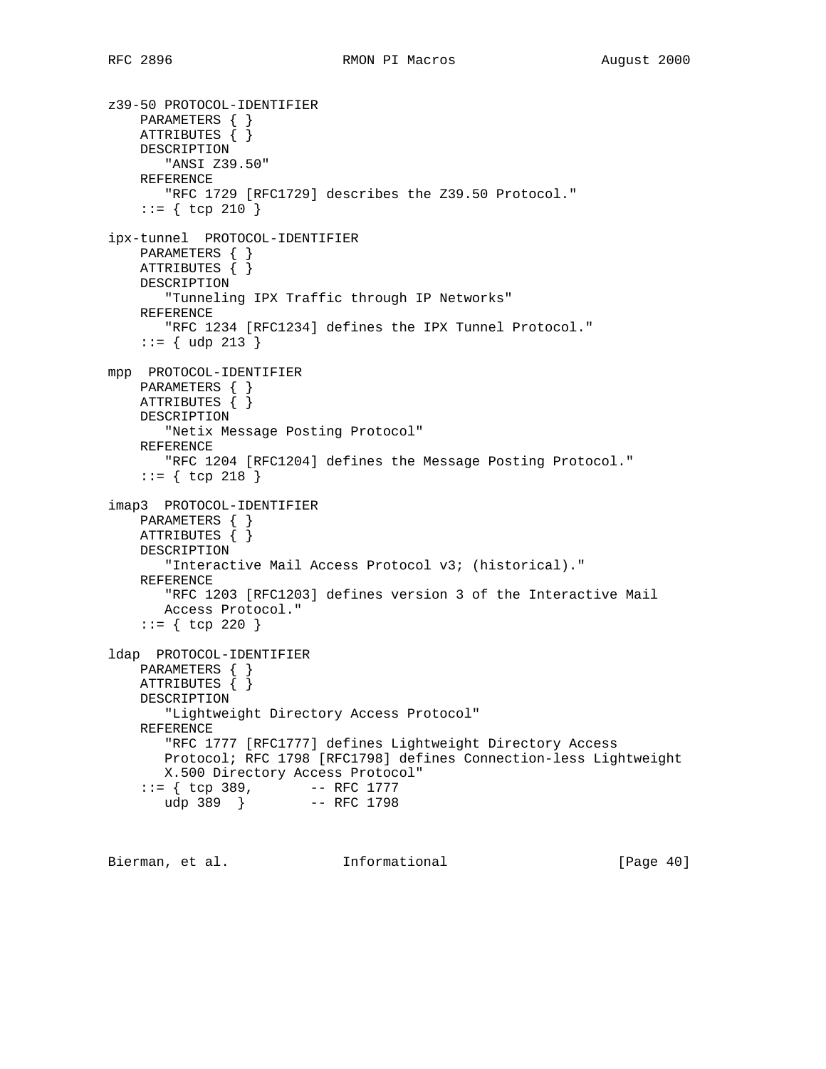```
z39-50 PROTOCOL-IDENTIFIER
    PARAMETERS { }
    ATTRIBUTES { }
    DESCRIPTION
       "ANSI Z39.50"
    REFERENCE
       "RFC 1729 [RFC1729] describes the Z39.50 Protocol."
    ::= { tcp 210 }

ipx-tunnel  PROTOCOL-IDENTIFIER
    PARAMETERS { }
    ATTRIBUTES { }
    DESCRIPTION
       "Tunneling IPX Traffic through IP Networks"
    REFERENCE
       "RFC 1234 [RFC1234] defines the IPX Tunnel Protocol."
    ::= { udp 213 }

mpp  PROTOCOL-IDENTIFIER
    PARAMETERS { }
    ATTRIBUTES { }
    DESCRIPTION
       "Netix Message Posting Protocol"
    REFERENCE
       "RFC 1204 [RFC1204] defines the Message Posting Protocol."
    ::= { tcp 218 }

imap3  PROTOCOL-IDENTIFIER
    PARAMETERS { }
    ATTRIBUTES { }
    DESCRIPTION
       "Interactive Mail Access Protocol v3; (historical)."
    REFERENCE
       "RFC 1203 [RFC1203] defines version 3 of the Interactive Mail
       Access Protocol."
    ::= { tcp 220 }

ldap  PROTOCOL-IDENTIFIER
    PARAMETERS { }
    ATTRIBUTES { }
    DESCRIPTION
       "Lightweight Directory Access Protocol"
    REFERENCE
       "RFC 1777 [RFC1777] defines Lightweight Directory Access
       Protocol; RFC 1798 [RFC1798] defines Connection-less Lightweight
       X.500 Directory Access Protocol"
    ::= { tcp 389,       -- RFC 1777
       udp 389  }        -- RFC 1798
```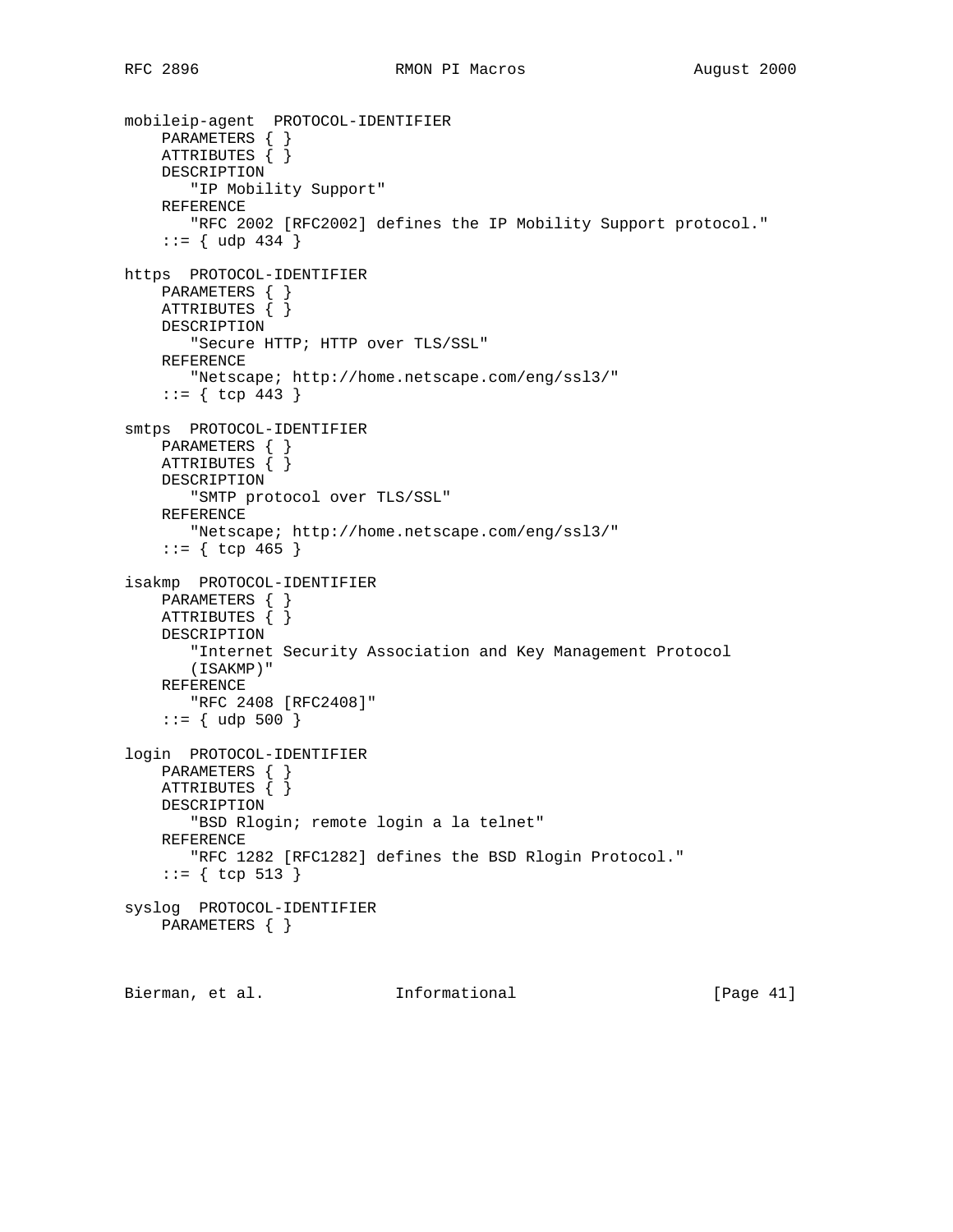```
mobileip-agent  PROTOCOL-IDENTIFIER
    PARAMETERS { }
    ATTRIBUTES { }
    DESCRIPTION
       "IP Mobility Support"
    REFERENCE
       "RFC 2002 [RFC2002] defines the IP Mobility Support protocol."
    ::= { udp 434 }

https  PROTOCOL-IDENTIFIER
    PARAMETERS { }
    ATTRIBUTES { }
    DESCRIPTION
       "Secure HTTP; HTTP over TLS/SSL"
    REFERENCE
       "Netscape; http://home.netscape.com/eng/ssl3/"
    ::= { tcp 443 }

smtps  PROTOCOL-IDENTIFIER
    PARAMETERS { }
    ATTRIBUTES { }
    DESCRIPTION
       "SMTP protocol over TLS/SSL"
    REFERENCE
       "Netscape; http://home.netscape.com/eng/ssl3/"
    ::= { tcp 465 }

isakmp  PROTOCOL-IDENTIFIER
    PARAMETERS { }
    ATTRIBUTES { }
    DESCRIPTION
       "Internet Security Association and Key Management Protocol
       (ISAKMP)"
    REFERENCE
       "RFC 2408 [RFC2408]"
    ::= { udp 500 }

login  PROTOCOL-IDENTIFIER
    PARAMETERS { }
    ATTRIBUTES { }
    DESCRIPTION
       "BSD Rlogin; remote login a la telnet"
    REFERENCE
       "RFC 1282 [RFC1282] defines the BSD Rlogin Protocol."
    ::= { tcp 513 }

syslog  PROTOCOL-IDENTIFIER
    PARAMETERS { }
```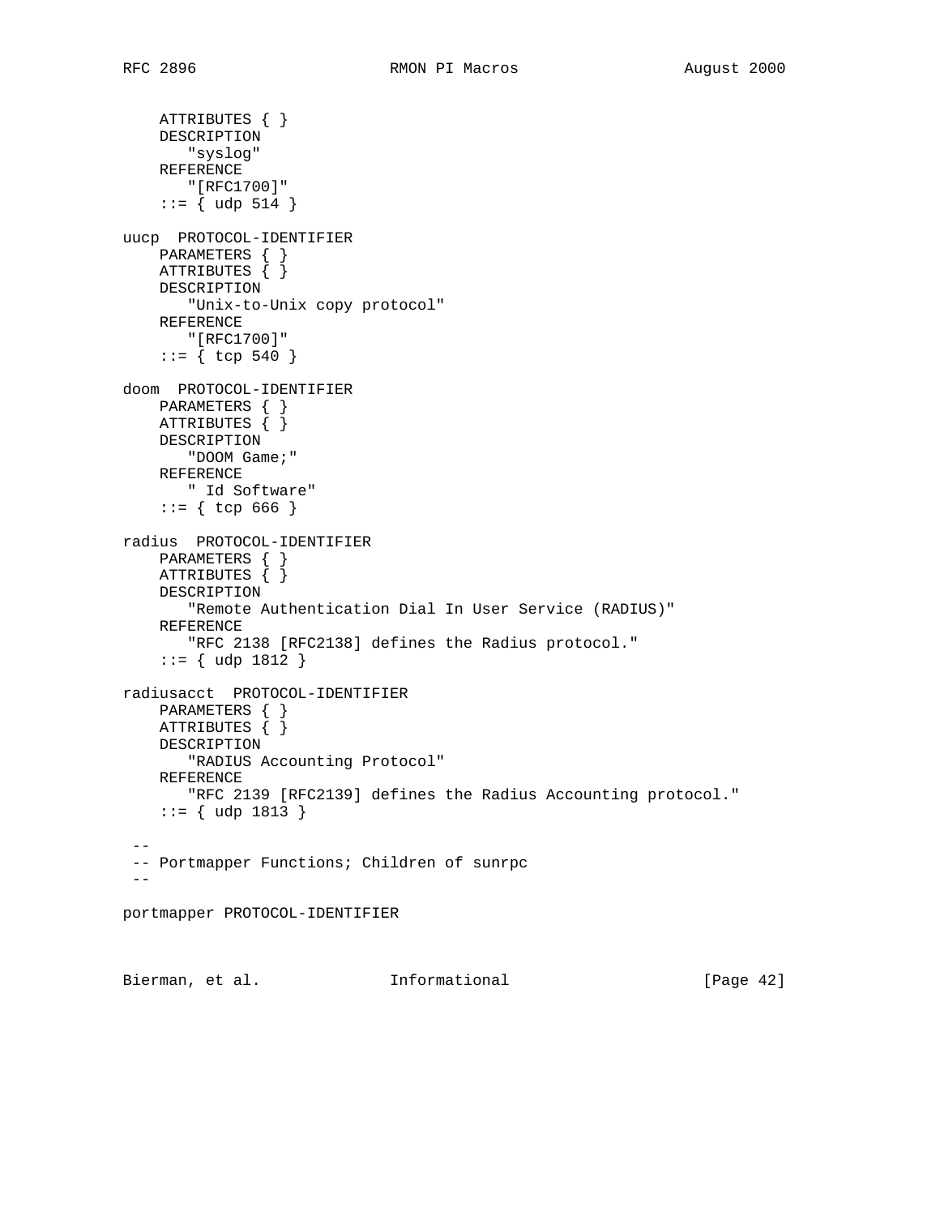```
    ATTRIBUTES { }
    DESCRIPTION
       "syslog"
    REFERENCE
       "[RFC1700]"
    ::= { udp 514 }

uucp  PROTOCOL-IDENTIFIER
    PARAMETERS { }
    ATTRIBUTES { }
    DESCRIPTION
       "Unix-to-Unix copy protocol"
    REFERENCE
       "[RFC1700]"
    ::= { tcp 540 }

doom  PROTOCOL-IDENTIFIER
    PARAMETERS { }
    ATTRIBUTES { }
    DESCRIPTION
       "DOOM Game;"
    REFERENCE
       " Id Software"
    ::= { tcp 666 }

radius  PROTOCOL-IDENTIFIER
    PARAMETERS { }
    ATTRIBUTES { }
    DESCRIPTION
       "Remote Authentication Dial In User Service (RADIUS)"
    REFERENCE
       "RFC 2138 [RFC2138] defines the Radius protocol."
    ::= { udp 1812 }

radiusacct  PROTOCOL-IDENTIFIER
    PARAMETERS { }
    ATTRIBUTES { }
    DESCRIPTION
       "RADIUS Accounting Protocol"
    REFERENCE
       "RFC 2139 [RFC2139] defines the Radius Accounting protocol."
    ::= { udp 1813 }

 --
 -- Portmapper Functions; Children of sunrpc
 --

portmapper PROTOCOL-IDENTIFIER
```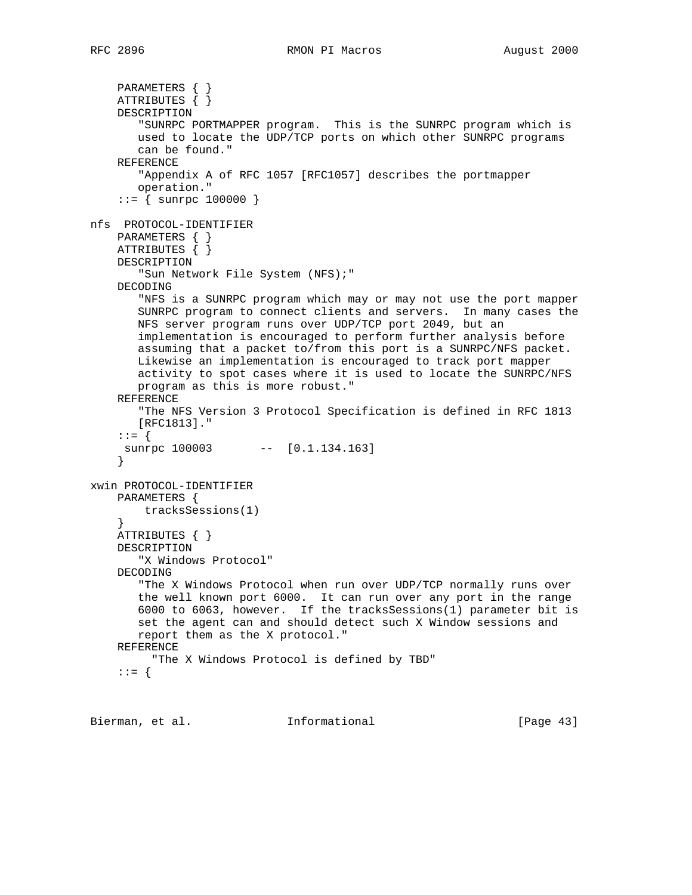```
    PARAMETERS { }
    ATTRIBUTES { }
    DESCRIPTION
       "SUNRPC PORTMAPPER program.  This is the SUNRPC program which is
       used to locate the UDP/TCP ports on which other SUNRPC programs
       can be found."
    REFERENCE
       "Appendix A of RFC 1057 [RFC1057] describes the portmapper
       operation."
    ::= { sunrpc 100000 }

nfs  PROTOCOL-IDENTIFIER
    PARAMETERS { }
    ATTRIBUTES { }
    DESCRIPTION
       "Sun Network File System (NFS);"
    DECODING
       "NFS is a SUNRPC program which may or may not use the port mapper
       SUNRPC program to connect clients and servers.  In many cases the
       NFS server program runs over UDP/TCP port 2049, but an
       implementation is encouraged to perform further analysis before
       assuming that a packet to/from this port is a SUNRPC/NFS packet.
       Likewise an implementation is encouraged to track port mapper
       activity to spot cases where it is used to locate the SUNRPC/NFS
       program as this is more robust."
    REFERENCE
       "The NFS Version 3 Protocol Specification is defined in RFC 1813
       [RFC1813]."
    ::= {
     sunrpc 100003       --  [0.1.134.163]
    }

xwin PROTOCOL-IDENTIFIER
    PARAMETERS {
        tracksSessions(1)
    }
    ATTRIBUTES { }
    DESCRIPTION
       "X Windows Protocol"
    DECODING
       "The X Windows Protocol when run over UDP/TCP normally runs over
       the well known port 6000.  It can run over any port in the range
       6000 to 6063, however.  If the tracksSessions(1) parameter bit is
       set the agent can and should detect such X Window sessions and
       report them as the X protocol."
    REFERENCE
         "The X Windows Protocol is defined by TBD"
    ::= {
```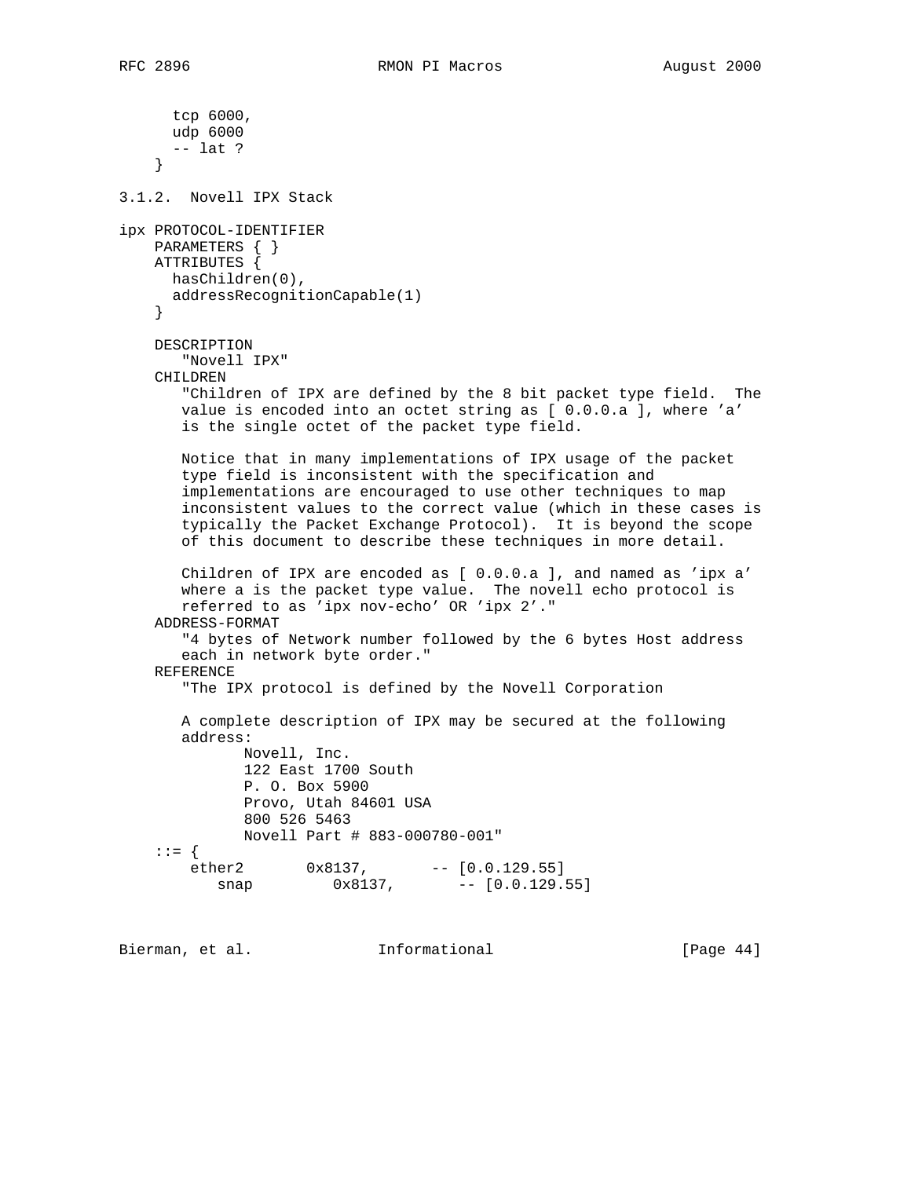```
      tcp 6000,
      udp 6000
      -- lat ?
    }
```

3.1.2.  Novell IPX Stack

```
ipx PROTOCOL-IDENTIFIER
    PARAMETERS { }
    ATTRIBUTES {
      hasChildren(0),
      addressRecognitionCapable(1)
    }

    DESCRIPTION
       "Novell IPX"
    CHILDREN
       "Children of IPX are defined by the 8 bit packet type field.  The
       value is encoded into an octet string as [ 0.0.0.a ], where 'a'
       is the single octet of the packet type field.

       Notice that in many implementations of IPX usage of the packet
       type field is inconsistent with the specification and
       implementations are encouraged to use other techniques to map
       inconsistent values to the correct value (which in these cases is
       typically the Packet Exchange Protocol).  It is beyond the scope
       of this document to describe these techniques in more detail.

       Children of IPX are encoded as [ 0.0.0.a ], and named as 'ipx a'
       where a is the packet type value.  The novell echo protocol is
       referred to as 'ipx nov-echo' OR 'ipx 2'."
    ADDRESS-FORMAT
       "4 bytes of Network number followed by the 6 bytes Host address
       each in network byte order."
    REFERENCE
       "The IPX protocol is defined by the Novell Corporation

       A complete description of IPX may be secured at the following
       address:
              Novell, Inc.
              122 East 1700 South
              P. O. Box 5900
              Provo, Utah 84601 USA
              800 526 5463
              Novell Part # 883-000780-001"
    ::= {
        ether2       0x8137,       -- [0.0.129.55]
           snap         0x8137,       -- [0.0.129.55]
```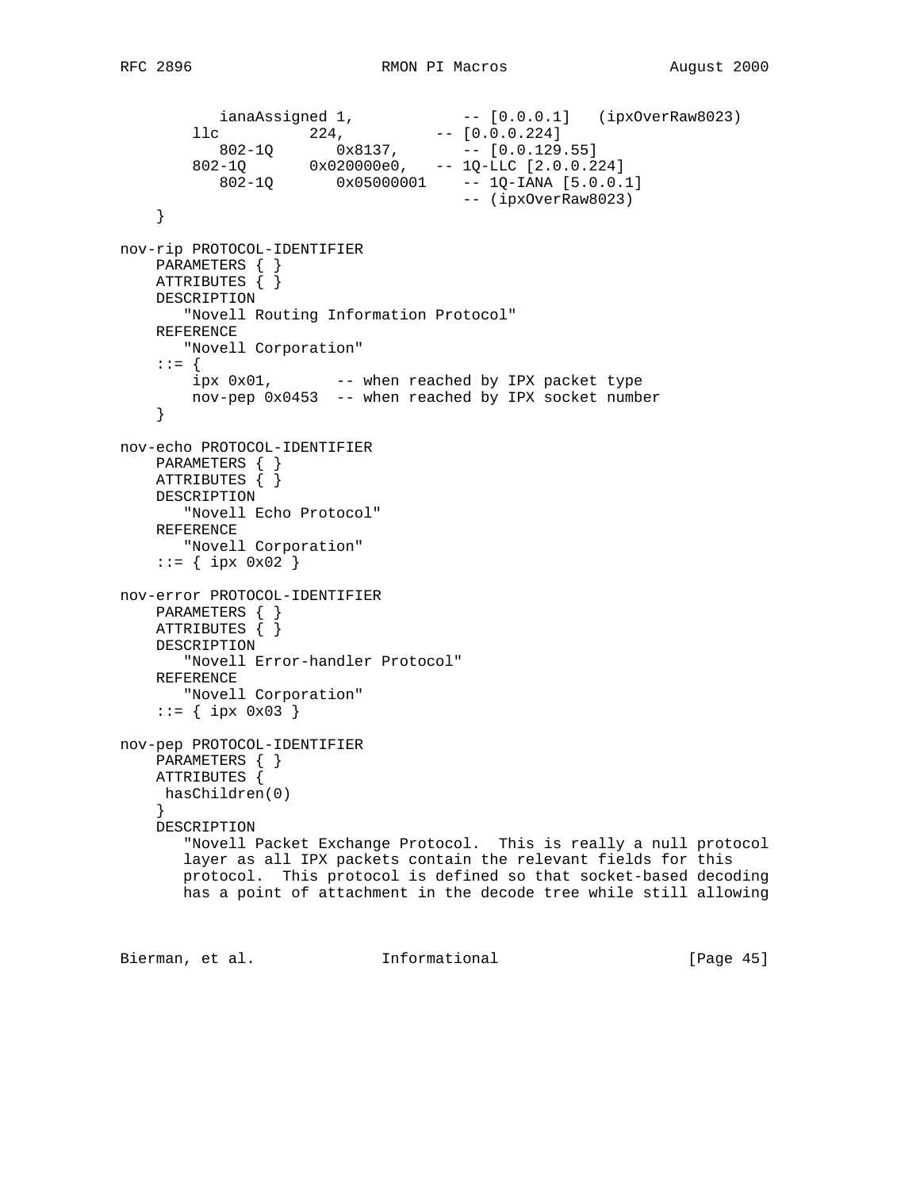```
          ianaAssigned 1,            -- [0.0.0.1]   (ipxOverRaw8023)
        llc          224,          -- [0.0.0.224]
           802-1Q       0x8137,       -- [0.0.129.55]
        802-1Q       0x020000e0,   -- 1Q-LLC [2.0.0.224]
           802-1Q       0x05000001    -- 1Q-IANA [5.0.0.1]
                                     -- (ipxOverRaw8023)
    }

nov-rip PROTOCOL-IDENTIFIER
    PARAMETERS { }
    ATTRIBUTES { }
    DESCRIPTION
       "Novell Routing Information Protocol"
    REFERENCE
       "Novell Corporation"
    ::= {
        ipx 0x01,       -- when reached by IPX packet type
        nov-pep 0x0453  -- when reached by IPX socket number
    }

nov-echo PROTOCOL-IDENTIFIER
    PARAMETERS { }
    ATTRIBUTES { }
    DESCRIPTION
       "Novell Echo Protocol"
    REFERENCE
       "Novell Corporation"
    ::= { ipx 0x02 }

nov-error PROTOCOL-IDENTIFIER
    PARAMETERS { }
    ATTRIBUTES { }
    DESCRIPTION
       "Novell Error-handler Protocol"
    REFERENCE
       "Novell Corporation"
    ::= { ipx 0x03 }

nov-pep PROTOCOL-IDENTIFIER
    PARAMETERS { }
    ATTRIBUTES {
     hasChildren(0)
    }
    DESCRIPTION
       "Novell Packet Exchange Protocol.  This is really a null protocol
       layer as all IPX packets contain the relevant fields for this
       protocol.  This protocol is defined so that socket-based decoding
       has a point of attachment in the decode tree while still allowing
```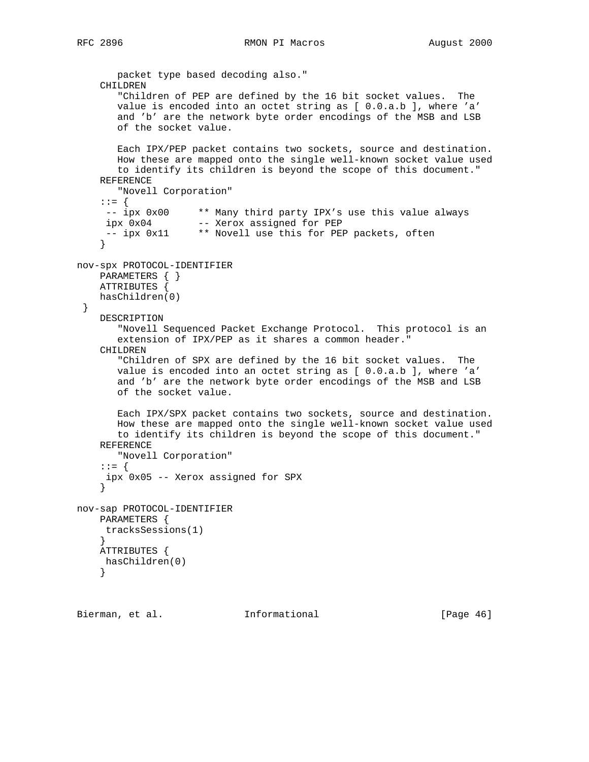```
       packet type based decoding also."
    CHILDREN
       "Children of PEP are defined by the 16 bit socket values.  The
       value is encoded into an octet string as [ 0.0.a.b ], where 'a'
       and 'b' are the network byte order encodings of the MSB and LSB
       of the socket value.

       Each IPX/PEP packet contains two sockets, source and destination.
       How these are mapped onto the single well-known socket value used
       to identify its children is beyond the scope of this document."
    REFERENCE
       "Novell Corporation"
    ::= {
     -- ipx 0x00     ** Many third party IPX's use this value always
     ipx 0x04        -- Xerox assigned for PEP
     -- ipx 0x11     ** Novell use this for PEP packets, often
    }

nov-spx PROTOCOL-IDENTIFIER
    PARAMETERS { }
    ATTRIBUTES {
    hasChildren(0)
 }
    DESCRIPTION
       "Novell Sequenced Packet Exchange Protocol.  This protocol is an
       extension of IPX/PEP as it shares a common header."
    CHILDREN
       "Children of SPX are defined by the 16 bit socket values.  The
       value is encoded into an octet string as [ 0.0.a.b ], where 'a'
       and 'b' are the network byte order encodings of the MSB and LSB
       of the socket value.

       Each IPX/SPX packet contains two sockets, source and destination.
       How these are mapped onto the single well-known socket value used
       to identify its children is beyond the scope of this document."
    REFERENCE
       "Novell Corporation"
    ::= {
     ipx 0x05 -- Xerox assigned for SPX
    }

nov-sap PROTOCOL-IDENTIFIER
    PARAMETERS {
     tracksSessions(1)
    }
    ATTRIBUTES {
     hasChildren(0)
    }
```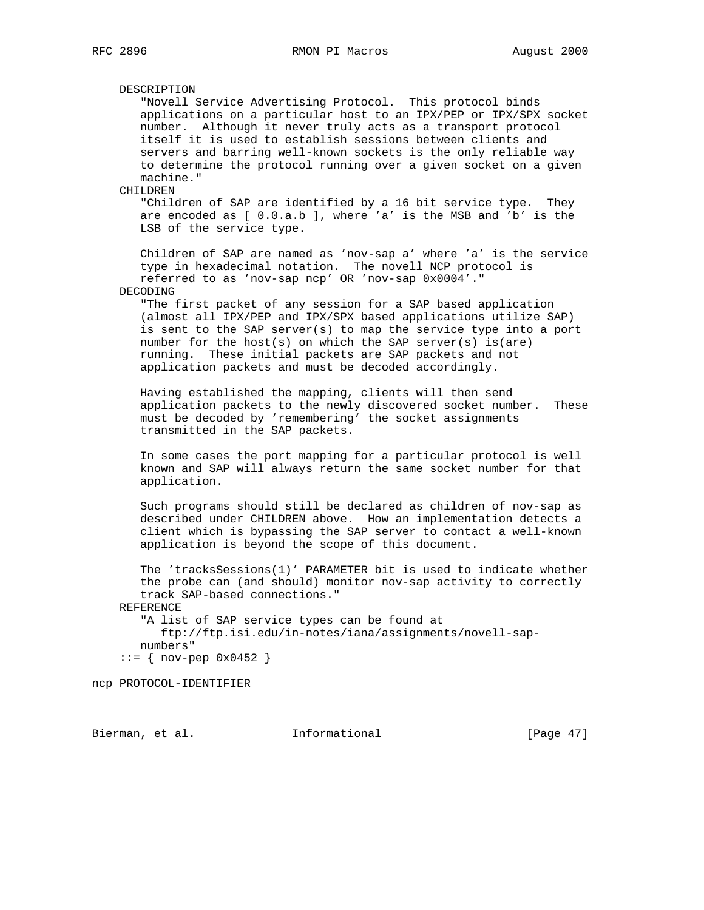```
   DESCRIPTION
      "Novell Service Advertising Protocol.  This protocol binds
      applications on a particular host to an IPX/PEP or IPX/SPX socket
      number.  Although it never truly acts as a transport protocol
      itself it is used to establish sessions between clients and
      servers and barring well-known sockets is the only reliable way
      to determine the protocol running over a given socket on a given
      machine."
   CHILDREN
      "Children of SAP are identified by a 16 bit service type.  They
      are encoded as [ 0.0.a.b ], where 'a' is the MSB and 'b' is the
      LSB of the service type.

      Children of SAP are named as 'nov-sap a' where 'a' is the service
      type in hexadecimal notation.  The novell NCP protocol is
      referred to as 'nov-sap ncp' OR 'nov-sap 0x0004'."
   DECODING
      "The first packet of any session for a SAP based application
      (almost all IPX/PEP and IPX/SPX based applications utilize SAP)
      is sent to the SAP server(s) to map the service type into a port
      number for the host(s) on which the SAP server(s) is(are)
      running.  These initial packets are SAP packets and not
      application packets and must be decoded accordingly.

      Having established the mapping, clients will then send
      application packets to the newly discovered socket number.  These
      must be decoded by 'remembering' the socket assignments
      transmitted in the SAP packets.

      In some cases the port mapping for a particular protocol is well
      known and SAP will always return the same socket number for that
      application.

      Such programs should still be declared as children of nov-sap as
      described under CHILDREN above.  How an implementation detects a
      client which is bypassing the SAP server to contact a well-known
      application is beyond the scope of this document.

      The 'tracksSessions(1)' PARAMETER bit is used to indicate whether
      the probe can (and should) monitor nov-sap activity to correctly
      track SAP-based connections."
   REFERENCE
      "A list of SAP service types can be found at
         ftp://ftp.isi.edu/in-notes/iana/assignments/novell-sap-
      numbers"
   ::= { nov-pep 0x0452 }

ncp PROTOCOL-IDENTIFIER
```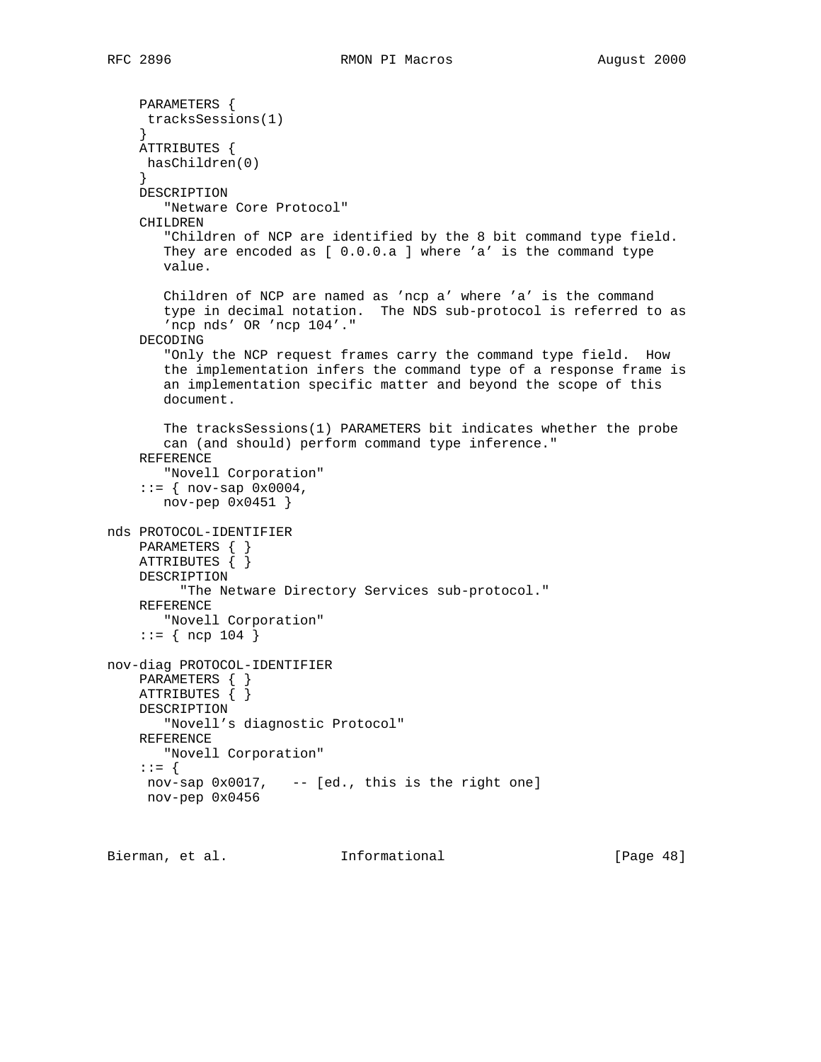```
    PARAMETERS {
     tracksSessions(1)
    }
    ATTRIBUTES {
     hasChildren(0)
    }
    DESCRIPTION
       "Netware Core Protocol"
    CHILDREN
       "Children of NCP are identified by the 8 bit command type field.
       They are encoded as [ 0.0.0.a ] where 'a' is the command type
       value.

       Children of NCP are named as 'ncp a' where 'a' is the command
       type in decimal notation.  The NDS sub-protocol is referred to as
       'ncp nds' OR 'ncp 104'."
    DECODING
       "Only the NCP request frames carry the command type field.  How
       the implementation infers the command type of a response frame is
       an implementation specific matter and beyond the scope of this
       document.

       The tracksSessions(1) PARAMETERS bit indicates whether the probe
       can (and should) perform command type inference."
    REFERENCE
       "Novell Corporation"
    ::= { nov-sap 0x0004,
       nov-pep 0x0451 }

nds PROTOCOL-IDENTIFIER
    PARAMETERS { }
    ATTRIBUTES { }
    DESCRIPTION
         "The Netware Directory Services sub-protocol."
    REFERENCE
       "Novell Corporation"
    ::= { ncp 104 }

nov-diag PROTOCOL-IDENTIFIER
    PARAMETERS { }
    ATTRIBUTES { }
    DESCRIPTION
       "Novell's diagnostic Protocol"
    REFERENCE
       "Novell Corporation"
    ::= {
     nov-sap 0x0017,   -- [ed., this is the right one]
     nov-pep 0x0456
```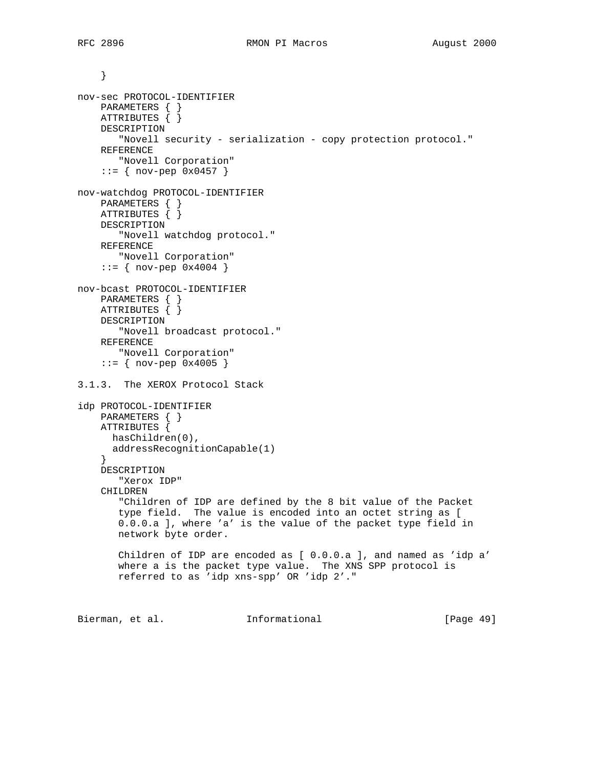```
    }

nov-sec PROTOCOL-IDENTIFIER
    PARAMETERS { }
    ATTRIBUTES { }
    DESCRIPTION
       "Novell security - serialization - copy protection protocol."
    REFERENCE
       "Novell Corporation"
    ::= { nov-pep 0x0457 }

nov-watchdog PROTOCOL-IDENTIFIER
    PARAMETERS { }
    ATTRIBUTES { }
    DESCRIPTION
       "Novell watchdog protocol."
    REFERENCE
       "Novell Corporation"
    ::= { nov-pep 0x4004 }

nov-bcast PROTOCOL-IDENTIFIER
    PARAMETERS { }
    ATTRIBUTES { }
    DESCRIPTION
       "Novell broadcast protocol."
    REFERENCE
       "Novell Corporation"
    ::= { nov-pep 0x4005 }
```

### 3.1.3. The XEROX Protocol Stack

```
idp PROTOCOL-IDENTIFIER
    PARAMETERS { }
    ATTRIBUTES {
      hasChildren(0),
      addressRecognitionCapable(1)
    }
    DESCRIPTION
       "Xerox IDP"
    CHILDREN
       "Children of IDP are defined by the 8 bit value of the Packet
       type field.  The value is encoded into an octet string as [
       0.0.0.a ], where 'a' is the value of the packet type field in
       network byte order.

       Children of IDP are encoded as [ 0.0.0.a ], and named as 'idp a'
       where a is the packet type value.  The XNS SPP protocol is
       referred to as 'idp xns-spp' OR 'idp 2'."
```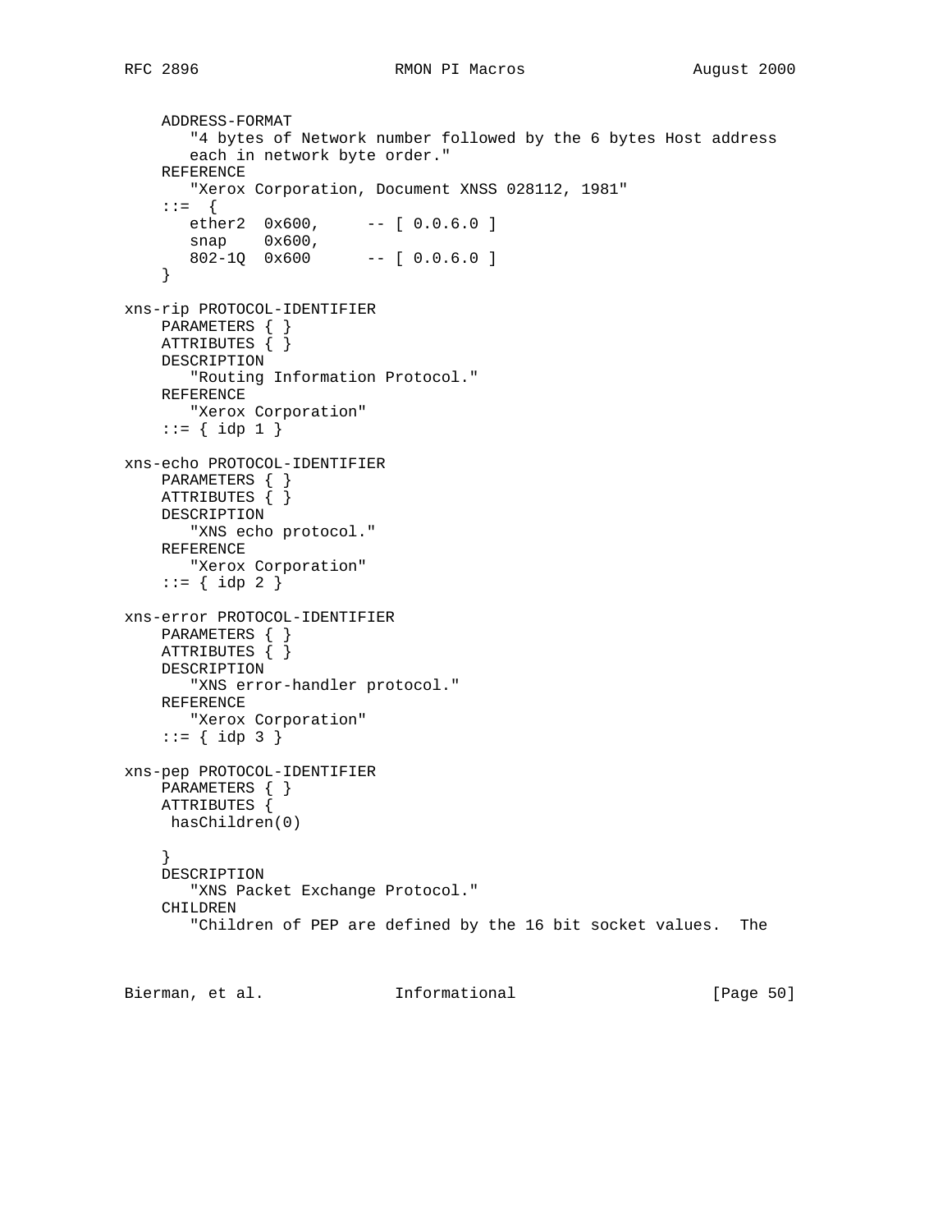```
    ADDRESS-FORMAT
       "4 bytes of Network number followed by the 6 bytes Host address
       each in network byte order."
    REFERENCE
       "Xerox Corporation, Document XNSS 028112, 1981"
    ::=  {
       ether2  0x600,     -- [ 0.0.6.0 ]
       snap    0x600,
       802-1Q  0x600      -- [ 0.0.6.0 ]
    }

xns-rip PROTOCOL-IDENTIFIER
    PARAMETERS { }
    ATTRIBUTES { }
    DESCRIPTION
       "Routing Information Protocol."
    REFERENCE
       "Xerox Corporation"
    ::= { idp 1 }

xns-echo PROTOCOL-IDENTIFIER
    PARAMETERS { }
    ATTRIBUTES { }
    DESCRIPTION
       "XNS echo protocol."
    REFERENCE
       "Xerox Corporation"
    ::= { idp 2 }

xns-error PROTOCOL-IDENTIFIER
    PARAMETERS { }
    ATTRIBUTES { }
    DESCRIPTION
       "XNS error-handler protocol."
    REFERENCE
       "Xerox Corporation"
    ::= { idp 3 }

xns-pep PROTOCOL-IDENTIFIER
    PARAMETERS { }
    ATTRIBUTES {
     hasChildren(0)

    }
    DESCRIPTION
       "XNS Packet Exchange Protocol."
    CHILDREN
       "Children of PEP are defined by the 16 bit socket values.  The
```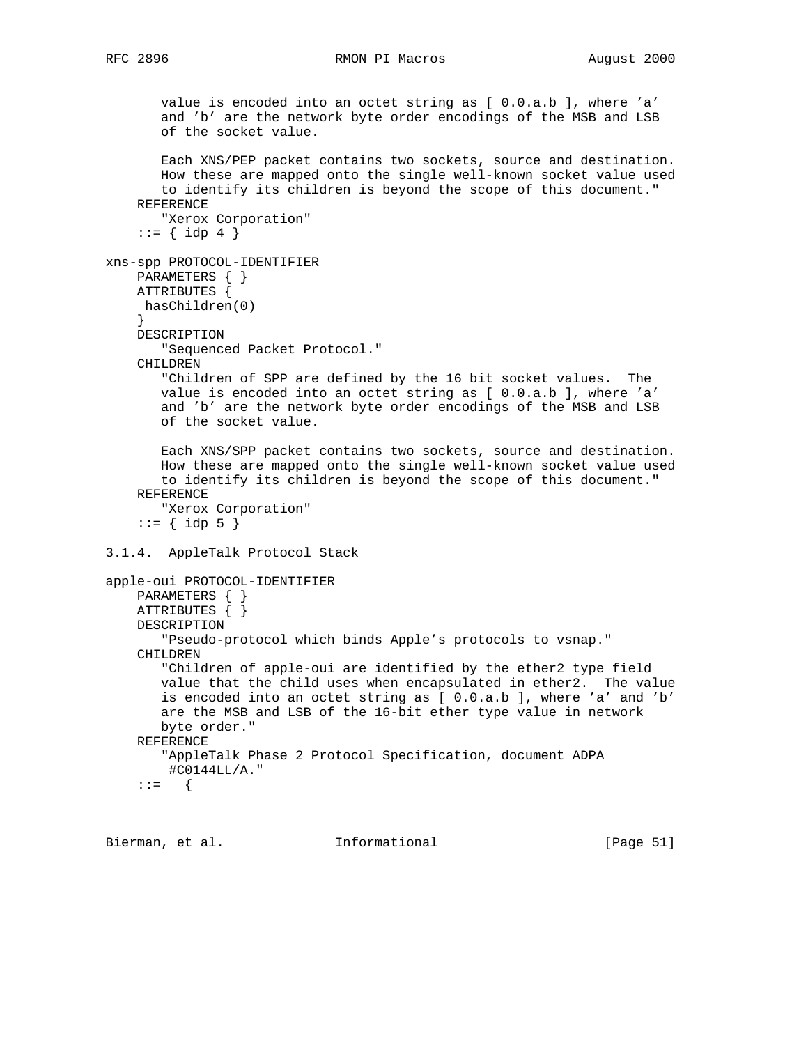```
       value is encoded into an octet string as [ 0.0.a.b ], where 'a'
       and 'b' are the network byte order encodings of the MSB and LSB
       of the socket value.

       Each XNS/PEP packet contains two sockets, source and destination.
       How these are mapped onto the single well-known socket value used
       to identify its children is beyond the scope of this document."
    REFERENCE
       "Xerox Corporation"
    ::= { idp 4 }

xns-spp PROTOCOL-IDENTIFIER
    PARAMETERS { }
    ATTRIBUTES {
     hasChildren(0)
    }
    DESCRIPTION
       "Sequenced Packet Protocol."
    CHILDREN
       "Children of SPP are defined by the 16 bit socket values.  The
       value is encoded into an octet string as [ 0.0.a.b ], where 'a'
       and 'b' are the network byte order encodings of the MSB and LSB
       of the socket value.

       Each XNS/SPP packet contains two sockets, source and destination.
       How these are mapped onto the single well-known socket value used
       to identify its children is beyond the scope of this document."
    REFERENCE
       "Xerox Corporation"
    ::= { idp 5 }
```

### 3.1.4. AppleTalk Protocol Stack

```
apple-oui PROTOCOL-IDENTIFIER
    PARAMETERS { }
    ATTRIBUTES { }
    DESCRIPTION
       "Pseudo-protocol which binds Apple's protocols to vsnap."
    CHILDREN
       "Children of apple-oui are identified by the ether2 type field
       value that the child uses when encapsulated in ether2.  The value
       is encoded into an octet string as [ 0.0.a.b ], where 'a' and 'b'
       are the MSB and LSB of the 16-bit ether type value in network
       byte order."
    REFERENCE
       "AppleTalk Phase 2 Protocol Specification, document ADPA
        #C0144LL/A."
    ::=   {
```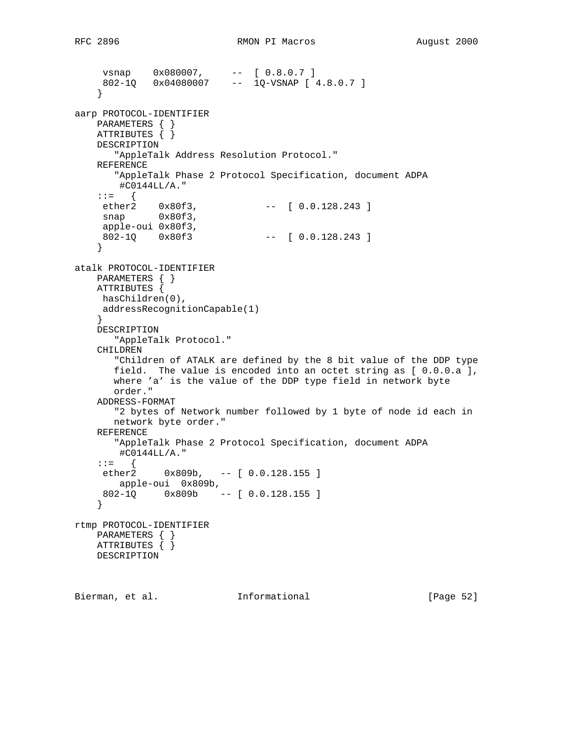```
     vsnap    0x080007,     --  [ 0.8.0.7 ]
     802-1Q   0x04080007    --  1Q-VSNAP [ 4.8.0.7 ]
    }

aarp PROTOCOL-IDENTIFIER
    PARAMETERS { }
    ATTRIBUTES { }
    DESCRIPTION
       "AppleTalk Address Resolution Protocol."
    REFERENCE
       "AppleTalk Phase 2 Protocol Specification, document ADPA
        #C0144LL/A."
    ::=   {
     ether2    0x80f3,            --  [ 0.0.128.243 ]
     snap      0x80f3,
     apple-oui 0x80f3,
     802-1Q    0x80f3             --  [ 0.0.128.243 ]
    }

atalk PROTOCOL-IDENTIFIER
    PARAMETERS { }
    ATTRIBUTES {
     hasChildren(0),
     addressRecognitionCapable(1)
    }
    DESCRIPTION
       "AppleTalk Protocol."
    CHILDREN
       "Children of ATALK are defined by the 8 bit value of the DDP type
       field.  The value is encoded into an octet string as [ 0.0.0.a ],
       where 'a' is the value of the DDP type field in network byte
       order."
    ADDRESS-FORMAT
       "2 bytes of Network number followed by 1 byte of node id each in
       network byte order."
    REFERENCE
       "AppleTalk Phase 2 Protocol Specification, document ADPA
        #C0144LL/A."
    ::=   {
     ether2     0x809b,   -- [ 0.0.128.155 ]
        apple-oui  0x809b,
     802-1Q     0x809b    -- [ 0.0.128.155 ]
    }

rtmp PROTOCOL-IDENTIFIER
    PARAMETERS { }
    ATTRIBUTES { }
    DESCRIPTION
```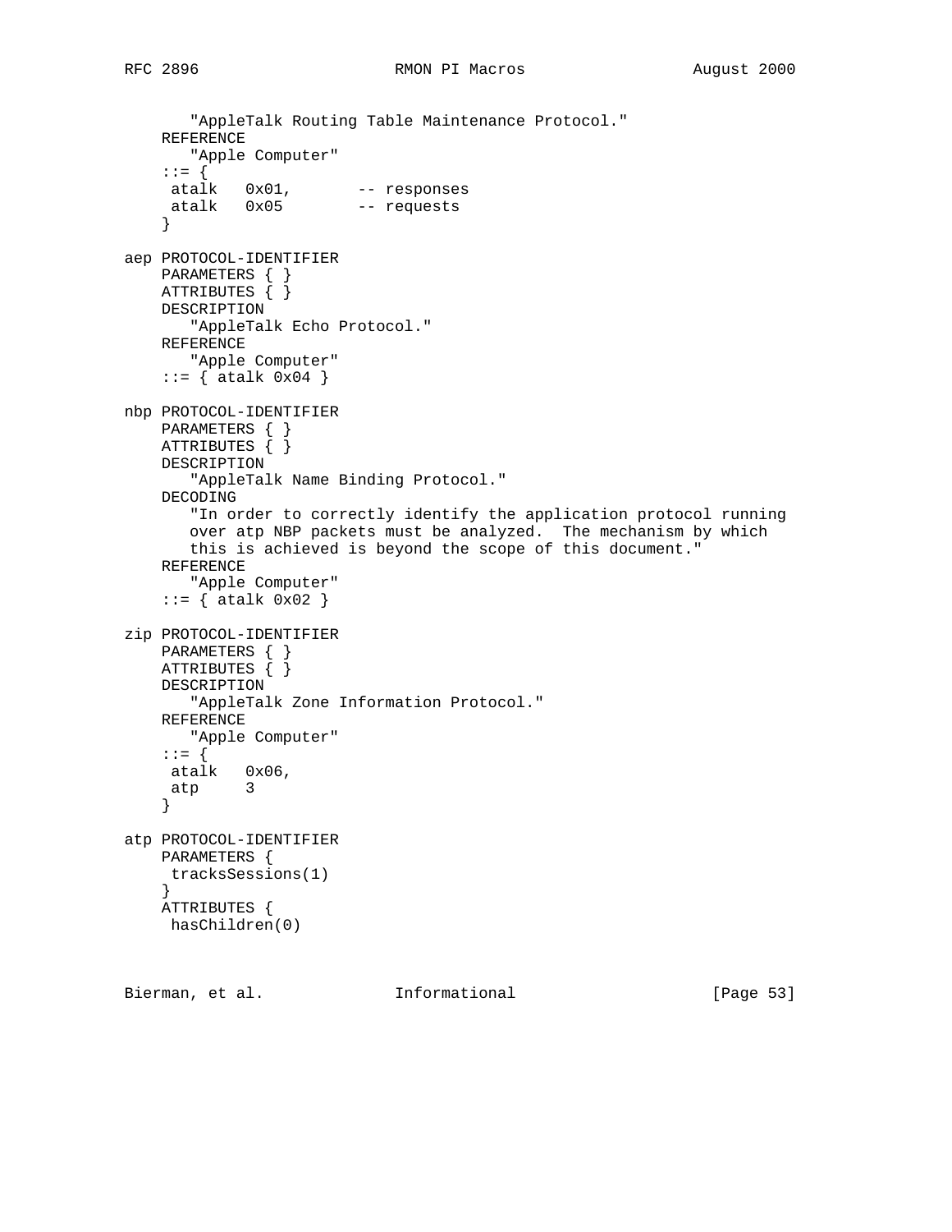```
       "AppleTalk Routing Table Maintenance Protocol."
    REFERENCE
       "Apple Computer"
    ::= {
     atalk   0x01,       -- responses
     atalk   0x05        -- requests
    }

aep PROTOCOL-IDENTIFIER
    PARAMETERS { }
    ATTRIBUTES { }
    DESCRIPTION
       "AppleTalk Echo Protocol."
    REFERENCE
       "Apple Computer"
    ::= { atalk 0x04 }

nbp PROTOCOL-IDENTIFIER
    PARAMETERS { }
    ATTRIBUTES { }
    DESCRIPTION
       "AppleTalk Name Binding Protocol."
    DECODING
       "In order to correctly identify the application protocol running
       over atp NBP packets must be analyzed.  The mechanism by which
       this is achieved is beyond the scope of this document."
    REFERENCE
       "Apple Computer"
    ::= { atalk 0x02 }

zip PROTOCOL-IDENTIFIER
    PARAMETERS { }
    ATTRIBUTES { }
    DESCRIPTION
       "AppleTalk Zone Information Protocol."
    REFERENCE
       "Apple Computer"
    ::= {
     atalk   0x06,
     atp     3
    }

atp PROTOCOL-IDENTIFIER
    PARAMETERS {
     tracksSessions(1)
    }
    ATTRIBUTES {
     hasChildren(0)
```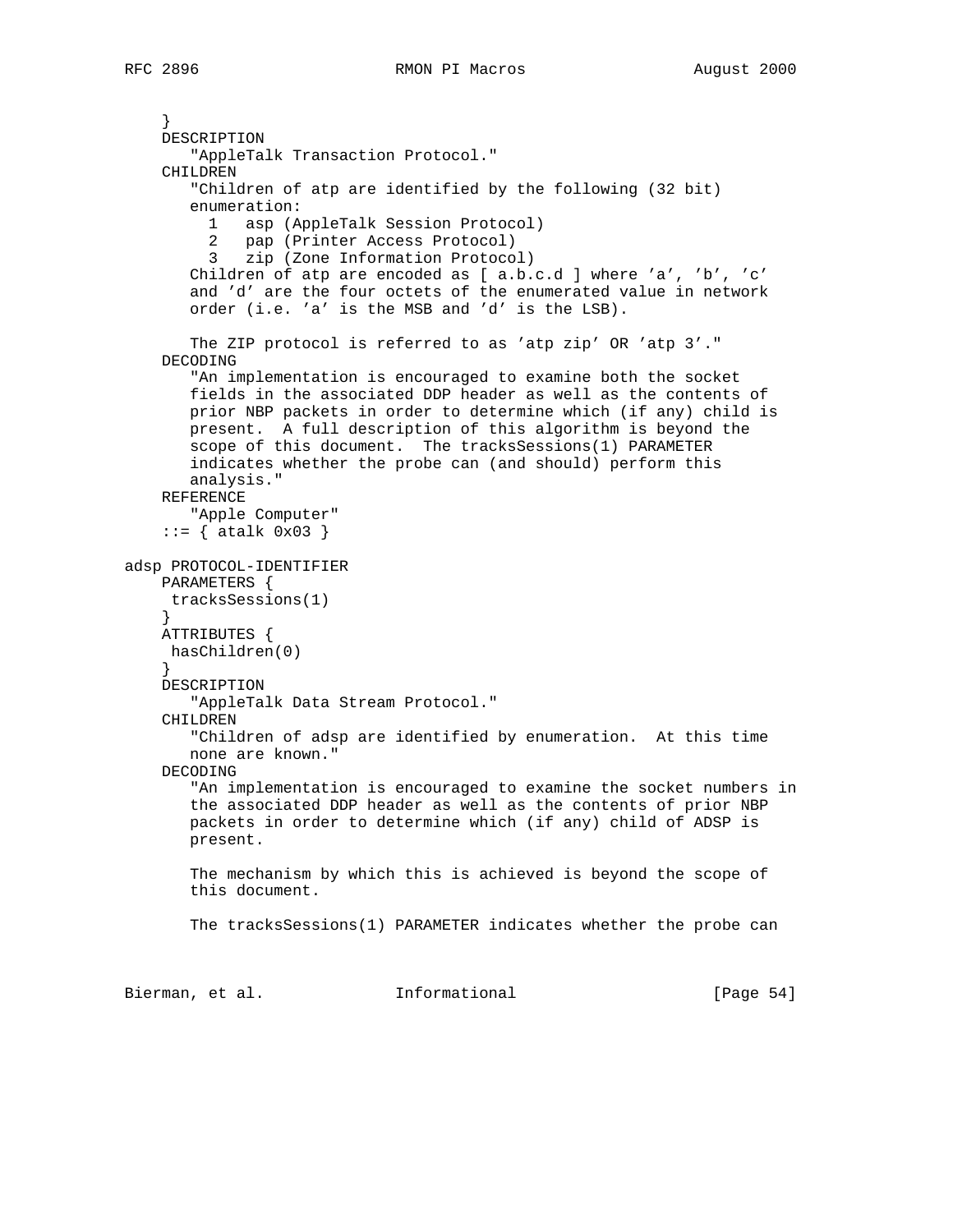```
    }
    DESCRIPTION
       "AppleTalk Transaction Protocol."
    CHILDREN
       "Children of atp are identified by the following (32 bit)
       enumeration:
         1   asp (AppleTalk Session Protocol)
         2   pap (Printer Access Protocol)
         3   zip (Zone Information Protocol)
       Children of atp are encoded as [ a.b.c.d ] where 'a', 'b', 'c'
       and 'd' are the four octets of the enumerated value in network
       order (i.e. 'a' is the MSB and 'd' is the LSB).

       The ZIP protocol is referred to as 'atp zip' OR 'atp 3'."
    DECODING
       "An implementation is encouraged to examine both the socket
       fields in the associated DDP header as well as the contents of
       prior NBP packets in order to determine which (if any) child is
       present.  A full description of this algorithm is beyond the
       scope of this document.  The tracksSessions(1) PARAMETER
       indicates whether the probe can (and should) perform this
       analysis."
    REFERENCE
       "Apple Computer"
    ::= { atalk 0x03 }

adsp PROTOCOL-IDENTIFIER
    PARAMETERS {
     tracksSessions(1)
    }
    ATTRIBUTES {
     hasChildren(0)
    }
    DESCRIPTION
       "AppleTalk Data Stream Protocol."
    CHILDREN
       "Children of adsp are identified by enumeration.  At this time
       none are known."
    DECODING
       "An implementation is encouraged to examine the socket numbers in
       the associated DDP header as well as the contents of prior NBP
       packets in order to determine which (if any) child of ADSP is
       present.

       The mechanism by which this is achieved is beyond the scope of
       this document.

       The tracksSessions(1) PARAMETER indicates whether the probe can
```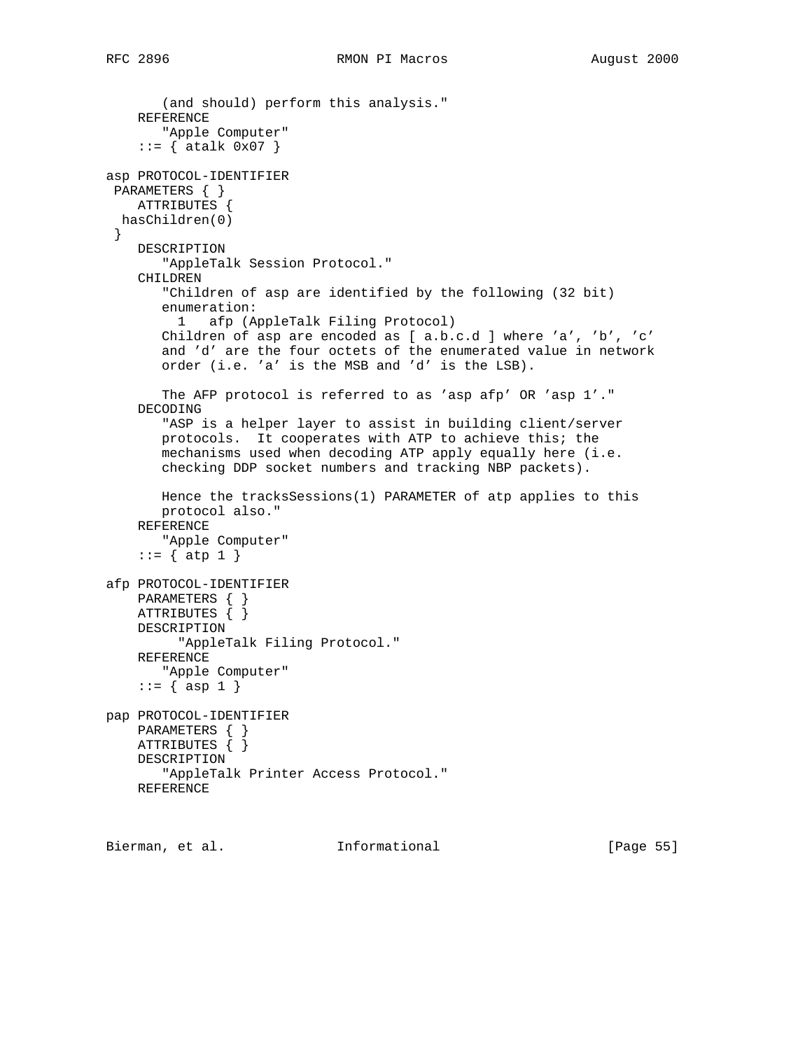```
       (and should) perform this analysis."
    REFERENCE
       "Apple Computer"
    ::= { atalk 0x07 }

asp PROTOCOL-IDENTIFIER
 PARAMETERS { }
    ATTRIBUTES {
  hasChildren(0)
 }
    DESCRIPTION
       "AppleTalk Session Protocol."
    CHILDREN
       "Children of asp are identified by the following (32 bit)
       enumeration:
         1   afp (AppleTalk Filing Protocol)
       Children of asp are encoded as [ a.b.c.d ] where 'a', 'b', 'c'
       and 'd' are the four octets of the enumerated value in network
       order (i.e. 'a' is the MSB and 'd' is the LSB).

       The AFP protocol is referred to as 'asp afp' OR 'asp 1'."
    DECODING
       "ASP is a helper layer to assist in building client/server
       protocols.  It cooperates with ATP to achieve this; the
       mechanisms used when decoding ATP apply equally here (i.e.
       checking DDP socket numbers and tracking NBP packets).

       Hence the tracksSessions(1) PARAMETER of atp applies to this
       protocol also."
    REFERENCE
       "Apple Computer"
    ::= { atp 1 }

afp PROTOCOL-IDENTIFIER
    PARAMETERS { }
    ATTRIBUTES { }
    DESCRIPTION
         "AppleTalk Filing Protocol."
    REFERENCE
       "Apple Computer"
    ::= { asp 1 }

pap PROTOCOL-IDENTIFIER
    PARAMETERS { }
    ATTRIBUTES { }
    DESCRIPTION
       "AppleTalk Printer Access Protocol."
    REFERENCE
```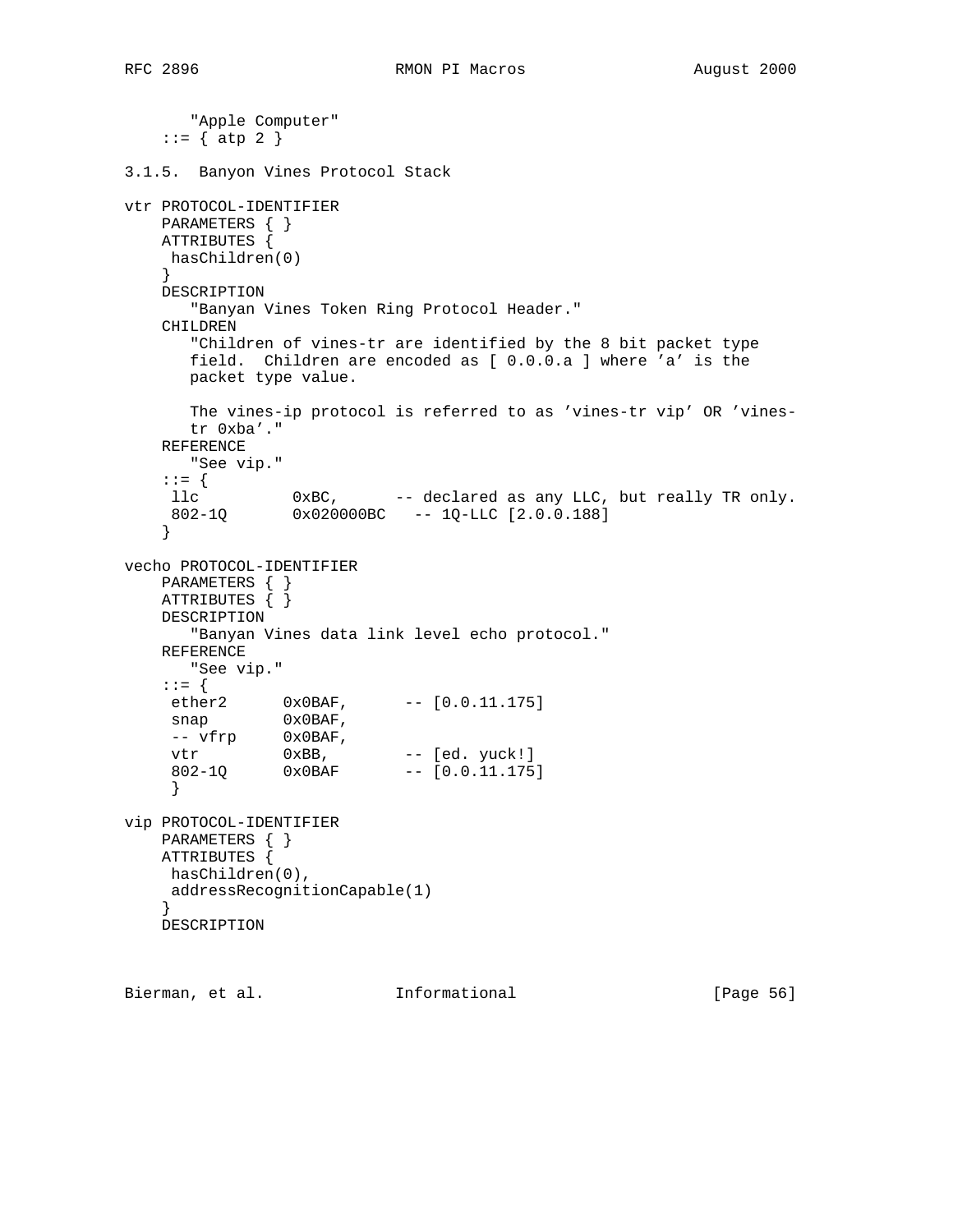```
       "Apple Computer"
    ::= { atp 2 }
```

### 3.1.5. Banyon Vines Protocol Stack

```
vtr PROTOCOL-IDENTIFIER
    PARAMETERS { }
    ATTRIBUTES {
     hasChildren(0)
    }
    DESCRIPTION
       "Banyan Vines Token Ring Protocol Header."
    CHILDREN
       "Children of vines-tr are identified by the 8 bit packet type
       field.  Children are encoded as [ 0.0.0.a ] where 'a' is the
       packet type value.

       The vines-ip protocol is referred to as 'vines-tr vip' OR 'vines-
       tr 0xba'."
    REFERENCE
       "See vip."
    ::= {
     llc          0xBC,      -- declared as any LLC, but really TR only.
     802-1Q       0x020000BC   -- 1Q-LLC [2.0.0.188]
    }

vecho PROTOCOL-IDENTIFIER
    PARAMETERS { }
    ATTRIBUTES { }
    DESCRIPTION
       "Banyan Vines data link level echo protocol."
    REFERENCE
       "See vip."
    ::= {
     ether2      0x0BAF,      -- [0.0.11.175]
     snap        0x0BAF,
     -- vfrp     0x0BAF,
     vtr         0xBB,        -- [ed. yuck!]
     802-1Q      0x0BAF       -- [0.0.11.175]
     }

vip PROTOCOL-IDENTIFIER
    PARAMETERS { }
    ATTRIBUTES {
     hasChildren(0),
     addressRecognitionCapable(1)
    }
    DESCRIPTION
```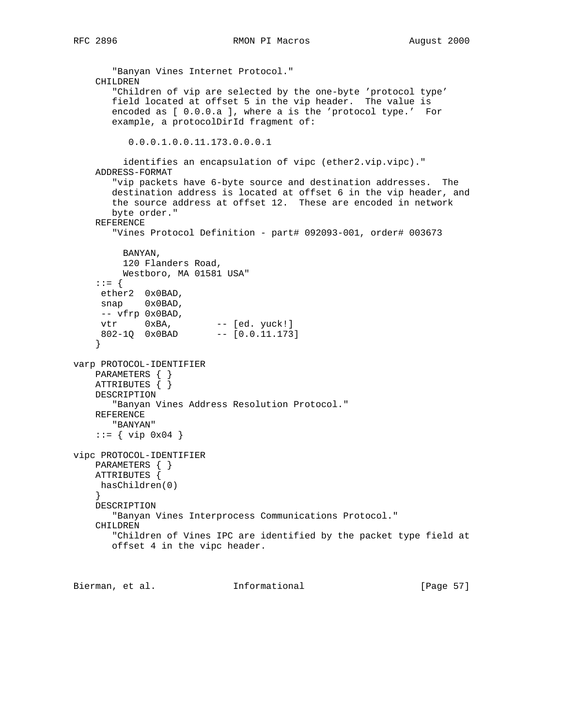```
       "Banyan Vines Internet Protocol."
    CHILDREN
       "Children of vip are selected by the one-byte 'protocol type'
       field located at offset 5 in the vip header.  The value is
       encoded as [ 0.0.0.a ], where a is the 'protocol type.'  For
       example, a protocolDirId fragment of:

          0.0.0.1.0.0.11.173.0.0.0.1

         identifies an encapsulation of vipc (ether2.vip.vipc)."
    ADDRESS-FORMAT
       "vip packets have 6-byte source and destination addresses.  The
       destination address is located at offset 6 in the vip header, and
       the source address at offset 12.  These are encoded in network
       byte order."
    REFERENCE
       "Vines Protocol Definition - part# 092093-001, order# 003673

         BANYAN,
         120 Flanders Road,
         Westboro, MA 01581 USA"
    ::= {
     ether2  0x0BAD,
     snap    0x0BAD,
     -- vfrp 0x0BAD,
     vtr     0xBA,        -- [ed. yuck!]
     802-1Q  0x0BAD       -- [0.0.11.173]
    }

varp PROTOCOL-IDENTIFIER
    PARAMETERS { }
    ATTRIBUTES { }
    DESCRIPTION
       "Banyan Vines Address Resolution Protocol."
    REFERENCE
       "BANYAN"
    ::= { vip 0x04 }

vipc PROTOCOL-IDENTIFIER
    PARAMETERS { }
    ATTRIBUTES {
     hasChildren(0)
    }
    DESCRIPTION
       "Banyan Vines Interprocess Communications Protocol."
    CHILDREN
       "Children of Vines IPC are identified by the packet type field at
       offset 4 in the vipc header.
```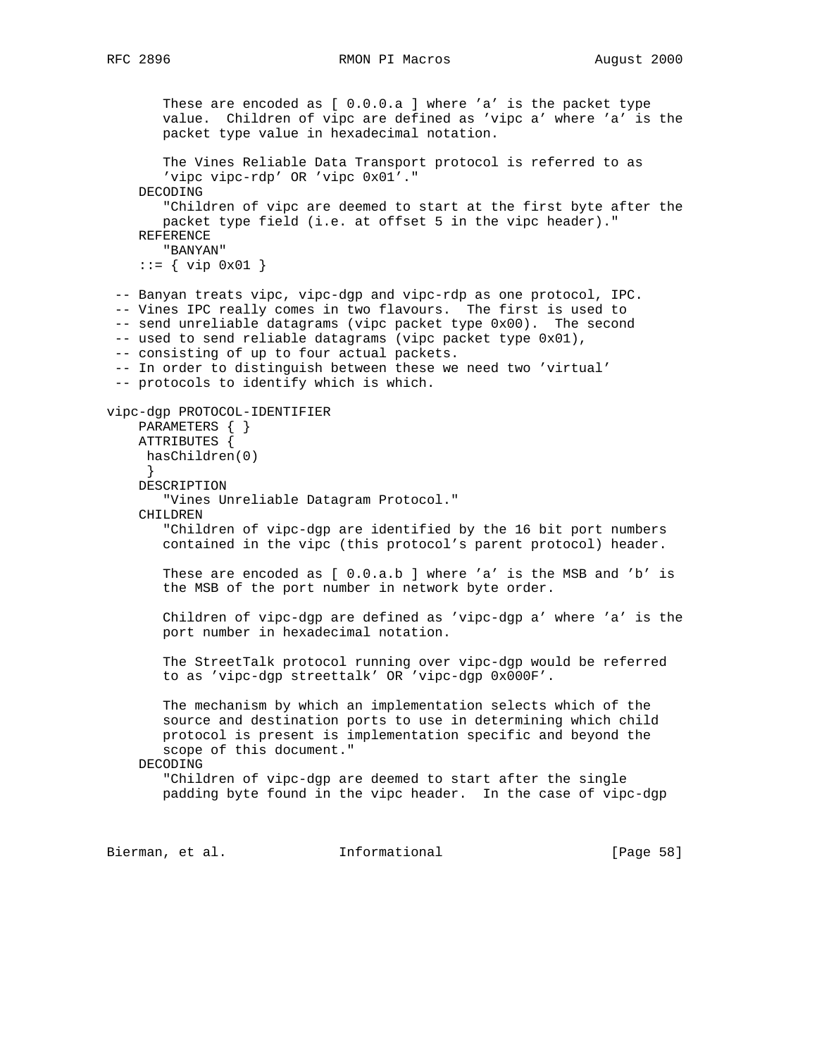```
       These are encoded as [ 0.0.0.a ] where 'a' is the packet type
       value.  Children of vipc are defined as 'vipc a' where 'a' is the
       packet type value in hexadecimal notation.

       The Vines Reliable Data Transport protocol is referred to as
       'vipc vipc-rdp' OR 'vipc 0x01'."
    DECODING
       "Children of vipc are deemed to start at the first byte after the
       packet type field (i.e. at offset 5 in the vipc header)."
    REFERENCE
       "BANYAN"
    ::= { vip 0x01 }

 -- Banyan treats vipc, vipc-dgp and vipc-rdp as one protocol, IPC.
 -- Vines IPC really comes in two flavours.  The first is used to
 -- send unreliable datagrams (vipc packet type 0x00).  The second
 -- used to send reliable datagrams (vipc packet type 0x01),
 -- consisting of up to four actual packets.
 -- In order to distinguish between these we need two 'virtual'
 -- protocols to identify which is which.

vipc-dgp PROTOCOL-IDENTIFIER
    PARAMETERS { }
    ATTRIBUTES {
     hasChildren(0)
     }
    DESCRIPTION
       "Vines Unreliable Datagram Protocol."
    CHILDREN
       "Children of vipc-dgp are identified by the 16 bit port numbers
       contained in the vipc (this protocol's parent protocol) header.

       These are encoded as [ 0.0.a.b ] where 'a' is the MSB and 'b' is
       the MSB of the port number in network byte order.

       Children of vipc-dgp are defined as 'vipc-dgp a' where 'a' is the
       port number in hexadecimal notation.

       The StreetTalk protocol running over vipc-dgp would be referred
       to as 'vipc-dgp streettalk' OR 'vipc-dgp 0x000F'.

       The mechanism by which an implementation selects which of the
       source and destination ports to use in determining which child
       protocol is present is implementation specific and beyond the
       scope of this document."
    DECODING
       "Children of vipc-dgp are deemed to start after the single
       padding byte found in the vipc header.  In the case of vipc-dgp
```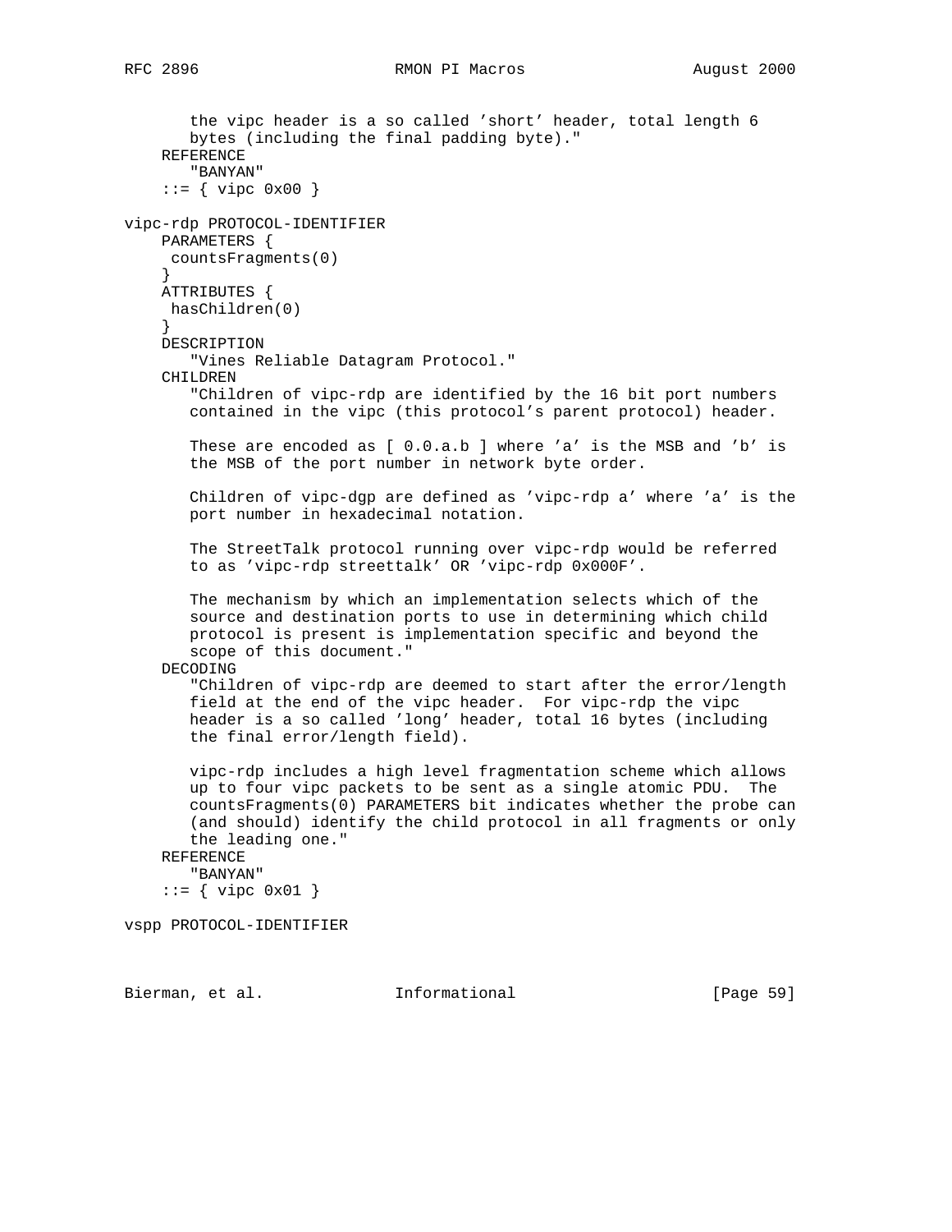```
       the vipc header is a so called 'short' header, total length 6
       bytes (including the final padding byte)."
    REFERENCE
       "BANYAN"
    ::= { vipc 0x00 }

vipc-rdp PROTOCOL-IDENTIFIER
    PARAMETERS {
     countsFragments(0)
    }
    ATTRIBUTES {
     hasChildren(0)
    }
    DESCRIPTION
       "Vines Reliable Datagram Protocol."
    CHILDREN
       "Children of vipc-rdp are identified by the 16 bit port numbers
       contained in the vipc (this protocol's parent protocol) header.

       These are encoded as [ 0.0.a.b ] where 'a' is the MSB and 'b' is
       the MSB of the port number in network byte order.

       Children of vipc-dgp are defined as 'vipc-rdp a' where 'a' is the
       port number in hexadecimal notation.

       The StreetTalk protocol running over vipc-rdp would be referred
       to as 'vipc-rdp streettalk' OR 'vipc-rdp 0x000F'.

       The mechanism by which an implementation selects which of the
       source and destination ports to use in determining which child
       protocol is present is implementation specific and beyond the
       scope of this document."
    DECODING
       "Children of vipc-rdp are deemed to start after the error/length
       field at the end of the vipc header.  For vipc-rdp the vipc
       header is a so called 'long' header, total 16 bytes (including
       the final error/length field).

       vipc-rdp includes a high level fragmentation scheme which allows
       up to four vipc packets to be sent as a single atomic PDU.  The
       countsFragments(0) PARAMETERS bit indicates whether the probe can
       (and should) identify the child protocol in all fragments or only
       the leading one."
    REFERENCE
       "BANYAN"
    ::= { vipc 0x01 }

vspp PROTOCOL-IDENTIFIER
```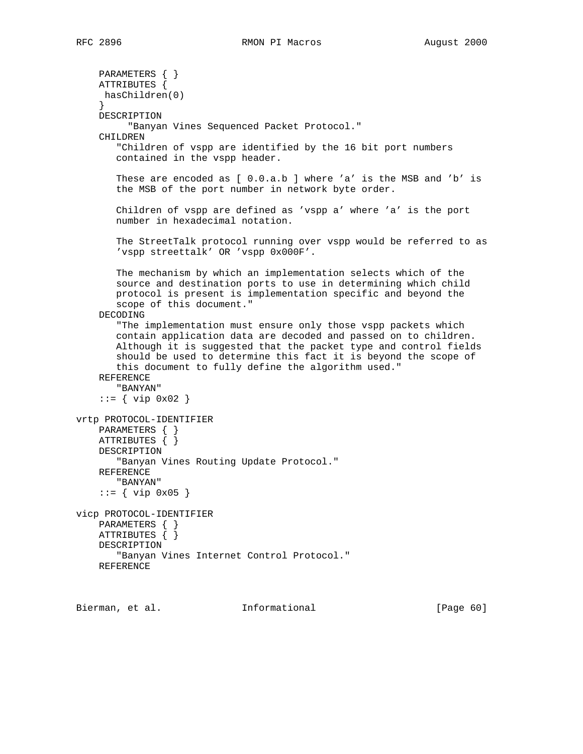```
    PARAMETERS { }
    ATTRIBUTES {
     hasChildren(0)
    }
    DESCRIPTION
        "Banyan Vines Sequenced Packet Protocol."
    CHILDREN
       "Children of vspp are identified by the 16 bit port numbers
       contained in the vspp header.

       These are encoded as [ 0.0.a.b ] where 'a' is the MSB and 'b' is
       the MSB of the port number in network byte order.

       Children of vspp are defined as 'vspp a' where 'a' is the port
       number in hexadecimal notation.

       The StreetTalk protocol running over vspp would be referred to as
       'vspp streettalk' OR 'vspp 0x000F'.

       The mechanism by which an implementation selects which of the
       source and destination ports to use in determining which child
       protocol is present is implementation specific and beyond the
       scope of this document."
    DECODING
       "The implementation must ensure only those vspp packets which
       contain application data are decoded and passed on to children.
       Although it is suggested that the packet type and control fields
       should be used to determine this fact it is beyond the scope of
       this document to fully define the algorithm used."
    REFERENCE
       "BANYAN"
    ::= { vip 0x02 }

vrtp PROTOCOL-IDENTIFIER
    PARAMETERS { }
    ATTRIBUTES { }
    DESCRIPTION
       "Banyan Vines Routing Update Protocol."
    REFERENCE
       "BANYAN"
    ::= { vip 0x05 }

vicp PROTOCOL-IDENTIFIER
    PARAMETERS { }
    ATTRIBUTES { }
    DESCRIPTION
       "Banyan Vines Internet Control Protocol."
    REFERENCE
```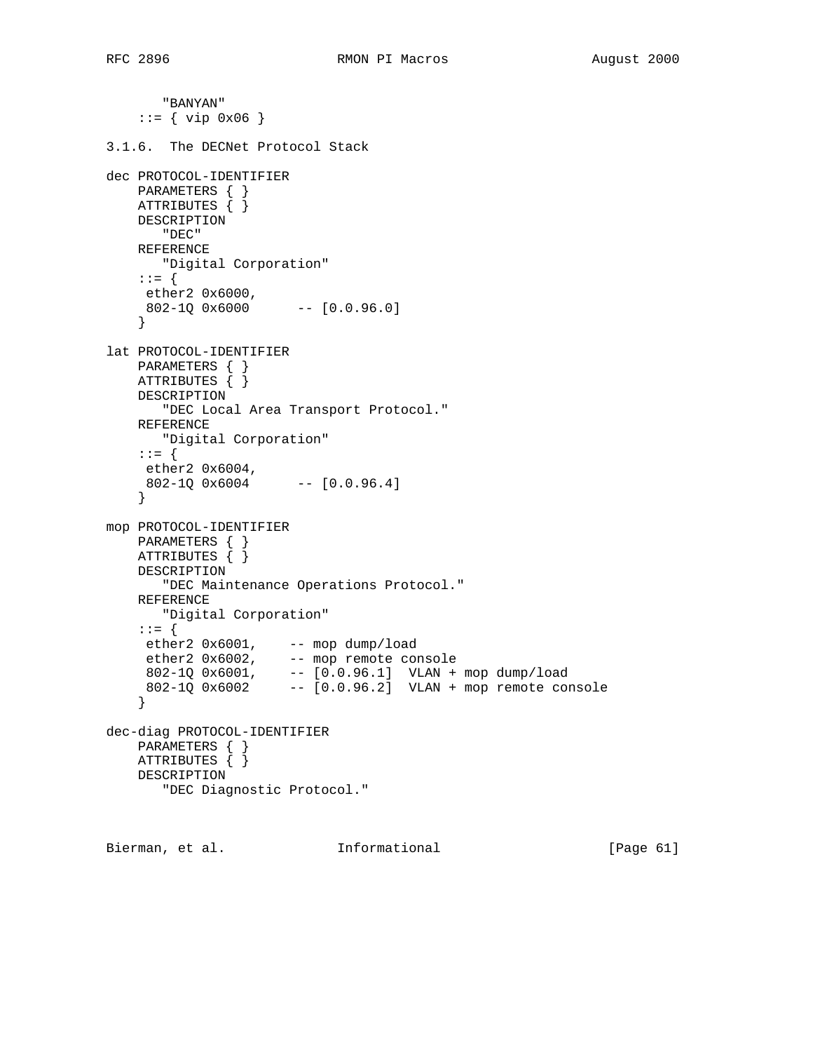```
       "BANYAN"
    ::= { vip 0x06 }
```

### 3.1.6. The DECNet Protocol Stack

```
dec PROTOCOL-IDENTIFIER
    PARAMETERS { }
    ATTRIBUTES { }
    DESCRIPTION
       "DEC"
    REFERENCE
       "Digital Corporation"
    ::= {
     ether2 0x6000,
     802-1Q 0x6000      -- [0.0.96.0]
    }

lat PROTOCOL-IDENTIFIER
    PARAMETERS { }
    ATTRIBUTES { }
    DESCRIPTION
       "DEC Local Area Transport Protocol."
    REFERENCE
       "Digital Corporation"
    ::= {
     ether2 0x6004,
     802-1Q 0x6004      -- [0.0.96.4]
    }

mop PROTOCOL-IDENTIFIER
    PARAMETERS { }
    ATTRIBUTES { }
    DESCRIPTION
       "DEC Maintenance Operations Protocol."
    REFERENCE
       "Digital Corporation"
    ::= {
     ether2 0x6001,    -- mop dump/load
     ether2 0x6002,    -- mop remote console
     802-1Q 0x6001,    -- [0.0.96.1]  VLAN + mop dump/load
     802-1Q 0x6002     -- [0.0.96.2]  VLAN + mop remote console
    }

dec-diag PROTOCOL-IDENTIFIER
    PARAMETERS { }
    ATTRIBUTES { }
    DESCRIPTION
       "DEC Diagnostic Protocol."
```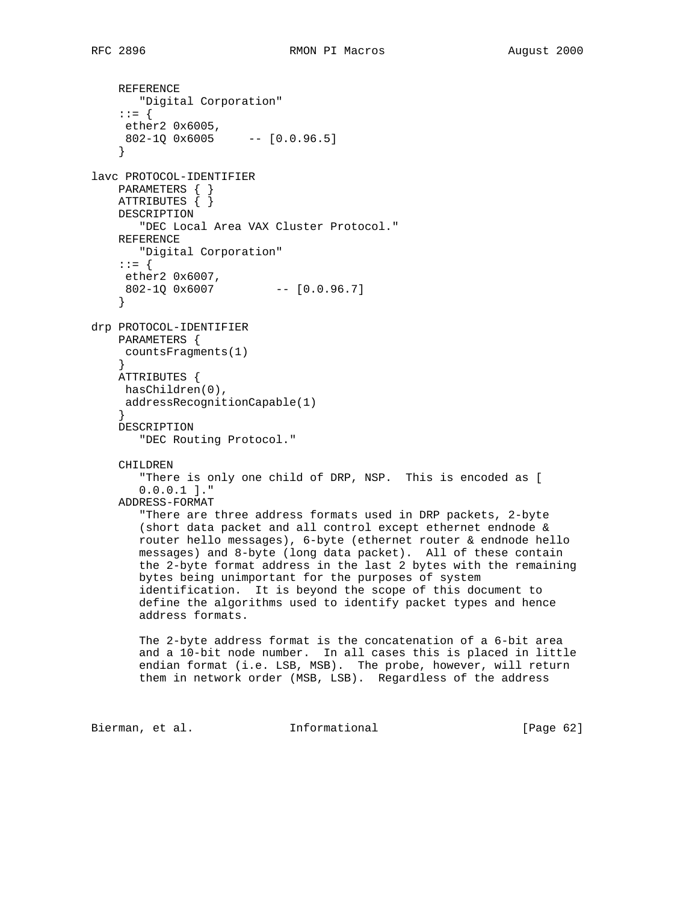```
    REFERENCE
       "Digital Corporation"
    ::= {
     ether2 0x6005,
     802-1Q 0x6005     -- [0.0.96.5]
    }

lavc PROTOCOL-IDENTIFIER
    PARAMETERS { }
    ATTRIBUTES { }
    DESCRIPTION
       "DEC Local Area VAX Cluster Protocol."
    REFERENCE
       "Digital Corporation"
    ::= {
     ether2 0x6007,
     802-1Q 0x6007         -- [0.0.96.7]
    }

drp PROTOCOL-IDENTIFIER
    PARAMETERS {
     countsFragments(1)
    }
    ATTRIBUTES {
     hasChildren(0),
     addressRecognitionCapable(1)
    }
    DESCRIPTION
       "DEC Routing Protocol."

    CHILDREN
       "There is only one child of DRP, NSP.  This is encoded as [
       0.0.0.1 ]."
    ADDRESS-FORMAT
       "There are three address formats used in DRP packets, 2-byte
       (short data packet and all control except ethernet endnode &
       router hello messages), 6-byte (ethernet router & endnode hello
       messages) and 8-byte (long data packet).  All of these contain
       the 2-byte format address in the last 2 bytes with the remaining
       bytes being unimportant for the purposes of system
       identification.  It is beyond the scope of this document to
       define the algorithms used to identify packet types and hence
       address formats.

       The 2-byte address format is the concatenation of a 6-bit area
       and a 10-bit node number.  In all cases this is placed in little
       endian format (i.e. LSB, MSB).  The probe, however, will return
       them in network order (MSB, LSB).  Regardless of the address
```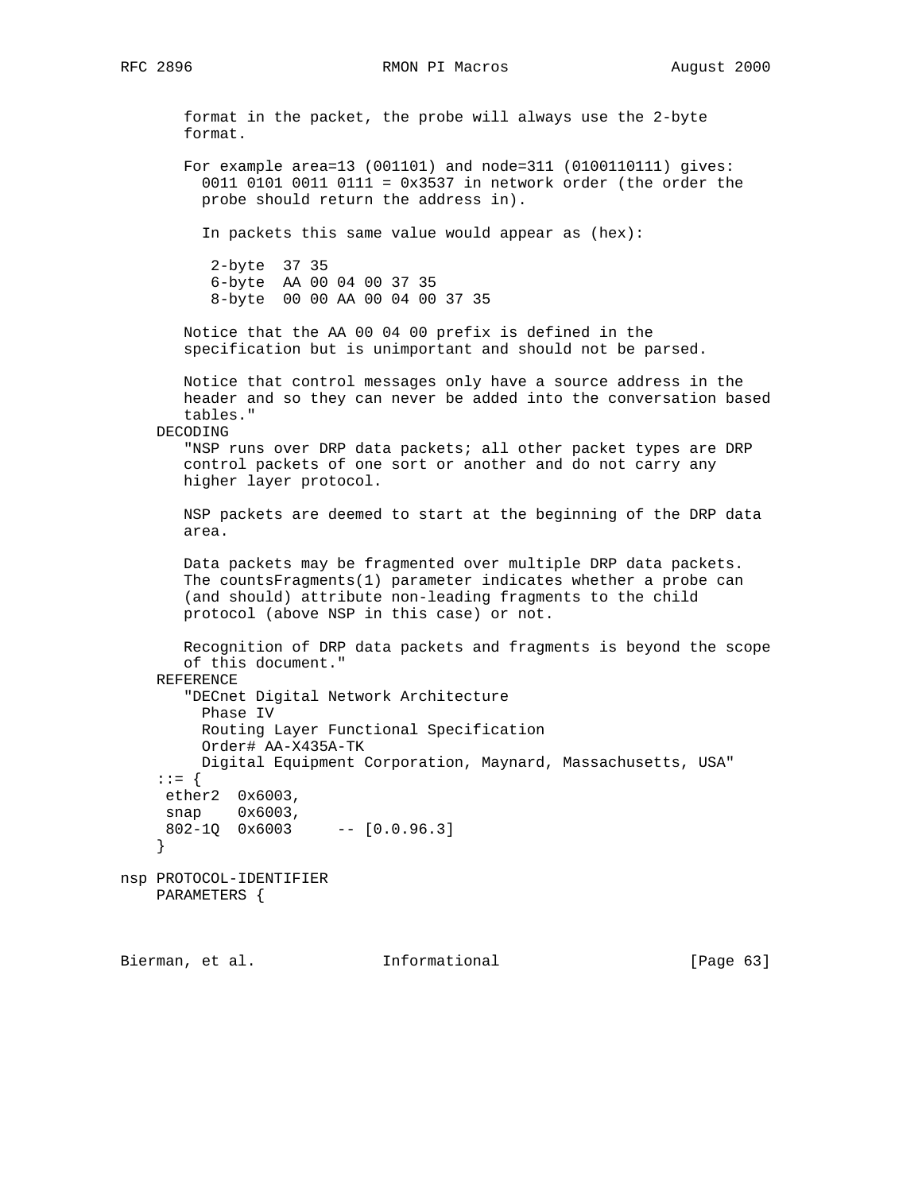```
       format in the packet, the probe will always use the 2-byte
       format.

       For example area=13 (001101) and node=311 (0100110111) gives:
         0011 0101 0011 0111 = 0x3537 in network order (the order the
         probe should return the address in).

         In packets this same value would appear as (hex):

          2-byte  37 35
          6-byte  AA 00 04 00 37 35
          8-byte  00 00 AA 00 04 00 37 35

       Notice that the AA 00 04 00 prefix is defined in the
       specification but is unimportant and should not be parsed.

       Notice that control messages only have a source address in the
       header and so they can never be added into the conversation based
       tables."
    DECODING
       "NSP runs over DRP data packets; all other packet types are DRP
       control packets of one sort or another and do not carry any
       higher layer protocol.

       NSP packets are deemed to start at the beginning of the DRP data
       area.

       Data packets may be fragmented over multiple DRP data packets.
       The countsFragments(1) parameter indicates whether a probe can
       (and should) attribute non-leading fragments to the child
       protocol (above NSP in this case) or not.

       Recognition of DRP data packets and fragments is beyond the scope
       of this document."
    REFERENCE
       "DECnet Digital Network Architecture
         Phase IV
         Routing Layer Functional Specification
         Order# AA-X435A-TK
         Digital Equipment Corporation, Maynard, Massachusetts, USA"
    ::= {
     ether2  0x6003,
     snap    0x6003,
     802-1Q  0x6003     -- [0.0.96.3]
    }

nsp PROTOCOL-IDENTIFIER
    PARAMETERS {
```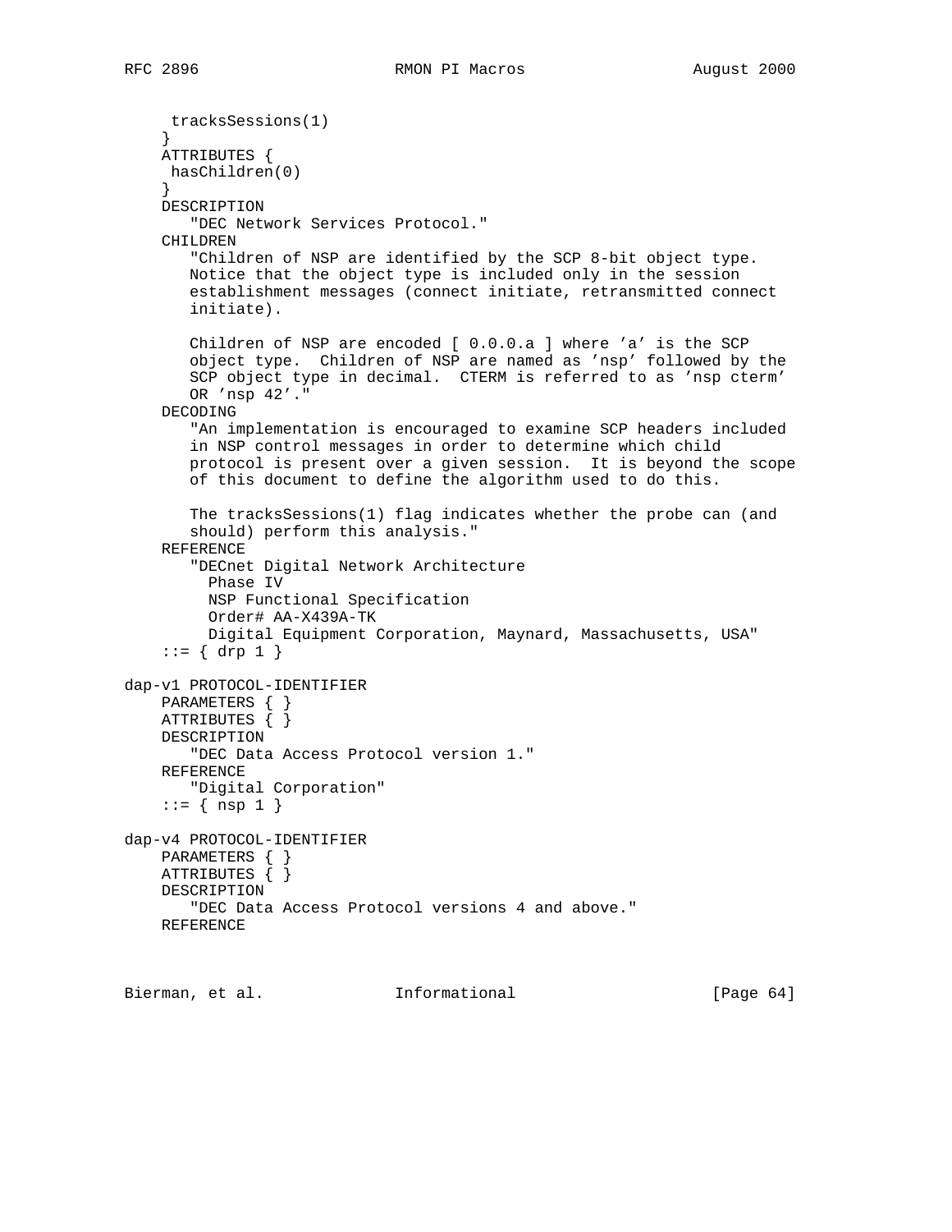```
      tracksSessions(1)
    }
    ATTRIBUTES {
     hasChildren(0)
    }
    DESCRIPTION
       "DEC Network Services Protocol."
    CHILDREN
       "Children of NSP are identified by the SCP 8-bit object type.
       Notice that the object type is included only in the session
       establishment messages (connect initiate, retransmitted connect
       initiate).

       Children of NSP are encoded [ 0.0.0.a ] where 'a' is the SCP
       object type.  Children of NSP are named as 'nsp' followed by the
       SCP object type in decimal.  CTERM is referred to as 'nsp cterm'
       OR 'nsp 42'."
    DECODING
       "An implementation is encouraged to examine SCP headers included
       in NSP control messages in order to determine which child
       protocol is present over a given session.  It is beyond the scope
       of this document to define the algorithm used to do this.

       The tracksSessions(1) flag indicates whether the probe can (and
       should) perform this analysis."
    REFERENCE
       "DECnet Digital Network Architecture
         Phase IV
         NSP Functional Specification
         Order# AA-X439A-TK
         Digital Equipment Corporation, Maynard, Massachusetts, USA"
    ::= { drp 1 }

dap-v1 PROTOCOL-IDENTIFIER
    PARAMETERS { }
    ATTRIBUTES { }
    DESCRIPTION
       "DEC Data Access Protocol version 1."
    REFERENCE
       "Digital Corporation"
    ::= { nsp 1 }

dap-v4 PROTOCOL-IDENTIFIER
    PARAMETERS { }
    ATTRIBUTES { }
    DESCRIPTION
       "DEC Data Access Protocol versions 4 and above."
    REFERENCE
```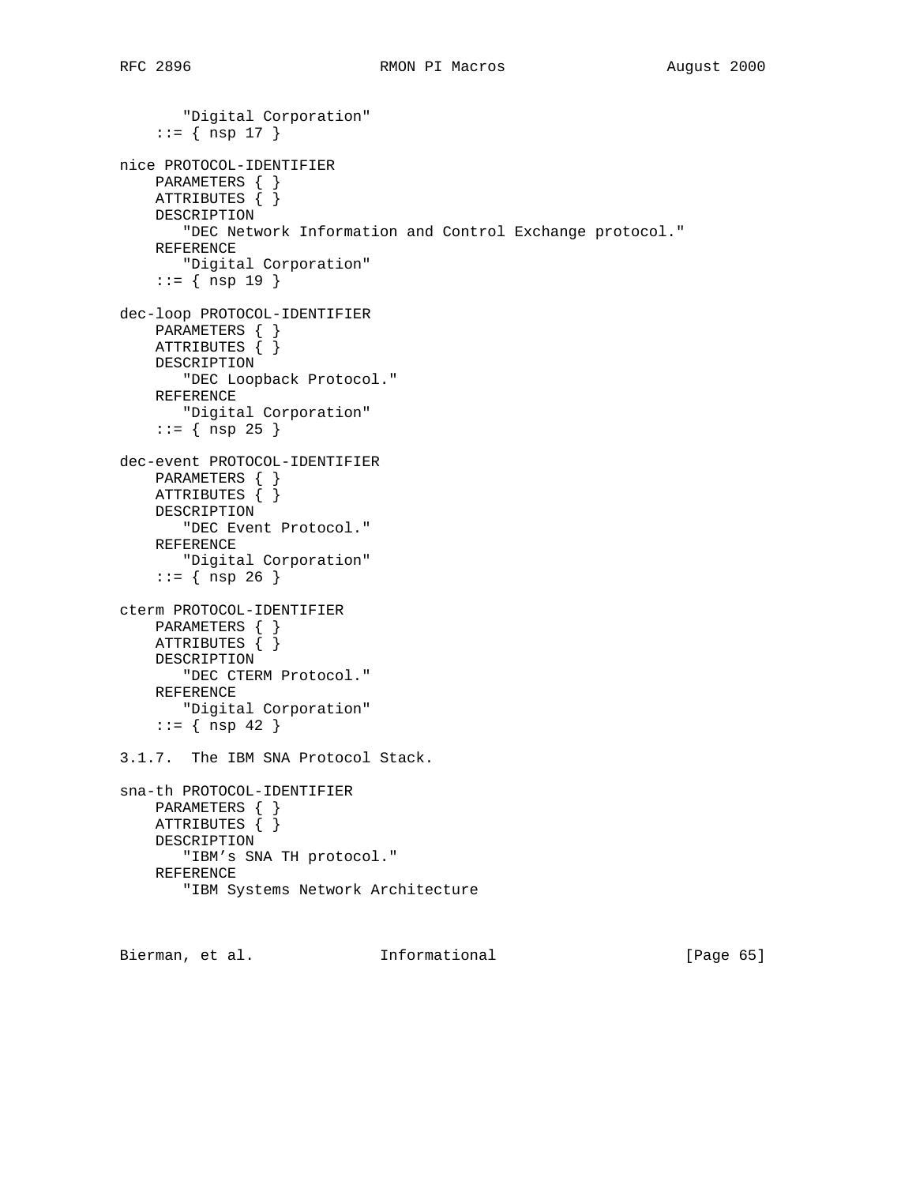```
       "Digital Corporation"
    ::= { nsp 17 }

nice PROTOCOL-IDENTIFIER
    PARAMETERS { }
    ATTRIBUTES { }
    DESCRIPTION
       "DEC Network Information and Control Exchange protocol."
    REFERENCE
       "Digital Corporation"
    ::= { nsp 19 }

dec-loop PROTOCOL-IDENTIFIER
    PARAMETERS { }
    ATTRIBUTES { }
    DESCRIPTION
       "DEC Loopback Protocol."
    REFERENCE
       "Digital Corporation"
    ::= { nsp 25 }

dec-event PROTOCOL-IDENTIFIER
    PARAMETERS { }
    ATTRIBUTES { }
    DESCRIPTION
       "DEC Event Protocol."
    REFERENCE
       "Digital Corporation"
    ::= { nsp 26 }

cterm PROTOCOL-IDENTIFIER
    PARAMETERS { }
    ATTRIBUTES { }
    DESCRIPTION
       "DEC CTERM Protocol."
    REFERENCE
       "Digital Corporation"
    ::= { nsp 42 }
```

3.1.7. The IBM SNA Protocol Stack.

```
sna-th PROTOCOL-IDENTIFIER
    PARAMETERS { }
    ATTRIBUTES { }
    DESCRIPTION
       "IBM's SNA TH protocol."
    REFERENCE
       "IBM Systems Network Architecture
```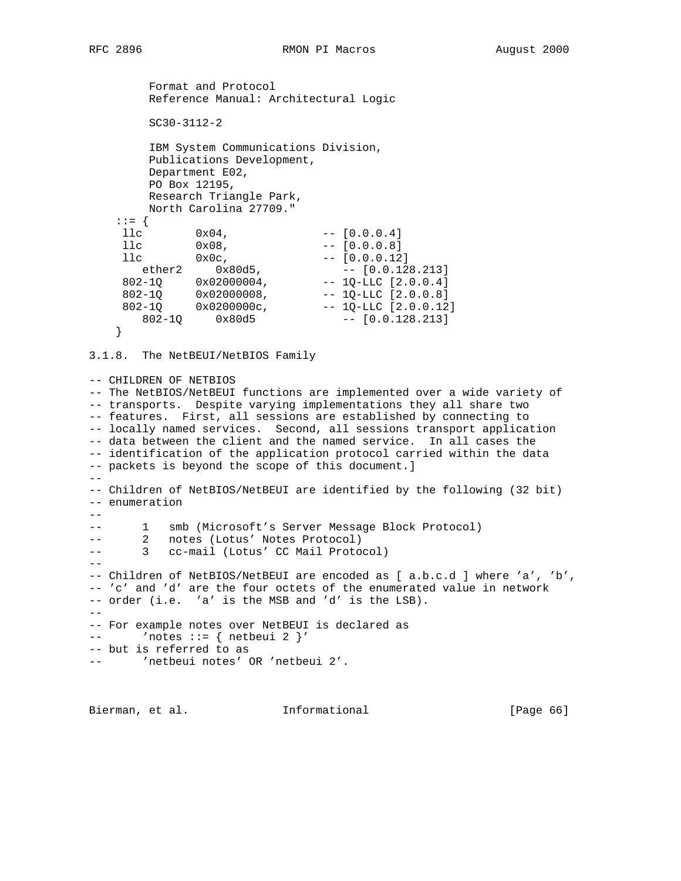```
         Format and Protocol
         Reference Manual: Architectural Logic

         SC30-3112-2

         IBM System Communications Division,
         Publications Development,
         Department E02,
         PO Box 12195,
         Research Triangle Park,
         North Carolina 27709."
    ::= {
     llc        0x04,               -- [0.0.0.4]
     llc        0x08,               -- [0.0.0.8]
     llc        0x0c,               -- [0.0.0.12]
        ether2     0x80d5,             -- [0.0.128.213]
     802-1Q     0x02000004,         -- 1Q-LLC [2.0.0.4]
     802-1Q     0x02000008,         -- 1Q-LLC [2.0.0.8]
     802-1Q     0x0200000c,         -- 1Q-LLC [2.0.0.12]
        802-1Q     0x80d5              -- [0.0.128.213]
    }
```

3.1.8. The NetBEUI/NetBIOS Family

```
-- CHILDREN OF NETBIOS
-- The NetBIOS/NetBEUI functions are implemented over a wide variety of
-- transports.  Despite varying implementations they all share two
-- features.  First, all sessions are established by connecting to
-- locally named services.  Second, all sessions transport application
-- data between the client and the named service.  In all cases the
-- identification of the application protocol carried within the data
-- packets is beyond the scope of this document.]
--
-- Children of NetBIOS/NetBEUI are identified by the following (32 bit)
-- enumeration
--
--      1   smb (Microsoft's Server Message Block Protocol)
--      2   notes (Lotus' Notes Protocol)
--      3   cc-mail (Lotus' CC Mail Protocol)
--
-- Children of NetBIOS/NetBEUI are encoded as [ a.b.c.d ] where 'a', 'b',
-- 'c' and 'd' are the four octets of the enumerated value in network
-- order (i.e.  'a' is the MSB and 'd' is the LSB).
--
-- For example notes over NetBEUI is declared as
--      'notes ::= { netbeui 2 }'
-- but is referred to as
--      'netbeui notes' OR 'netbeui 2'.
```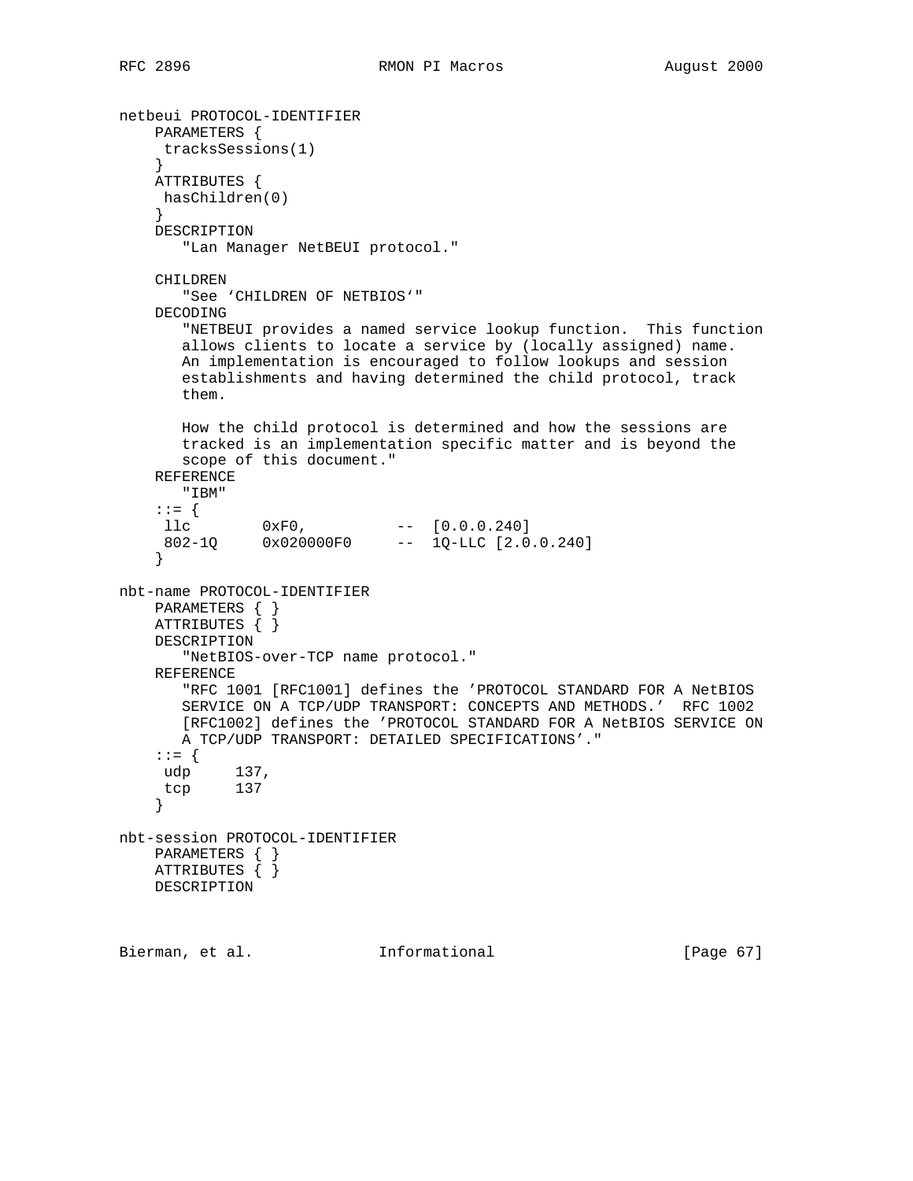```
netbeui PROTOCOL-IDENTIFIER
    PARAMETERS {
     tracksSessions(1)
    }
    ATTRIBUTES {
     hasChildren(0)
    }
    DESCRIPTION
       "Lan Manager NetBEUI protocol."

    CHILDREN
       "See 'CHILDREN OF NETBIOS'"
    DECODING
       "NETBEUI provides a named service lookup function.  This function
       allows clients to locate a service by (locally assigned) name.
       An implementation is encouraged to follow lookups and session
       establishments and having determined the child protocol, track
       them.

       How the child protocol is determined and how the sessions are
       tracked is an implementation specific matter and is beyond the
       scope of this document."
    REFERENCE
       "IBM"
    ::= {
     llc        0xF0,          --  [0.0.0.240]
     802-1Q     0x020000F0     --  1Q-LLC [2.0.0.240]
    }

nbt-name PROTOCOL-IDENTIFIER
    PARAMETERS { }
    ATTRIBUTES { }
    DESCRIPTION
       "NetBIOS-over-TCP name protocol."
    REFERENCE
       "RFC 1001 [RFC1001] defines the 'PROTOCOL STANDARD FOR A NetBIOS
       SERVICE ON A TCP/UDP TRANSPORT: CONCEPTS AND METHODS.'  RFC 1002
       [RFC1002] defines the 'PROTOCOL STANDARD FOR A NetBIOS SERVICE ON
       A TCP/UDP TRANSPORT: DETAILED SPECIFICATIONS'."
    ::= {
     udp     137,
     tcp     137
    }

nbt-session PROTOCOL-IDENTIFIER
    PARAMETERS { }
    ATTRIBUTES { }
    DESCRIPTION
```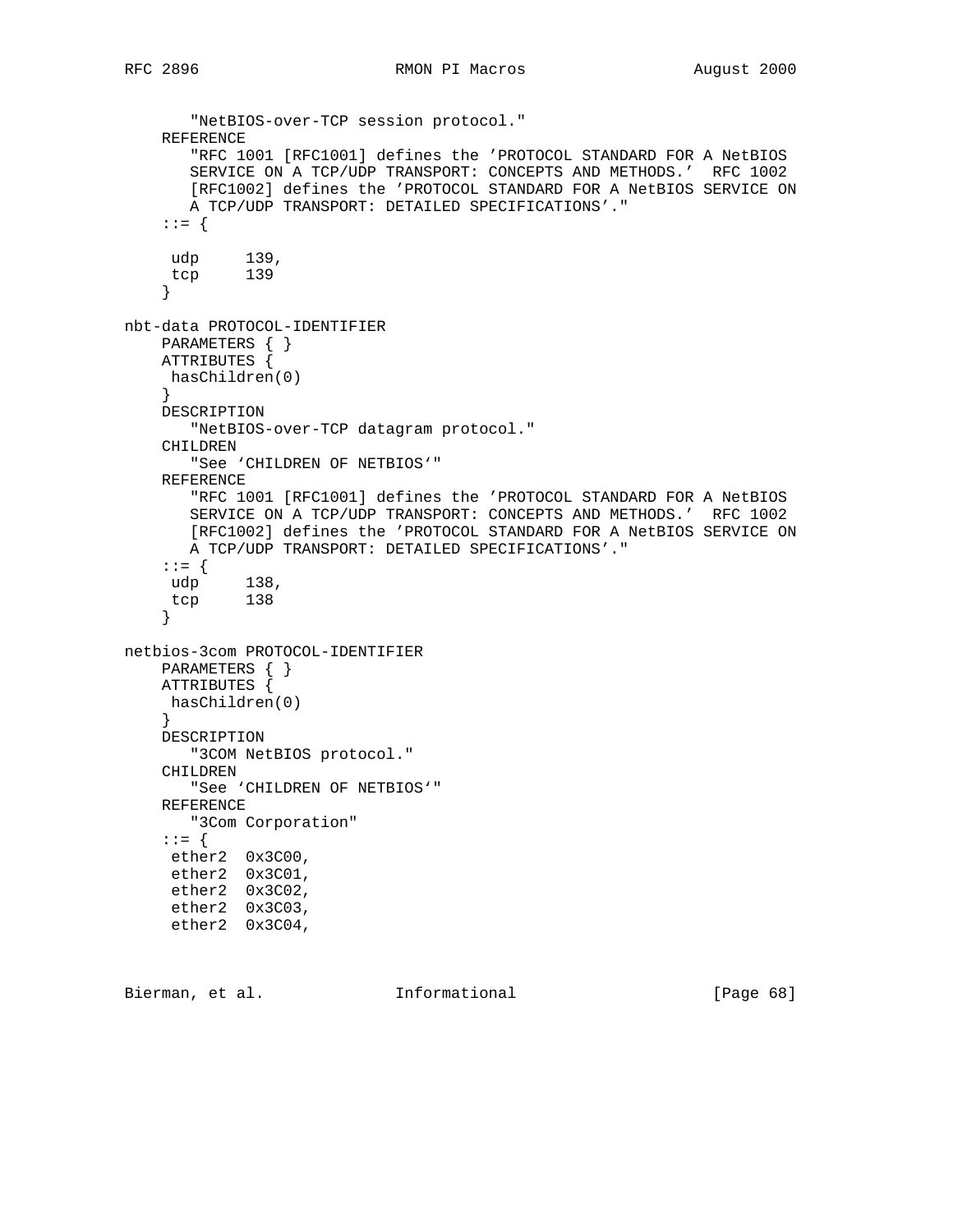```
       "NetBIOS-over-TCP session protocol."
    REFERENCE
       "RFC 1001 [RFC1001] defines the 'PROTOCOL STANDARD FOR A NetBIOS
       SERVICE ON A TCP/UDP TRANSPORT: CONCEPTS AND METHODS.'  RFC 1002
       [RFC1002] defines the 'PROTOCOL STANDARD FOR A NetBIOS SERVICE ON
       A TCP/UDP TRANSPORT: DETAILED SPECIFICATIONS'."
    ::= {

     udp     139,
     tcp     139
    }

nbt-data PROTOCOL-IDENTIFIER
    PARAMETERS { }
    ATTRIBUTES {
     hasChildren(0)
    }
    DESCRIPTION
       "NetBIOS-over-TCP datagram protocol."
    CHILDREN
       "See 'CHILDREN OF NETBIOS'"
    REFERENCE
       "RFC 1001 [RFC1001] defines the 'PROTOCOL STANDARD FOR A NetBIOS
       SERVICE ON A TCP/UDP TRANSPORT: CONCEPTS AND METHODS.'  RFC 1002
       [RFC1002] defines the 'PROTOCOL STANDARD FOR A NetBIOS SERVICE ON
       A TCP/UDP TRANSPORT: DETAILED SPECIFICATIONS'."
    ::= {
     udp     138,
     tcp     138
    }

netbios-3com PROTOCOL-IDENTIFIER
    PARAMETERS { }
    ATTRIBUTES {
     hasChildren(0)
    }
    DESCRIPTION
       "3COM NetBIOS protocol."
    CHILDREN
       "See 'CHILDREN OF NETBIOS'"
    REFERENCE
       "3Com Corporation"
    ::= {
     ether2  0x3C00,
     ether2  0x3C01,
     ether2  0x3C02,
     ether2  0x3C03,
     ether2  0x3C04,
```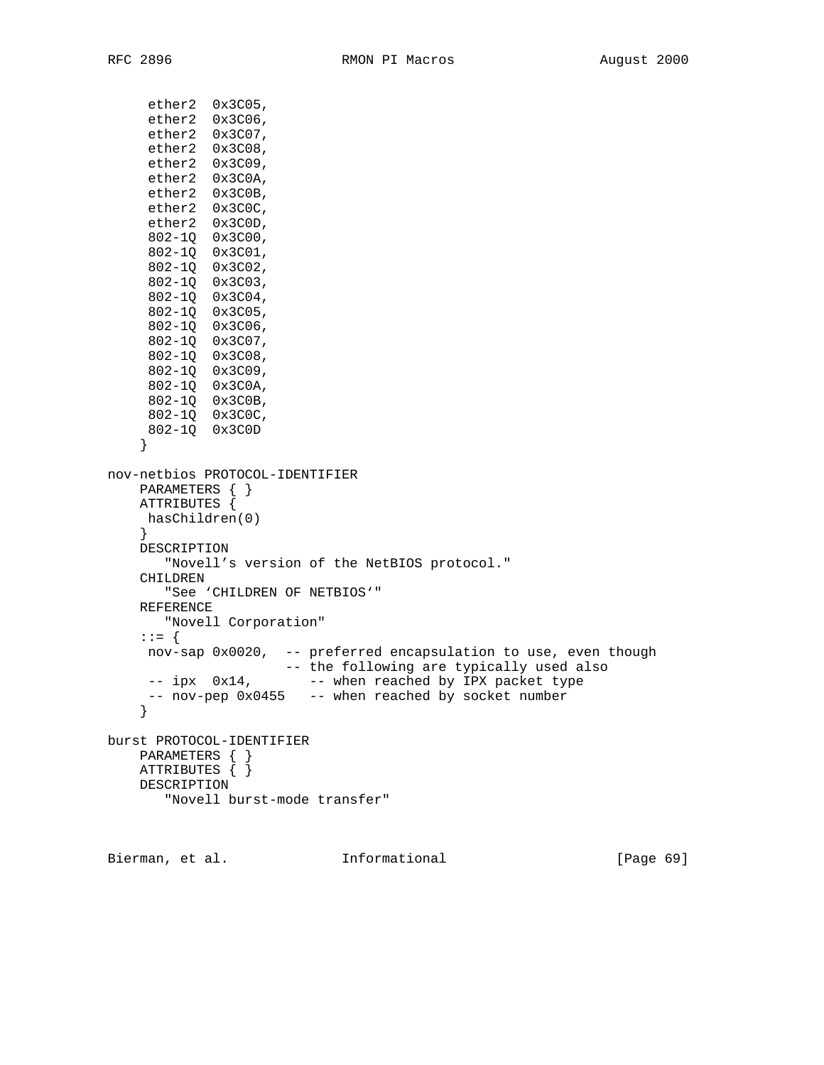```
     ether2  0x3C05,
     ether2  0x3C06,
     ether2  0x3C07,
     ether2  0x3C08,
     ether2  0x3C09,
     ether2  0x3C0A,
     ether2  0x3C0B,
     ether2  0x3C0C,
     ether2  0x3C0D,
     802-1Q  0x3C00,
     802-1Q  0x3C01,
     802-1Q  0x3C02,
     802-1Q  0x3C03,
     802-1Q  0x3C04,
     802-1Q  0x3C05,
     802-1Q  0x3C06,
     802-1Q  0x3C07,
     802-1Q  0x3C08,
     802-1Q  0x3C09,
     802-1Q  0x3C0A,
     802-1Q  0x3C0B,
     802-1Q  0x3C0C,
     802-1Q  0x3C0D
    }

nov-netbios PROTOCOL-IDENTIFIER
    PARAMETERS { }
    ATTRIBUTES {
     hasChildren(0)
    }
    DESCRIPTION
       "Novell's version of the NetBIOS protocol."
    CHILDREN
       "See 'CHILDREN OF NETBIOS'"
    REFERENCE
       "Novell Corporation"
    ::= {
     nov-sap 0x0020,  -- preferred encapsulation to use, even though
                      -- the following are typically used also
     -- ipx  0x14,       -- when reached by IPX packet type
     -- nov-pep 0x0455   -- when reached by socket number
    }

burst PROTOCOL-IDENTIFIER
    PARAMETERS { }
    ATTRIBUTES { }
    DESCRIPTION
       "Novell burst-mode transfer"
```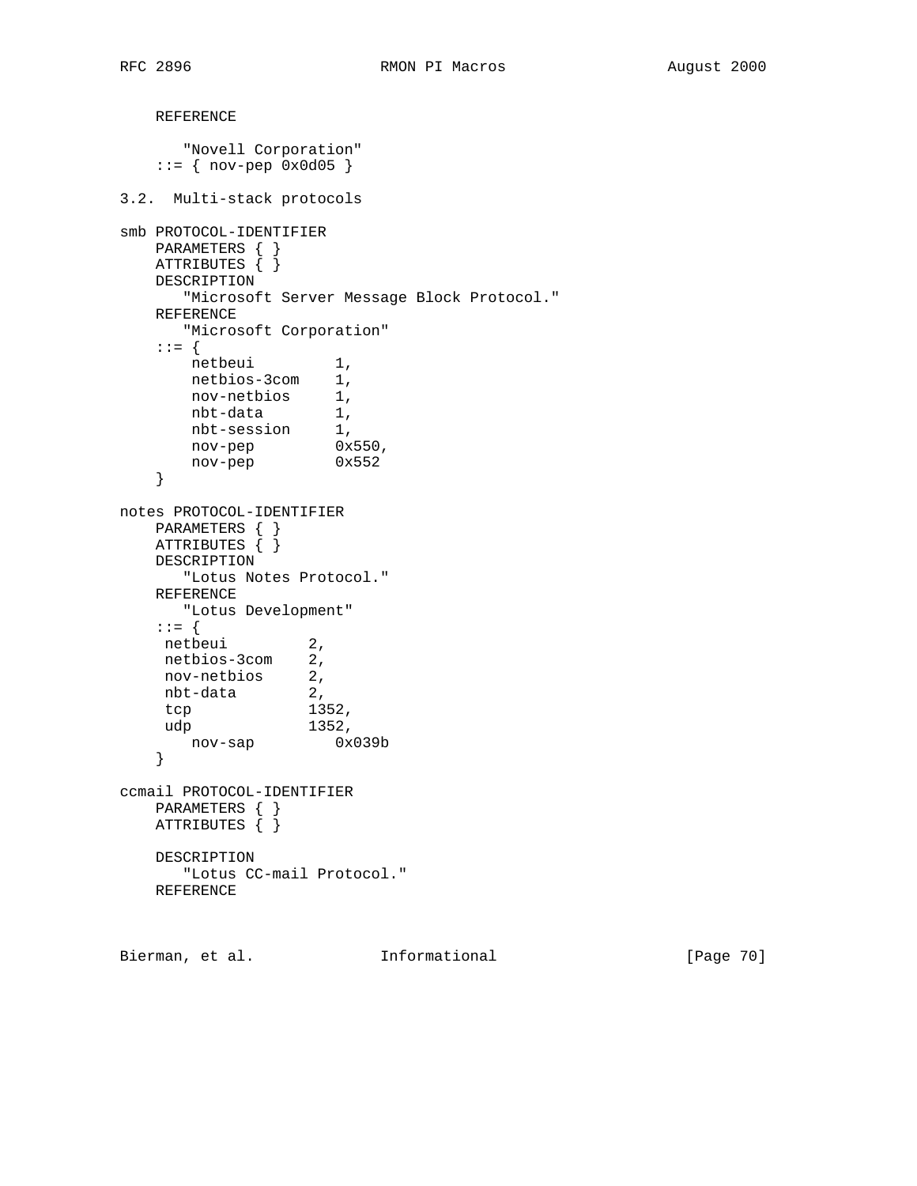```
    REFERENCE

       "Novell Corporation"
    ::= { nov-pep 0x0d05 }
```

### 3.2. Multi-stack protocols

```
smb PROTOCOL-IDENTIFIER
    PARAMETERS { }
    ATTRIBUTES { }
    DESCRIPTION
       "Microsoft Server Message Block Protocol."
    REFERENCE
       "Microsoft Corporation"
    ::= {
        netbeui         1,
        netbios-3com    1,
        nov-netbios     1,
        nbt-data        1,
        nbt-session     1,
        nov-pep         0x550,
        nov-pep         0x552
    }

notes PROTOCOL-IDENTIFIER
    PARAMETERS { }
    ATTRIBUTES { }
    DESCRIPTION
       "Lotus Notes Protocol."
    REFERENCE
       "Lotus Development"
    ::= {
     netbeui         2,
     netbios-3com    2,
     nov-netbios     2,
     nbt-data        2,
     tcp             1352,
     udp             1352,
        nov-sap         0x039b
    }

ccmail PROTOCOL-IDENTIFIER
    PARAMETERS { }
    ATTRIBUTES { }

    DESCRIPTION
       "Lotus CC-mail Protocol."
    REFERENCE
```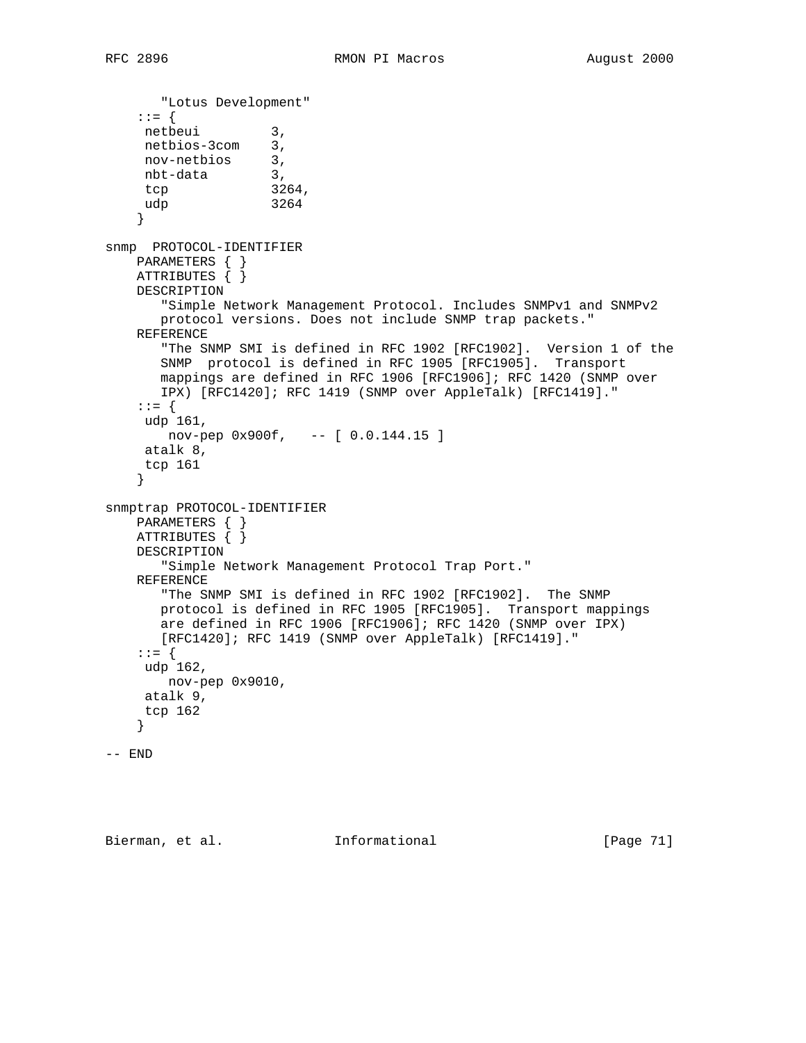```
       "Lotus Development"
    ::= {
     netbeui         3,
     netbios-3com    3,
     nov-netbios     3,
     nbt-data        3,
     tcp             3264,
     udp             3264
    }

snmp  PROTOCOL-IDENTIFIER
    PARAMETERS { }
    ATTRIBUTES { }
    DESCRIPTION
       "Simple Network Management Protocol. Includes SNMPv1 and SNMPv2
       protocol versions. Does not include SNMP trap packets."
    REFERENCE
       "The SNMP SMI is defined in RFC 1902 [RFC1902].  Version 1 of the
       SNMP  protocol is defined in RFC 1905 [RFC1905].  Transport
       mappings are defined in RFC 1906 [RFC1906]; RFC 1420 (SNMP over
       IPX) [RFC1420]; RFC 1419 (SNMP over AppleTalk) [RFC1419]."
    ::= {
     udp 161,
        nov-pep 0x900f,   -- [ 0.0.144.15 ]
     atalk 8,
     tcp 161
    }

snmptrap PROTOCOL-IDENTIFIER
    PARAMETERS { }
    ATTRIBUTES { }
    DESCRIPTION
       "Simple Network Management Protocol Trap Port."
    REFERENCE
       "The SNMP SMI is defined in RFC 1902 [RFC1902].  The SNMP
       protocol is defined in RFC 1905 [RFC1905].  Transport mappings
       are defined in RFC 1906 [RFC1906]; RFC 1420 (SNMP over IPX)
       [RFC1420]; RFC 1419 (SNMP over AppleTalk) [RFC1419]."
    ::= {
     udp 162,
        nov-pep 0x9010,
     atalk 9,
     tcp 162
    }

-- END
```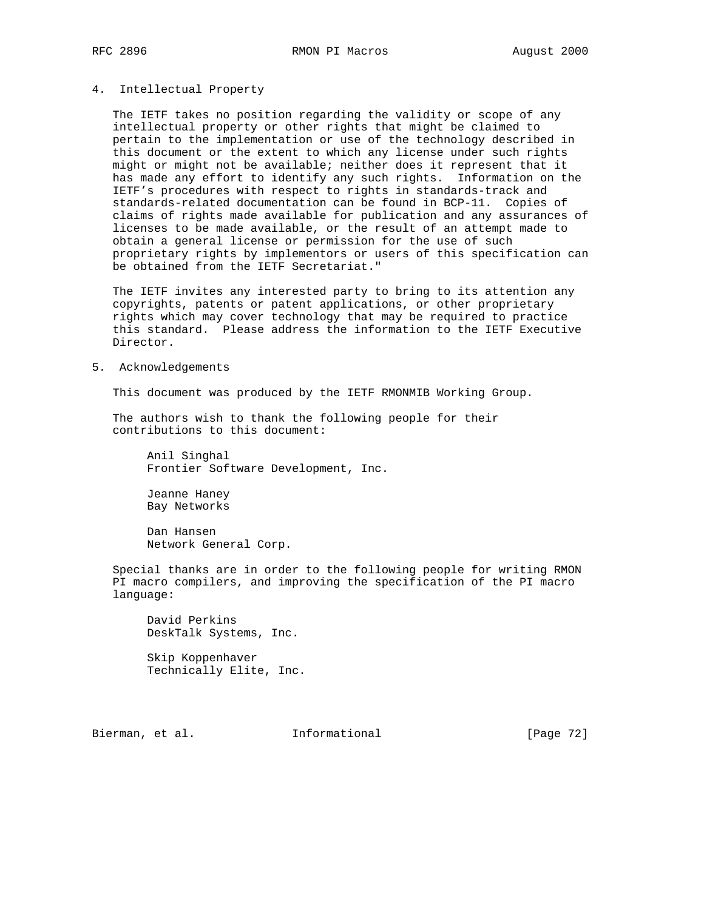## 4. Intellectual Property

The IETF takes no position regarding the validity or scope of any intellectual property or other rights that might be claimed to pertain to the implementation or use of the technology described in this document or the extent to which any license under such rights might or might not be available; neither does it represent that it has made any effort to identify any such rights. Information on the IETF's procedures with respect to rights in standards-track and standards-related documentation can be found in BCP-11. Copies of claims of rights made available for publication and any assurances of licenses to be made available, or the result of an attempt made to obtain a general license or permission for the use of such proprietary rights by implementors or users of this specification can be obtained from the IETF Secretariat."

The IETF invites any interested party to bring to its attention any copyrights, patents or patent applications, or other proprietary rights which may cover technology that may be required to practice this standard. Please address the information to the IETF Executive Director.

## 5. Acknowledgements

This document was produced by the IETF RMONMIB Working Group.

The authors wish to thank the following people for their contributions to this document:

Anil Singhal
Frontier Software Development, Inc.

Jeanne Haney
Bay Networks

Dan Hansen
Network General Corp.

Special thanks are in order to the following people for writing RMON PI macro compilers, and improving the specification of the PI macro language:

David Perkins
DeskTalk Systems, Inc.

Skip Koppenhaver
Technically Elite, Inc.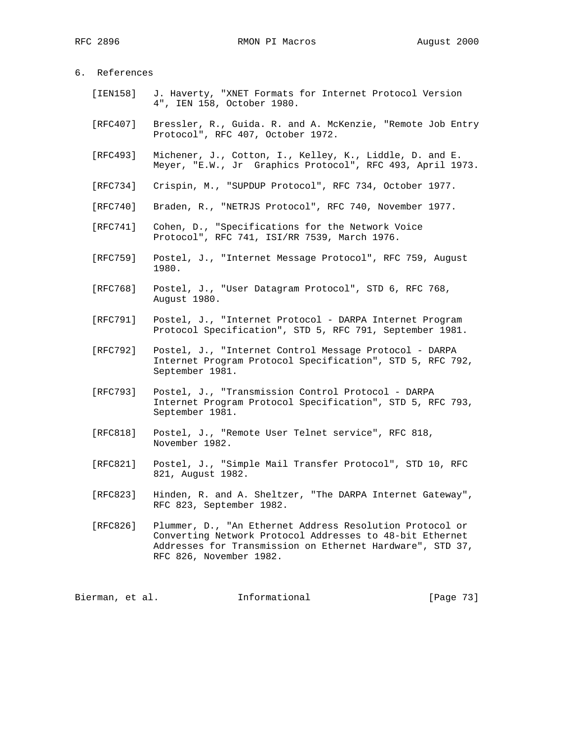## 6. References

[IEN158] J. Haverty, "XNET Formats for Internet Protocol Version 4", IEN 158, October 1980.

[RFC407] Bressler, R., Guida. R. and A. McKenzie, "Remote Job Entry Protocol", RFC 407, October 1972.

[RFC493] Michener, J., Cotton, I., Kelley, K., Liddle, D. and E. Meyer, "E.W., Jr  Graphics Protocol", RFC 493, April 1973.

[RFC734] Crispin, M., "SUPDUP Protocol", RFC 734, October 1977.

[RFC740] Braden, R., "NETRJS Protocol", RFC 740, November 1977.

[RFC741] Cohen, D., "Specifications for the Network Voice Protocol", RFC 741, ISI/RR 7539, March 1976.

[RFC759] Postel, J., "Internet Message Protocol", RFC 759, August 1980.

[RFC768] Postel, J., "User Datagram Protocol", STD 6, RFC 768, August 1980.

[RFC791] Postel, J., "Internet Protocol - DARPA Internet Program Protocol Specification", STD 5, RFC 791, September 1981.

[RFC792] Postel, J., "Internet Control Message Protocol - DARPA Internet Program Protocol Specification", STD 5, RFC 792, September 1981.

[RFC793] Postel, J., "Transmission Control Protocol - DARPA Internet Program Protocol Specification", STD 5, RFC 793, September 1981.

[RFC818] Postel, J., "Remote User Telnet service", RFC 818, November 1982.

[RFC821] Postel, J., "Simple Mail Transfer Protocol", STD 10, RFC 821, August 1982.

[RFC823] Hinden, R. and A. Sheltzer, "The DARPA Internet Gateway", RFC 823, September 1982.

[RFC826] Plummer, D., "An Ethernet Address Resolution Protocol or Converting Network Protocol Addresses to 48-bit Ethernet Addresses for Transmission on Ethernet Hardware", STD 37, RFC 826, November 1982.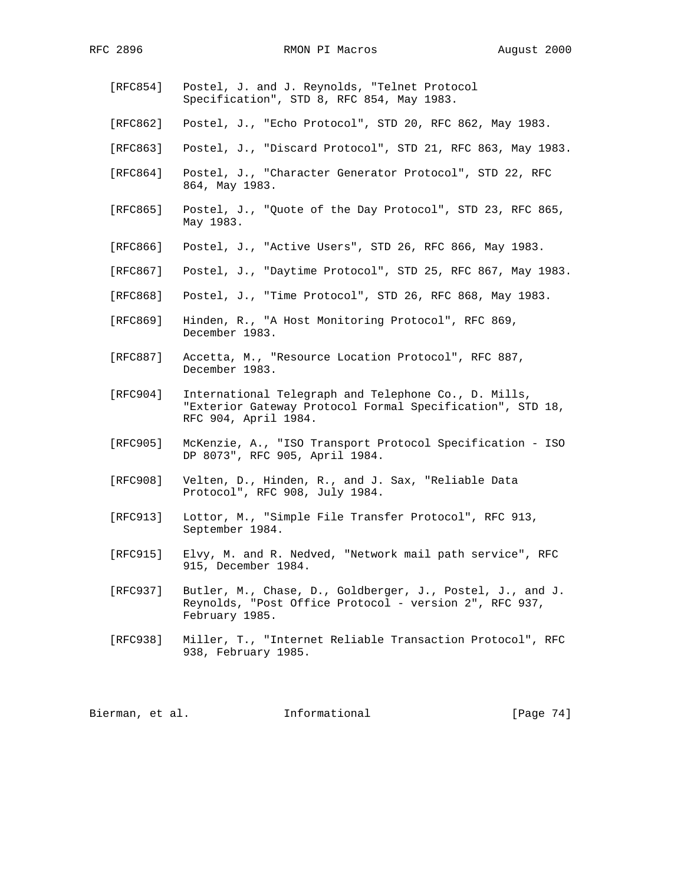[RFC854] Postel, J. and J. Reynolds, "Telnet Protocol Specification", STD 8, RFC 854, May 1983.

[RFC862] Postel, J., "Echo Protocol", STD 20, RFC 862, May 1983.

[RFC863] Postel, J., "Discard Protocol", STD 21, RFC 863, May 1983.

[RFC864] Postel, J., "Character Generator Protocol", STD 22, RFC 864, May 1983.

[RFC865] Postel, J., "Quote of the Day Protocol", STD 23, RFC 865, May 1983.

[RFC866] Postel, J., "Active Users", STD 26, RFC 866, May 1983.

[RFC867] Postel, J., "Daytime Protocol", STD 25, RFC 867, May 1983.

[RFC868] Postel, J., "Time Protocol", STD 26, RFC 868, May 1983.

[RFC869] Hinden, R., "A Host Monitoring Protocol", RFC 869, December 1983.

[RFC887] Accetta, M., "Resource Location Protocol", RFC 887, December 1983.

[RFC904] International Telegraph and Telephone Co., D. Mills, "Exterior Gateway Protocol Formal Specification", STD 18, RFC 904, April 1984.

[RFC905] McKenzie, A., "ISO Transport Protocol Specification - ISO DP 8073", RFC 905, April 1984.

[RFC908] Velten, D., Hinden, R., and J. Sax, "Reliable Data Protocol", RFC 908, July 1984.

[RFC913] Lottor, M., "Simple File Transfer Protocol", RFC 913, September 1984.

[RFC915] Elvy, M. and R. Nedved, "Network mail path service", RFC 915, December 1984.

[RFC937] Butler, M., Chase, D., Goldberger, J., Postel, J., and J. Reynolds, "Post Office Protocol - version 2", RFC 937, February 1985.

[RFC938] Miller, T., "Internet Reliable Transaction Protocol", RFC 938, February 1985.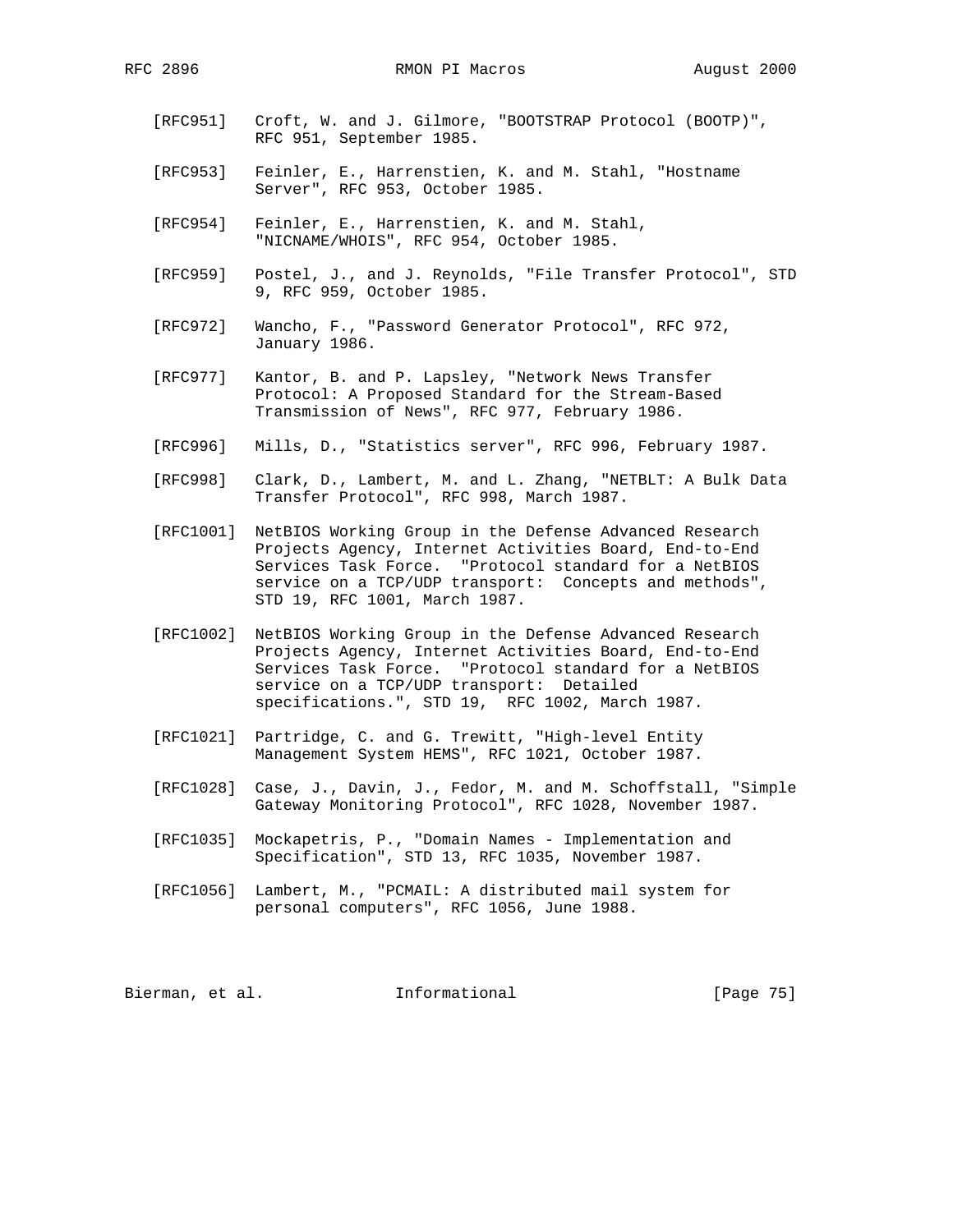[RFC951] Croft, W. and J. Gilmore, "BOOTSTRAP Protocol (BOOTP)", RFC 951, September 1985.

[RFC953] Feinler, E., Harrenstien, K. and M. Stahl, "Hostname Server", RFC 953, October 1985.

[RFC954] Feinler, E., Harrenstien, K. and M. Stahl, "NICNAME/WHOIS", RFC 954, October 1985.

[RFC959] Postel, J., and J. Reynolds, "File Transfer Protocol", STD 9, RFC 959, October 1985.

[RFC972] Wancho, F., "Password Generator Protocol", RFC 972, January 1986.

[RFC977] Kantor, B. and P. Lapsley, "Network News Transfer Protocol: A Proposed Standard for the Stream-Based Transmission of News", RFC 977, February 1986.

[RFC996] Mills, D., "Statistics server", RFC 996, February 1987.

[RFC998] Clark, D., Lambert, M. and L. Zhang, "NETBLT: A Bulk Data Transfer Protocol", RFC 998, March 1987.

[RFC1001] NetBIOS Working Group in the Defense Advanced Research Projects Agency, Internet Activities Board, End-to-End Services Task Force. "Protocol standard for a NetBIOS service on a TCP/UDP transport: Concepts and methods", STD 19, RFC 1001, March 1987.

[RFC1002] NetBIOS Working Group in the Defense Advanced Research Projects Agency, Internet Activities Board, End-to-End Services Task Force. "Protocol standard for a NetBIOS service on a TCP/UDP transport: Detailed specifications.", STD 19, RFC 1002, March 1987.

[RFC1021] Partridge, C. and G. Trewitt, "High-level Entity Management System HEMS", RFC 1021, October 1987.

[RFC1028] Case, J., Davin, J., Fedor, M. and M. Schoffstall, "Simple Gateway Monitoring Protocol", RFC 1028, November 1987.

[RFC1035] Mockapetris, P., "Domain Names - Implementation and Specification", STD 13, RFC 1035, November 1987.

[RFC1056] Lambert, M., "PCMAIL: A distributed mail system for personal computers", RFC 1056, June 1988.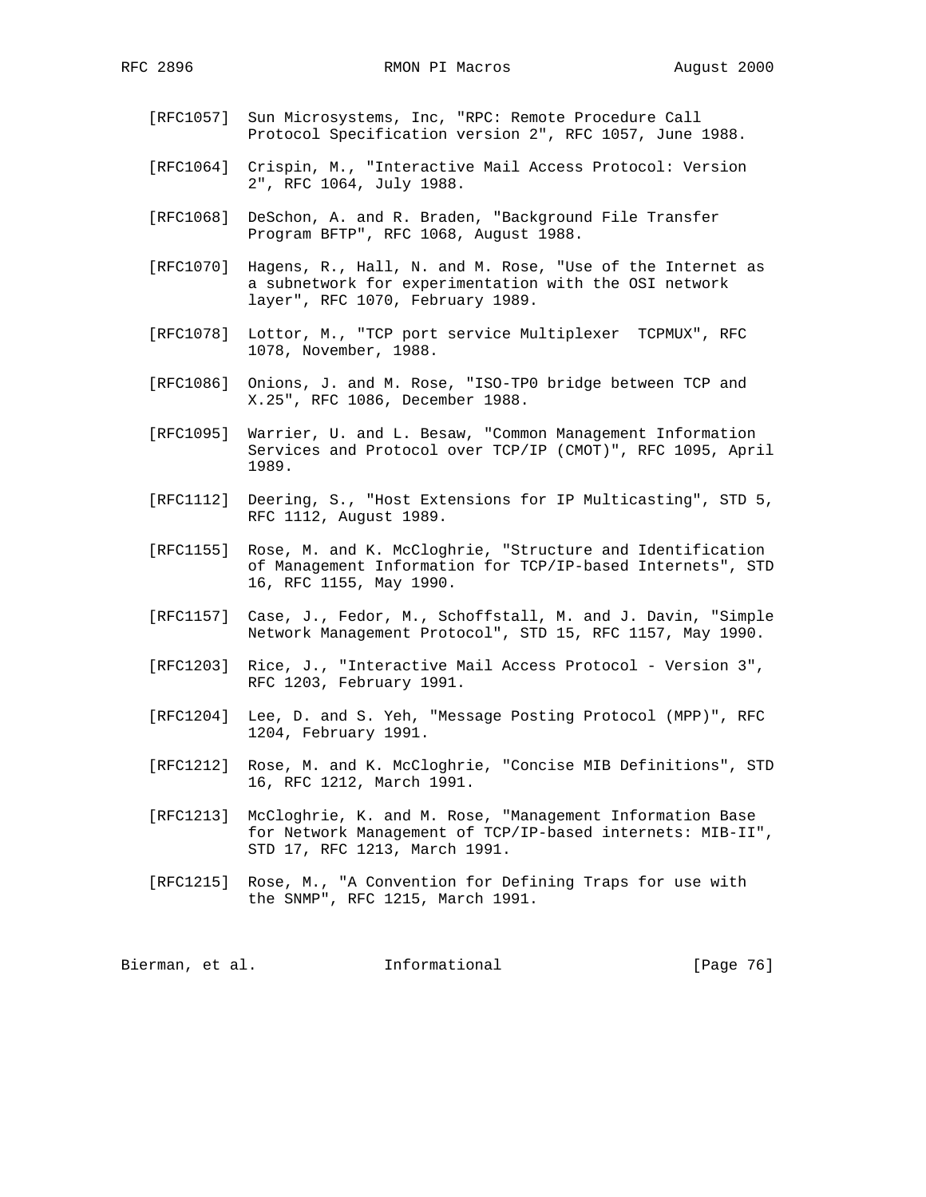[RFC1057] Sun Microsystems, Inc, "RPC: Remote Procedure Call Protocol Specification version 2", RFC 1057, June 1988.

[RFC1064] Crispin, M., "Interactive Mail Access Protocol: Version 2", RFC 1064, July 1988.

[RFC1068] DeSchon, A. and R. Braden, "Background File Transfer Program BFTP", RFC 1068, August 1988.

[RFC1070] Hagens, R., Hall, N. and M. Rose, "Use of the Internet as a subnetwork for experimentation with the OSI network layer", RFC 1070, February 1989.

[RFC1078] Lottor, M., "TCP port service Multiplexer  TCPMUX", RFC 1078, November, 1988.

[RFC1086] Onions, J. and M. Rose, "ISO-TP0 bridge between TCP and X.25", RFC 1086, December 1988.

[RFC1095] Warrier, U. and L. Besaw, "Common Management Information Services and Protocol over TCP/IP (CMOT)", RFC 1095, April 1989.

[RFC1112] Deering, S., "Host Extensions for IP Multicasting", STD 5, RFC 1112, August 1989.

[RFC1155] Rose, M. and K. McCloghrie, "Structure and Identification of Management Information for TCP/IP-based Internets", STD 16, RFC 1155, May 1990.

[RFC1157] Case, J., Fedor, M., Schoffstall, M. and J. Davin, "Simple Network Management Protocol", STD 15, RFC 1157, May 1990.

[RFC1203] Rice, J., "Interactive Mail Access Protocol - Version 3", RFC 1203, February 1991.

[RFC1204] Lee, D. and S. Yeh, "Message Posting Protocol (MPP)", RFC 1204, February 1991.

[RFC1212] Rose, M. and K. McCloghrie, "Concise MIB Definitions", STD 16, RFC 1212, March 1991.

[RFC1213] McCloghrie, K. and M. Rose, "Management Information Base for Network Management of TCP/IP-based internets: MIB-II", STD 17, RFC 1213, March 1991.

[RFC1215] Rose, M., "A Convention for Defining Traps for use with the SNMP", RFC 1215, March 1991.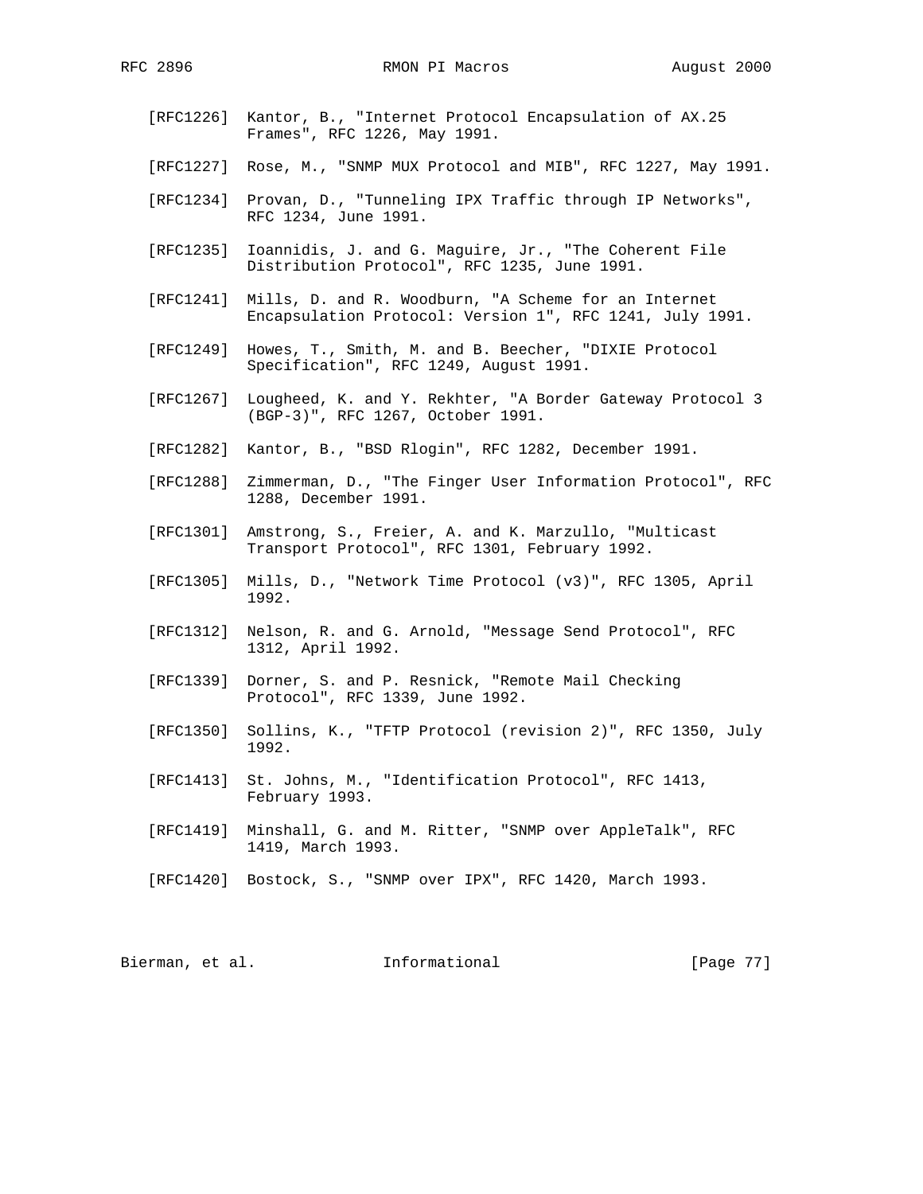[RFC1226] Kantor, B., "Internet Protocol Encapsulation of AX.25 Frames", RFC 1226, May 1991.

[RFC1227] Rose, M., "SNMP MUX Protocol and MIB", RFC 1227, May 1991.

[RFC1234] Provan, D., "Tunneling IPX Traffic through IP Networks", RFC 1234, June 1991.

[RFC1235] Ioannidis, J. and G. Maguire, Jr., "The Coherent File Distribution Protocol", RFC 1235, June 1991.

[RFC1241] Mills, D. and R. Woodburn, "A Scheme for an Internet Encapsulation Protocol: Version 1", RFC 1241, July 1991.

[RFC1249] Howes, T., Smith, M. and B. Beecher, "DIXIE Protocol Specification", RFC 1249, August 1991.

[RFC1267] Lougheed, K. and Y. Rekhter, "A Border Gateway Protocol 3 (BGP-3)", RFC 1267, October 1991.

[RFC1282] Kantor, B., "BSD Rlogin", RFC 1282, December 1991.

[RFC1288] Zimmerman, D., "The Finger User Information Protocol", RFC 1288, December 1991.

[RFC1301] Amstrong, S., Freier, A. and K. Marzullo, "Multicast Transport Protocol", RFC 1301, February 1992.

[RFC1305] Mills, D., "Network Time Protocol (v3)", RFC 1305, April 1992.

[RFC1312] Nelson, R. and G. Arnold, "Message Send Protocol", RFC 1312, April 1992.

[RFC1339] Dorner, S. and P. Resnick, "Remote Mail Checking Protocol", RFC 1339, June 1992.

[RFC1350] Sollins, K., "TFTP Protocol (revision 2)", RFC 1350, July 1992.

[RFC1413] St. Johns, M., "Identification Protocol", RFC 1413, February 1993.

[RFC1419] Minshall, G. and M. Ritter, "SNMP over AppleTalk", RFC 1419, March 1993.

[RFC1420] Bostock, S., "SNMP over IPX", RFC 1420, March 1993.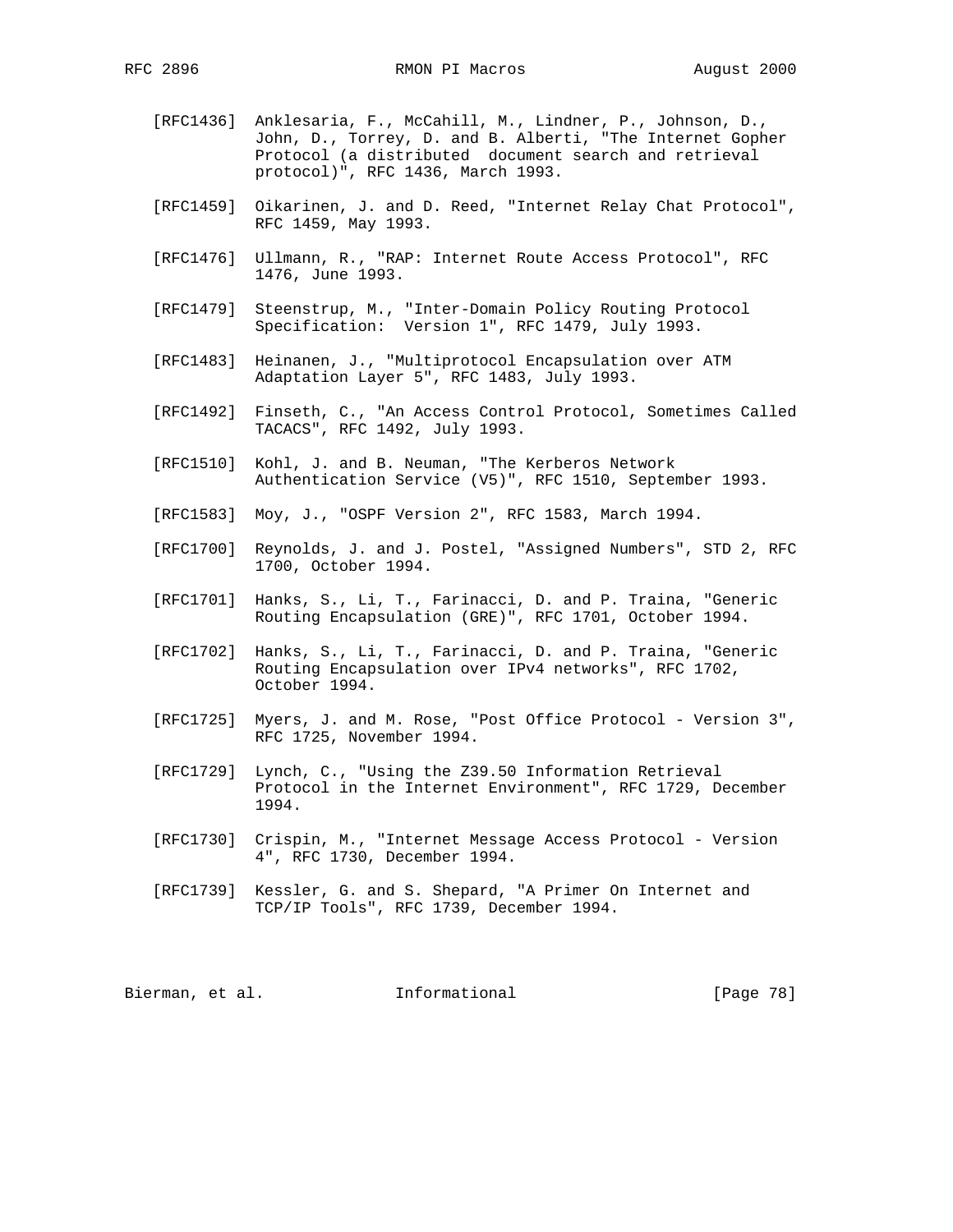[RFC1436] Anklesaria, F., McCahill, M., Lindner, P., Johnson, D., John, D., Torrey, D. and B. Alberti, "The Internet Gopher Protocol (a distributed  document search and retrieval protocol)", RFC 1436, March 1993.

[RFC1459] Oikarinen, J. and D. Reed, "Internet Relay Chat Protocol", RFC 1459, May 1993.

[RFC1476] Ullmann, R., "RAP: Internet Route Access Protocol", RFC 1476, June 1993.

[RFC1479] Steenstrup, M., "Inter-Domain Policy Routing Protocol Specification:  Version 1", RFC 1479, July 1993.

[RFC1483] Heinanen, J., "Multiprotocol Encapsulation over ATM Adaptation Layer 5", RFC 1483, July 1993.

[RFC1492] Finseth, C., "An Access Control Protocol, Sometimes Called TACACS", RFC 1492, July 1993.

[RFC1510] Kohl, J. and B. Neuman, "The Kerberos Network Authentication Service (V5)", RFC 1510, September 1993.

[RFC1583] Moy, J., "OSPF Version 2", RFC 1583, March 1994.

[RFC1700] Reynolds, J. and J. Postel, "Assigned Numbers", STD 2, RFC 1700, October 1994.

[RFC1701] Hanks, S., Li, T., Farinacci, D. and P. Traina, "Generic Routing Encapsulation (GRE)", RFC 1701, October 1994.

[RFC1702] Hanks, S., Li, T., Farinacci, D. and P. Traina, "Generic Routing Encapsulation over IPv4 networks", RFC 1702, October 1994.

[RFC1725] Myers, J. and M. Rose, "Post Office Protocol - Version 3", RFC 1725, November 1994.

[RFC1729] Lynch, C., "Using the Z39.50 Information Retrieval Protocol in the Internet Environment", RFC 1729, December 1994.

[RFC1730] Crispin, M., "Internet Message Access Protocol - Version 4", RFC 1730, December 1994.

[RFC1739] Kessler, G. and S. Shepard, "A Primer On Internet and TCP/IP Tools", RFC 1739, December 1994.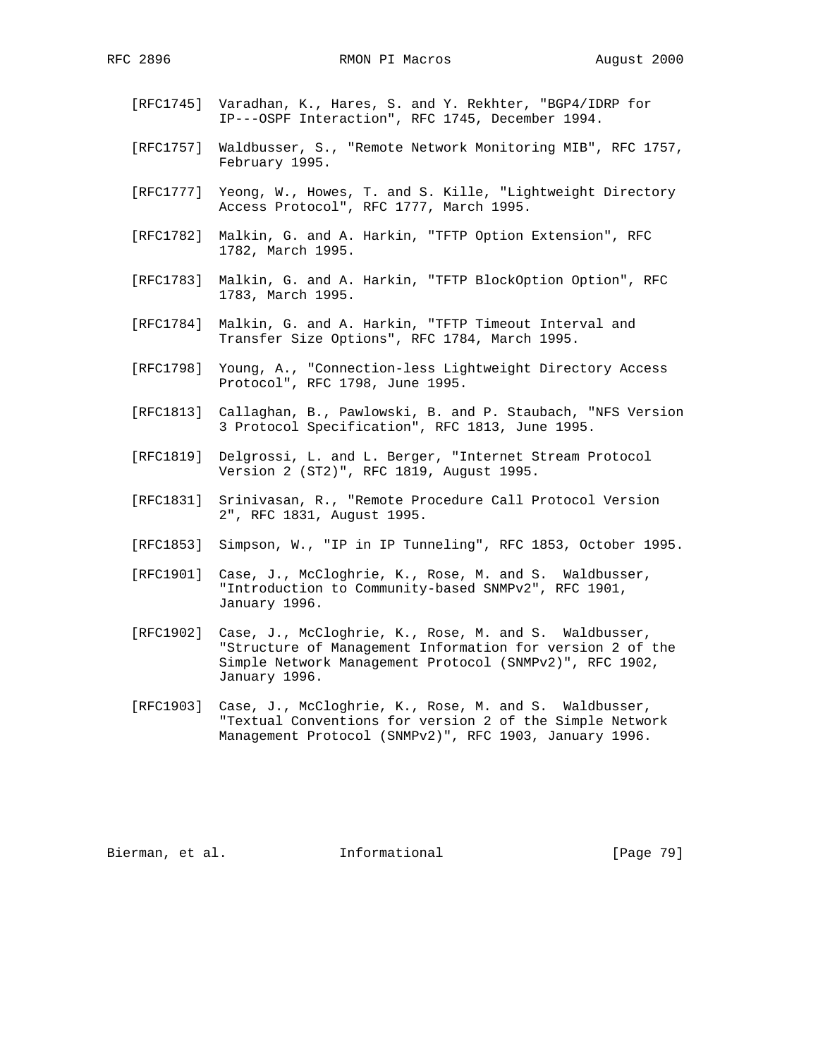[RFC1745] Varadhan, K., Hares, S. and Y. Rekhter, "BGP4/IDRP for IP---OSPF Interaction", RFC 1745, December 1994.

[RFC1757] Waldbusser, S., "Remote Network Monitoring MIB", RFC 1757, February 1995.

[RFC1777] Yeong, W., Howes, T. and S. Kille, "Lightweight Directory Access Protocol", RFC 1777, March 1995.

[RFC1782] Malkin, G. and A. Harkin, "TFTP Option Extension", RFC 1782, March 1995.

[RFC1783] Malkin, G. and A. Harkin, "TFTP BlockOption Option", RFC 1783, March 1995.

[RFC1784] Malkin, G. and A. Harkin, "TFTP Timeout Interval and Transfer Size Options", RFC 1784, March 1995.

[RFC1798] Young, A., "Connection-less Lightweight Directory Access Protocol", RFC 1798, June 1995.

[RFC1813] Callaghan, B., Pawlowski, B. and P. Staubach, "NFS Version 3 Protocol Specification", RFC 1813, June 1995.

[RFC1819] Delgrossi, L. and L. Berger, "Internet Stream Protocol Version 2 (ST2)", RFC 1819, August 1995.

[RFC1831] Srinivasan, R., "Remote Procedure Call Protocol Version 2", RFC 1831, August 1995.

[RFC1853] Simpson, W., "IP in IP Tunneling", RFC 1853, October 1995.

[RFC1901] Case, J., McCloghrie, K., Rose, M. and S. Waldbusser, "Introduction to Community-based SNMPv2", RFC 1901, January 1996.

[RFC1902] Case, J., McCloghrie, K., Rose, M. and S. Waldbusser, "Structure of Management Information for version 2 of the Simple Network Management Protocol (SNMPv2)", RFC 1902, January 1996.

[RFC1903] Case, J., McCloghrie, K., Rose, M. and S. Waldbusser, "Textual Conventions for version 2 of the Simple Network Management Protocol (SNMPv2)", RFC 1903, January 1996.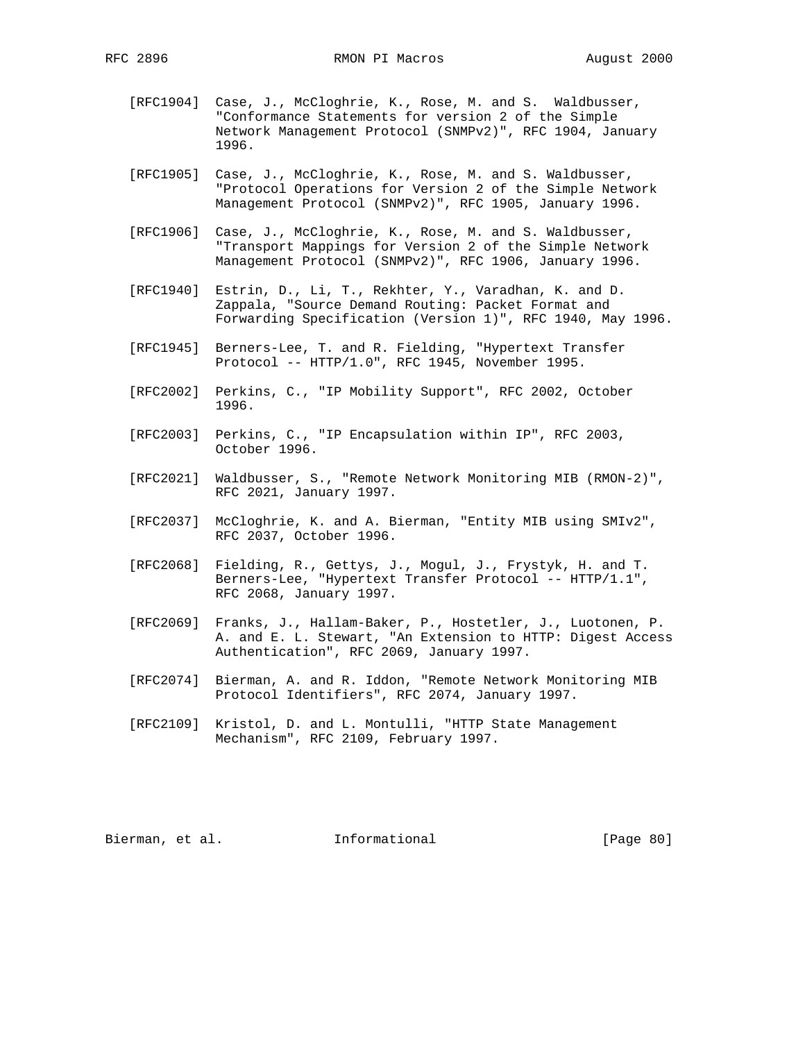[RFC1904] Case, J., McCloghrie, K., Rose, M. and S. Waldbusser, "Conformance Statements for version 2 of the Simple Network Management Protocol (SNMPv2)", RFC 1904, January 1996.

[RFC1905] Case, J., McCloghrie, K., Rose, M. and S. Waldbusser, "Protocol Operations for Version 2 of the Simple Network Management Protocol (SNMPv2)", RFC 1905, January 1996.

[RFC1906] Case, J., McCloghrie, K., Rose, M. and S. Waldbusser, "Transport Mappings for Version 2 of the Simple Network Management Protocol (SNMPv2)", RFC 1906, January 1996.

[RFC1940] Estrin, D., Li, T., Rekhter, Y., Varadhan, K. and D. Zappala, "Source Demand Routing: Packet Format and Forwarding Specification (Version 1)", RFC 1940, May 1996.

[RFC1945] Berners-Lee, T. and R. Fielding, "Hypertext Transfer Protocol -- HTTP/1.0", RFC 1945, November 1995.

[RFC2002] Perkins, C., "IP Mobility Support", RFC 2002, October 1996.

[RFC2003] Perkins, C., "IP Encapsulation within IP", RFC 2003, October 1996.

[RFC2021] Waldbusser, S., "Remote Network Monitoring MIB (RMON-2)", RFC 2021, January 1997.

[RFC2037] McCloghrie, K. and A. Bierman, "Entity MIB using SMIv2", RFC 2037, October 1996.

[RFC2068] Fielding, R., Gettys, J., Mogul, J., Frystyk, H. and T. Berners-Lee, "Hypertext Transfer Protocol -- HTTP/1.1", RFC 2068, January 1997.

[RFC2069] Franks, J., Hallam-Baker, P., Hostetler, J., Luotonen, P. A. and E. L. Stewart, "An Extension to HTTP: Digest Access Authentication", RFC 2069, January 1997.

[RFC2074] Bierman, A. and R. Iddon, "Remote Network Monitoring MIB Protocol Identifiers", RFC 2074, January 1997.

[RFC2109] Kristol, D. and L. Montulli, "HTTP State Management Mechanism", RFC 2109, February 1997.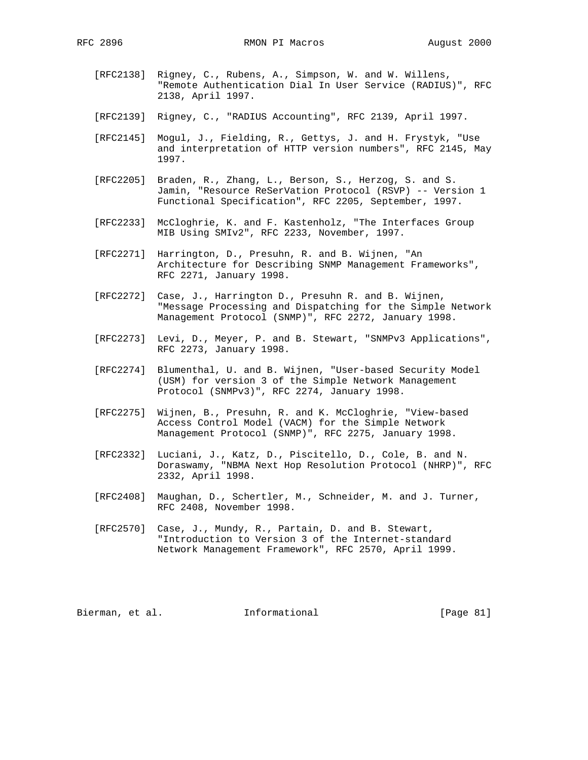[RFC2138] Rigney, C., Rubens, A., Simpson, W. and W. Willens, "Remote Authentication Dial In User Service (RADIUS)", RFC 2138, April 1997.

[RFC2139] Rigney, C., "RADIUS Accounting", RFC 2139, April 1997.

[RFC2145] Mogul, J., Fielding, R., Gettys, J. and H. Frystyk, "Use and interpretation of HTTP version numbers", RFC 2145, May 1997.

[RFC2205] Braden, R., Zhang, L., Berson, S., Herzog, S. and S. Jamin, "Resource ReSerVation Protocol (RSVP) -- Version 1 Functional Specification", RFC 2205, September, 1997.

[RFC2233] McCloghrie, K. and F. Kastenholz, "The Interfaces Group MIB Using SMIv2", RFC 2233, November, 1997.

[RFC2271] Harrington, D., Presuhn, R. and B. Wijnen, "An Architecture for Describing SNMP Management Frameworks", RFC 2271, January 1998.

[RFC2272] Case, J., Harrington D., Presuhn R. and B. Wijnen, "Message Processing and Dispatching for the Simple Network Management Protocol (SNMP)", RFC 2272, January 1998.

[RFC2273] Levi, D., Meyer, P. and B. Stewart, "SNMPv3 Applications", RFC 2273, January 1998.

[RFC2274] Blumenthal, U. and B. Wijnen, "User-based Security Model (USM) for version 3 of the Simple Network Management Protocol (SNMPv3)", RFC 2274, January 1998.

[RFC2275] Wijnen, B., Presuhn, R. and K. McCloghrie, "View-based Access Control Model (VACM) for the Simple Network Management Protocol (SNMP)", RFC 2275, January 1998.

[RFC2332] Luciani, J., Katz, D., Piscitello, D., Cole, B. and N. Doraswamy, "NBMA Next Hop Resolution Protocol (NHRP)", RFC 2332, April 1998.

[RFC2408] Maughan, D., Schertler, M., Schneider, M. and J. Turner, RFC 2408, November 1998.

[RFC2570] Case, J., Mundy, R., Partain, D. and B. Stewart, "Introduction to Version 3 of the Internet-standard Network Management Framework", RFC 2570, April 1999.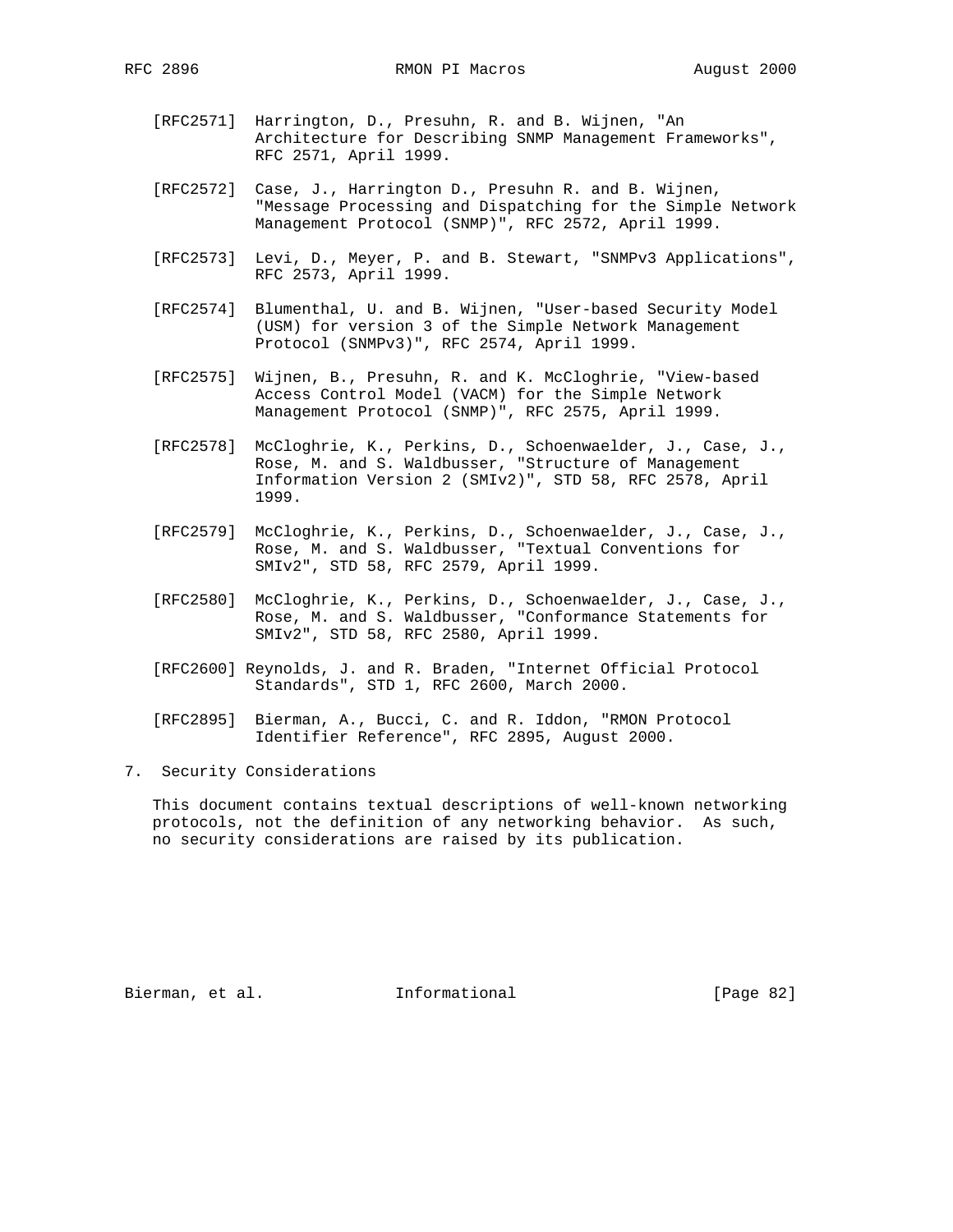[RFC2571] Harrington, D., Presuhn, R. and B. Wijnen, "An Architecture for Describing SNMP Management Frameworks", RFC 2571, April 1999.

[RFC2572] Case, J., Harrington D., Presuhn R. and B. Wijnen, "Message Processing and Dispatching for the Simple Network Management Protocol (SNMP)", RFC 2572, April 1999.

[RFC2573] Levi, D., Meyer, P. and B. Stewart, "SNMPv3 Applications", RFC 2573, April 1999.

[RFC2574] Blumenthal, U. and B. Wijnen, "User-based Security Model (USM) for version 3 of the Simple Network Management Protocol (SNMPv3)", RFC 2574, April 1999.

[RFC2575] Wijnen, B., Presuhn, R. and K. McCloghrie, "View-based Access Control Model (VACM) for the Simple Network Management Protocol (SNMP)", RFC 2575, April 1999.

[RFC2578] McCloghrie, K., Perkins, D., Schoenwaelder, J., Case, J., Rose, M. and S. Waldbusser, "Structure of Management Information Version 2 (SMIv2)", STD 58, RFC 2578, April 1999.

[RFC2579] McCloghrie, K., Perkins, D., Schoenwaelder, J., Case, J., Rose, M. and S. Waldbusser, "Textual Conventions for SMIv2", STD 58, RFC 2579, April 1999.

[RFC2580] McCloghrie, K., Perkins, D., Schoenwaelder, J., Case, J., Rose, M. and S. Waldbusser, "Conformance Statements for SMIv2", STD 58, RFC 2580, April 1999.

[RFC2600] Reynolds, J. and R. Braden, "Internet Official Protocol Standards", STD 1, RFC 2600, March 2000.

[RFC2895] Bierman, A., Bucci, C. and R. Iddon, "RMON Protocol Identifier Reference", RFC 2895, August 2000.

## 7. Security Considerations

This document contains textual descriptions of well-known networking protocols, not the definition of any networking behavior. As such, no security considerations are raised by its publication.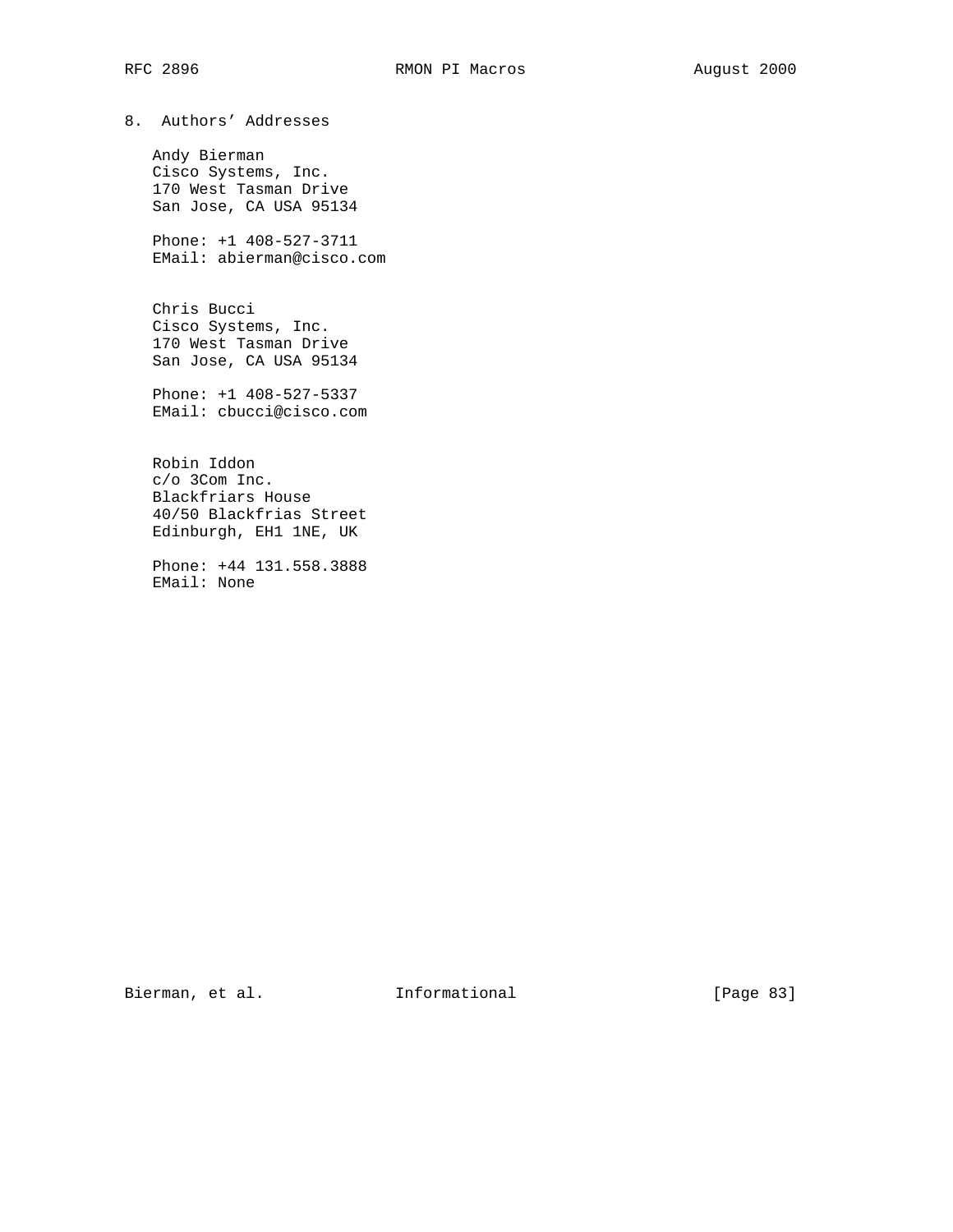## 8. Authors' Addresses

Andy Bierman
Cisco Systems, Inc.
170 West Tasman Drive
San Jose, CA USA 95134

Phone: +1 408-527-3711
EMail: abierman@cisco.com

Chris Bucci
Cisco Systems, Inc.
170 West Tasman Drive
San Jose, CA USA 95134

Phone: +1 408-527-5337
EMail: cbucci@cisco.com

Robin Iddon
c/o 3Com Inc.
Blackfriars House
40/50 Blackfrias Street
Edinburgh, EH1 1NE, UK

Phone: +44 131.558.3888
EMail: None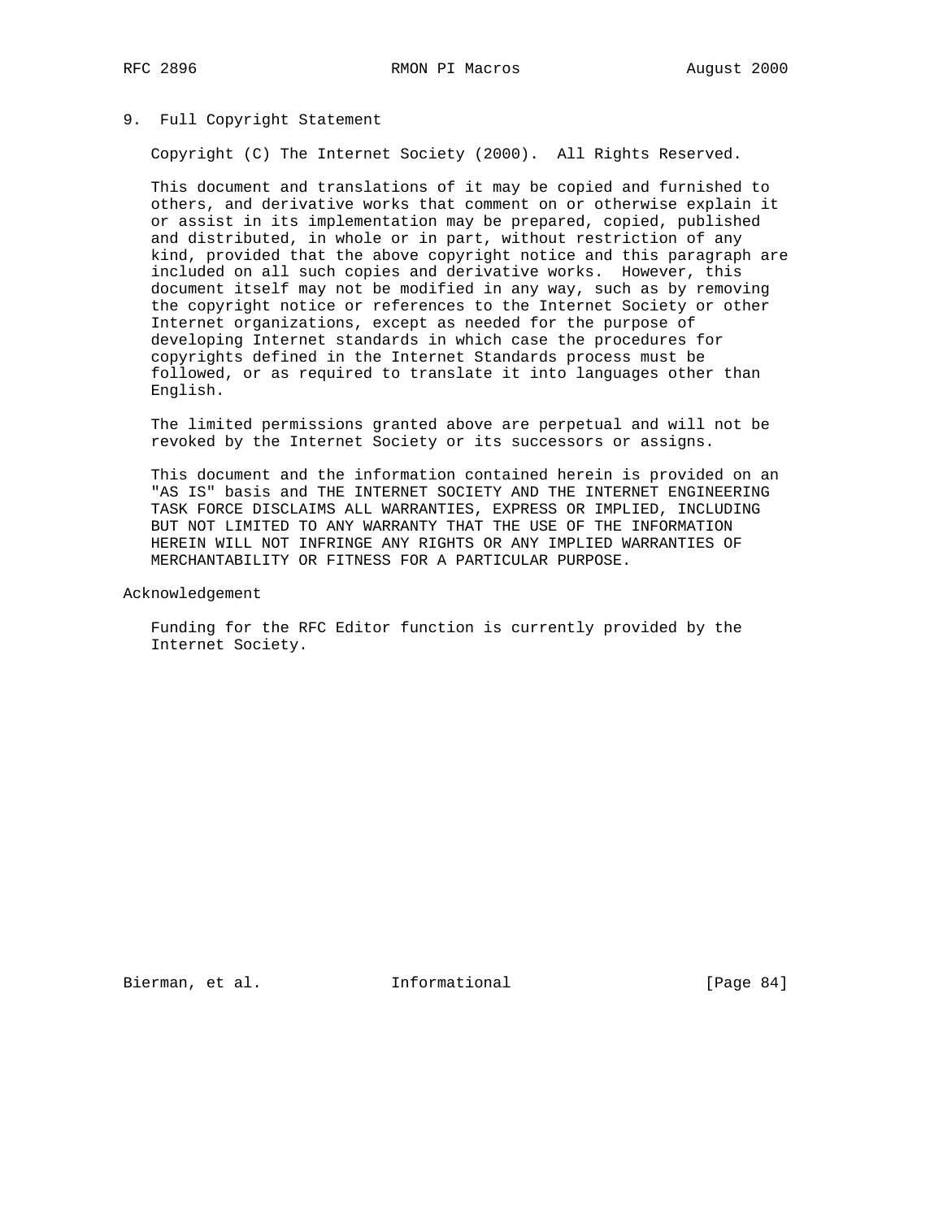## 9. Full Copyright Statement

Copyright (C) The Internet Society (2000). All Rights Reserved.

This document and translations of it may be copied and furnished to others, and derivative works that comment on or otherwise explain it or assist in its implementation may be prepared, copied, published and distributed, in whole or in part, without restriction of any kind, provided that the above copyright notice and this paragraph are included on all such copies and derivative works. However, this document itself may not be modified in any way, such as by removing the copyright notice or references to the Internet Society or other Internet organizations, except as needed for the purpose of developing Internet standards in which case the procedures for copyrights defined in the Internet Standards process must be followed, or as required to translate it into languages other than English.

The limited permissions granted above are perpetual and will not be revoked by the Internet Society or its successors or assigns.

This document and the information contained herein is provided on an "AS IS" basis and THE INTERNET SOCIETY AND THE INTERNET ENGINEERING TASK FORCE DISCLAIMS ALL WARRANTIES, EXPRESS OR IMPLIED, INCLUDING BUT NOT LIMITED TO ANY WARRANTY THAT THE USE OF THE INFORMATION HEREIN WILL NOT INFRINGE ANY RIGHTS OR ANY IMPLIED WARRANTIES OF MERCHANTABILITY OR FITNESS FOR A PARTICULAR PURPOSE.

## Acknowledgement

Funding for the RFC Editor function is currently provided by the Internet Society.